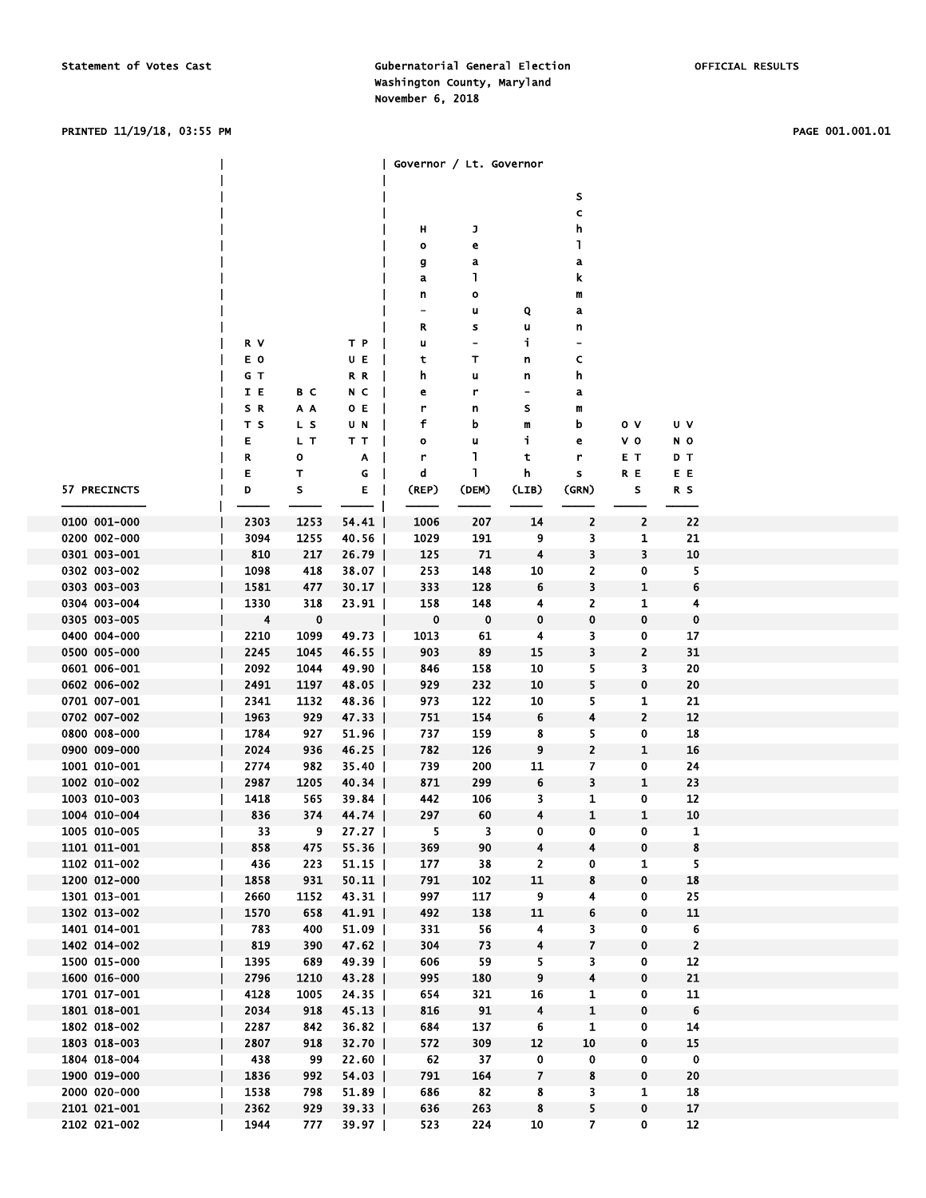Statement of Votes Cast

Gubernatorial General Election
Washington County, Maryland
November 6, 2018

OFFICIAL RESULTS

PRINTED 11/19/18, 03:55 PM

| | | | | Governor / Lt. Governor | | | | | |
|---|---|---|---|---|---|---|---|---|---|
| 57 PRECINCTS | REGISTERED VOTERS | BALLOTS CAST | TURNOUT PERCENTAGE | Hogan-Rutherford (REP) | Jealous-Turnbull (DEM) | Quinn-Smith (LIB) | Schlakman-Chambers (GRN) | OVER VOTES | UNDER VOTES |
| 0100 001-000 | 2303 | 1253 | 54.41 | 1006 | 207 | 14 | 2 | 2 | 22 |
| 0200 002-000 | 3094 | 1255 | 40.56 | 1029 | 191 | 9 | 3 | 1 | 21 |
| 0301 003-001 | 810 | 217 | 26.79 | 125 | 71 | 4 | 3 | 3 | 10 |
| 0302 003-002 | 1098 | 418 | 38.07 | 253 | 148 | 10 | 2 | 0 | 5 |
| 0303 003-003 | 1581 | 477 | 30.17 | 333 | 128 | 6 | 3 | 1 | 6 |
| 0304 003-004 | 1330 | 318 | 23.91 | 158 | 148 | 4 | 2 | 1 | 4 |
| 0305 003-005 | 4 | 0 | | 0 | 0 | 0 | 0 | 0 | 0 |
| 0400 004-000 | 2210 | 1099 | 49.73 | 1013 | 61 | 4 | 3 | 0 | 17 |
| 0500 005-000 | 2245 | 1045 | 46.55 | 903 | 89 | 15 | 3 | 2 | 31 |
| 0601 006-001 | 2092 | 1044 | 49.90 | 846 | 158 | 10 | 5 | 3 | 20 |
| 0602 006-002 | 2491 | 1197 | 48.05 | 929 | 232 | 10 | 5 | 0 | 20 |
| 0701 007-001 | 2341 | 1132 | 48.36 | 973 | 122 | 10 | 5 | 1 | 21 |
| 0702 007-002 | 1963 | 929 | 47.33 | 751 | 154 | 6 | 4 | 2 | 12 |
| 0800 008-000 | 1784 | 927 | 51.96 | 737 | 159 | 8 | 5 | 0 | 18 |
| 0900 009-000 | 2024 | 936 | 46.25 | 782 | 126 | 9 | 2 | 1 | 16 |
| 1001 010-001 | 2774 | 982 | 35.40 | 739 | 200 | 11 | 7 | 0 | 24 |
| 1002 010-002 | 2987 | 1205 | 40.34 | 871 | 299 | 6 | 3 | 1 | 23 |
| 1003 010-003 | 1418 | 565 | 39.84 | 442 | 106 | 3 | 1 | 0 | 12 |
| 1004 010-004 | 836 | 374 | 44.74 | 297 | 60 | 4 | 1 | 1 | 10 |
| 1005 010-005 | 33 | 9 | 27.27 | 5 | 3 | 0 | 0 | 0 | 1 |
| 1101 011-001 | 858 | 475 | 55.36 | 369 | 90 | 4 | 4 | 0 | 8 |
| 1102 011-002 | 436 | 223 | 51.15 | 177 | 38 | 2 | 0 | 1 | 5 |
| 1200 012-000 | 1858 | 931 | 50.11 | 791 | 102 | 11 | 8 | 0 | 18 |
| 1301 013-001 | 2660 | 1152 | 43.31 | 997 | 117 | 9 | 4 | 0 | 25 |
| 1302 013-002 | 1570 | 658 | 41.91 | 492 | 138 | 11 | 6 | 0 | 11 |
| 1401 014-001 | 783 | 400 | 51.09 | 331 | 56 | 4 | 3 | 0 | 6 |
| 1402 014-002 | 819 | 390 | 47.62 | 304 | 73 | 4 | 7 | 0 | 2 |
| 1500 015-000 | 1395 | 689 | 49.39 | 606 | 59 | 5 | 3 | 0 | 12 |
| 1600 016-000 | 2796 | 1210 | 43.28 | 995 | 180 | 9 | 4 | 0 | 21 |
| 1701 017-001 | 4128 | 1005 | 24.35 | 654 | 321 | 16 | 1 | 0 | 11 |
| 1801 018-001 | 2034 | 918 | 45.13 | 816 | 91 | 4 | 1 | 0 | 6 |
| 1802 018-002 | 2287 | 842 | 36.82 | 684 | 137 | 6 | 1 | 0 | 14 |
| 1803 018-003 | 2807 | 918 | 32.70 | 572 | 309 | 12 | 10 | 0 | 15 |
| 1804 018-004 | 438 | 99 | 22.60 | 62 | 37 | 0 | 0 | 0 | 0 |
| 1900 019-000 | 1836 | 992 | 54.03 | 791 | 164 | 7 | 8 | 0 | 20 |
| 2000 020-000 | 1538 | 798 | 51.89 | 686 | 82 | 8 | 3 | 1 | 18 |
| 2101 021-001 | 2362 | 929 | 39.33 | 636 | 263 | 8 | 5 | 0 | 17 |
| 2102 021-002 | 1944 | 777 | 39.97 | 523 | 224 | 10 | 7 | 0 | 12 |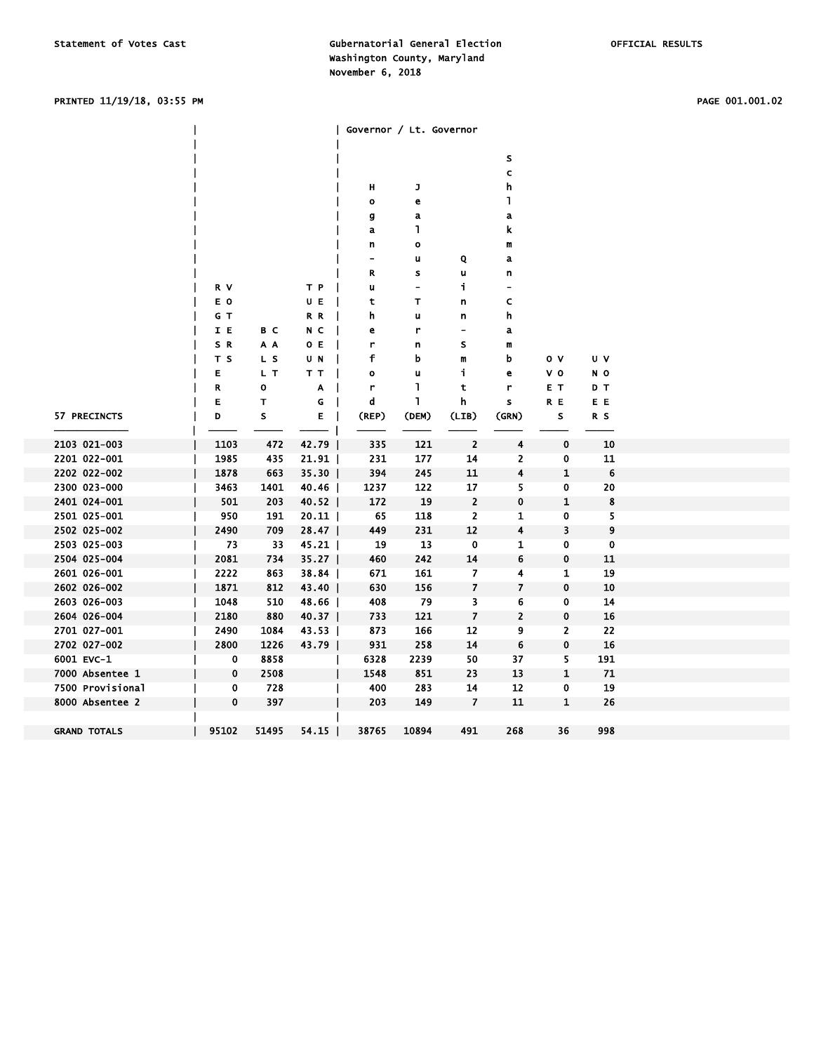Statement of Votes Cast

Gubernatorial General Election
Washington County, Maryland
November 6, 2018

OFFICIAL RESULTS

PRINTED 11/19/18, 03:55 PM

| 57 PRECINCTS | REGISTERED VOTERS | BALLOTS CAST | TURNOUT PERCENTAGE | Governor / Lt. Governor | | | | | |
|---|---|---|---|---|---|---|---|---|---|
| | | | | Hogan-Rutherford (REP) | Jealous-Turnbull (DEM) | Quinn-Smith (LIB) | Schlakman-Chambers (GRN) | OVER VOTES | UNDER VOTES |
| 2103 021-003 | 1103 | 472 | 42.79 | 335 | 121 | 2 | 4 | 0 | 10 |
| 2201 022-001 | 1985 | 435 | 21.91 | 231 | 177 | 14 | 2 | 0 | 11 |
| 2202 022-002 | 1878 | 663 | 35.30 | 394 | 245 | 11 | 4 | 1 | 6 |
| 2300 023-000 | 3463 | 1401 | 40.46 | 1237 | 122 | 17 | 5 | 0 | 20 |
| 2401 024-001 | 501 | 203 | 40.52 | 172 | 19 | 2 | 0 | 1 | 8 |
| 2501 025-001 | 950 | 191 | 20.11 | 65 | 118 | 2 | 1 | 0 | 5 |
| 2502 025-002 | 2490 | 709 | 28.47 | 449 | 231 | 12 | 4 | 3 | 9 |
| 2503 025-003 | 73 | 33 | 45.21 | 19 | 13 | 0 | 1 | 0 | 0 |
| 2504 025-004 | 2081 | 734 | 35.27 | 460 | 242 | 14 | 6 | 0 | 11 |
| 2601 026-001 | 2222 | 863 | 38.84 | 671 | 161 | 7 | 4 | 1 | 19 |
| 2602 026-002 | 1871 | 812 | 43.40 | 630 | 156 | 7 | 7 | 0 | 10 |
| 2603 026-003 | 1048 | 510 | 48.66 | 408 | 79 | 3 | 6 | 0 | 14 |
| 2604 026-004 | 2180 | 880 | 40.37 | 733 | 121 | 7 | 2 | 0 | 16 |
| 2701 027-001 | 2490 | 1084 | 43.53 | 873 | 166 | 12 | 9 | 2 | 22 |
| 2702 027-002 | 2800 | 1226 | 43.79 | 931 | 258 | 14 | 6 | 0 | 16 |
| 6001 EVC-1 | 0 | 8858 | | 6328 | 2239 | 50 | 37 | 5 | 191 |
| 7000 Absentee 1 | 0 | 2508 | | 1548 | 851 | 23 | 13 | 1 | 71 |
| 7500 Provisional | 0 | 728 | | 400 | 283 | 14 | 12 | 0 | 19 |
| 8000 Absentee 2 | 0 | 397 | | 203 | 149 | 7 | 11 | 1 | 26 |
| GRAND TOTALS | 95102 | 51495 | 54.15 | 38765 | 10894 | 491 | 268 | 36 | 998 |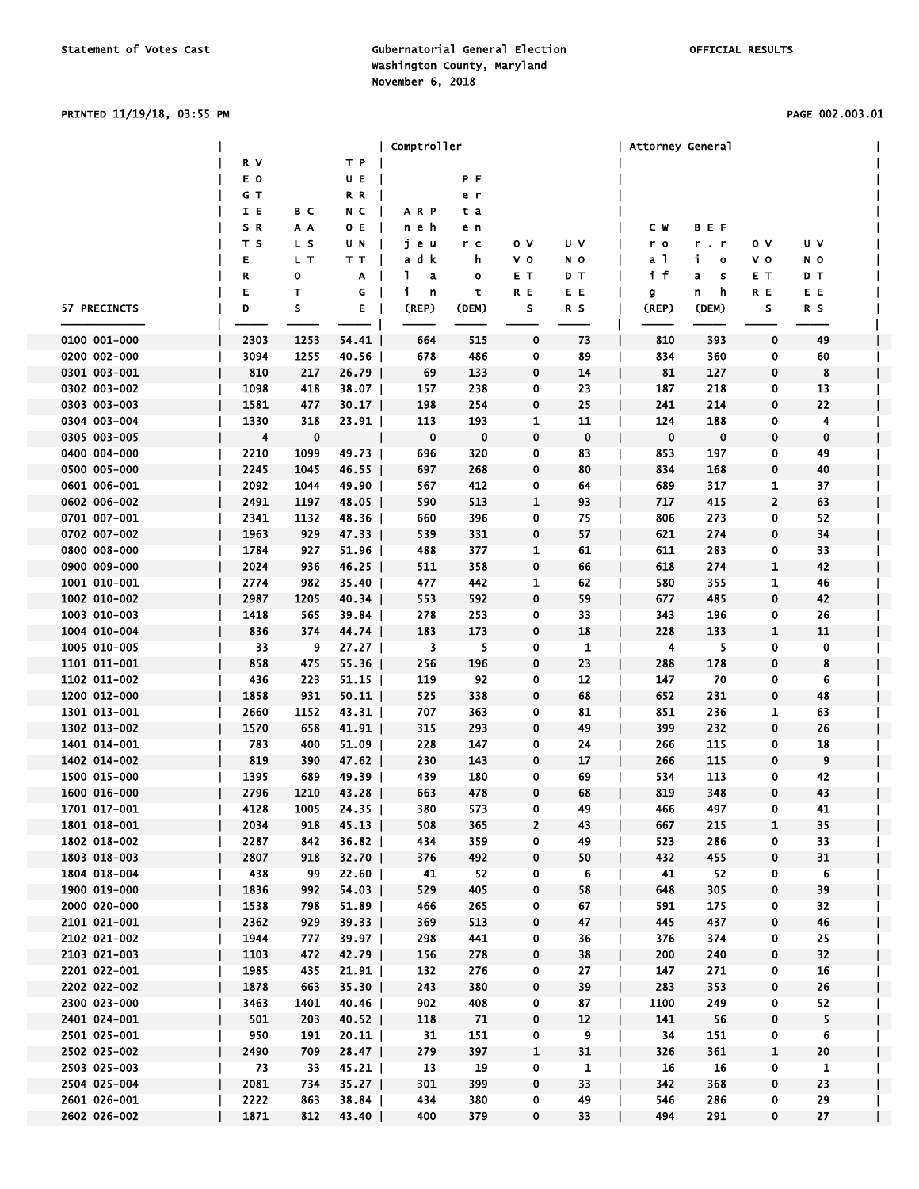Statement of Votes Cast

Gubernatorial General Election
Washington County, Maryland
November 6, 2018

OFFICIAL RESULTS

PRINTED 11/19/18, 03:55 PM

| 57 PRECINCTS | REGISTERED VOTERS | BALLOTS | TURNOUT PERCENTAGE | Comptroller: Anjali Reed Phukan (REP) | Comptroller: Peter Franchot (DEM) | Comptroller: OVERVOTES | Comptroller: UNDERVOTES | Attorney General: Craig Wolf (REP) | Attorney General: Brian E. Frosh (DEM) | Attorney General: OVERVOTES | Attorney General: UNDERVOTES |
|---|---|---|---|---|---|---|---|---|---|---|---|
| 0100 001-000 | 2303 | 1253 | 54.41 | 664 | 515 | 0 | 73 | 810 | 393 | 0 | 49 |
| 0200 002-000 | 3094 | 1255 | 40.56 | 678 | 486 | 0 | 89 | 834 | 360 | 0 | 60 |
| 0301 003-001 | 810 | 217 | 26.79 | 69 | 133 | 0 | 14 | 81 | 127 | 0 | 8 |
| 0302 003-002 | 1098 | 418 | 38.07 | 157 | 238 | 0 | 23 | 187 | 218 | 0 | 13 |
| 0303 003-003 | 1581 | 477 | 30.17 | 198 | 254 | 0 | 25 | 241 | 214 | 0 | 22 |
| 0304 003-004 | 1330 | 318 | 23.91 | 113 | 193 | 1 | 11 | 124 | 188 | 0 | 4 |
| 0305 003-005 | 4 | 0 | | 0 | 0 | 0 | 0 | 0 | 0 | 0 | 0 |
| 0400 004-000 | 2210 | 1099 | 49.73 | 696 | 320 | 0 | 83 | 853 | 197 | 0 | 49 |
| 0500 005-000 | 2245 | 1045 | 46.55 | 697 | 268 | 0 | 80 | 834 | 168 | 0 | 40 |
| 0601 006-001 | 2092 | 1044 | 49.90 | 567 | 412 | 0 | 64 | 689 | 317 | 1 | 37 |
| 0602 006-002 | 2491 | 1197 | 48.05 | 590 | 513 | 1 | 93 | 717 | 415 | 2 | 63 |
| 0701 007-001 | 2341 | 1132 | 48.36 | 660 | 396 | 0 | 75 | 806 | 273 | 0 | 52 |
| 0702 007-002 | 1963 | 929 | 47.33 | 539 | 331 | 0 | 57 | 621 | 274 | 0 | 34 |
| 0800 008-000 | 1784 | 927 | 51.96 | 488 | 377 | 1 | 61 | 611 | 283 | 0 | 33 |
| 0900 009-000 | 2024 | 936 | 46.25 | 511 | 358 | 0 | 66 | 618 | 274 | 1 | 42 |
| 1001 010-001 | 2774 | 982 | 35.40 | 477 | 442 | 1 | 62 | 580 | 355 | 1 | 46 |
| 1002 010-002 | 2987 | 1205 | 40.34 | 553 | 592 | 0 | 59 | 677 | 485 | 0 | 42 |
| 1003 010-003 | 1418 | 565 | 39.84 | 278 | 253 | 0 | 33 | 343 | 196 | 0 | 26 |
| 1004 010-004 | 836 | 374 | 44.74 | 183 | 173 | 0 | 18 | 228 | 133 | 1 | 11 |
| 1005 010-005 | 33 | 9 | 27.27 | 3 | 5 | 0 | 1 | 4 | 5 | 0 | 0 |
| 1101 011-001 | 858 | 475 | 55.36 | 256 | 196 | 0 | 23 | 288 | 178 | 0 | 8 |
| 1102 011-002 | 436 | 223 | 51.15 | 119 | 92 | 0 | 12 | 147 | 70 | 0 | 6 |
| 1200 012-000 | 1858 | 931 | 50.11 | 525 | 338 | 0 | 68 | 652 | 231 | 0 | 48 |
| 1301 013-001 | 2660 | 1152 | 43.31 | 707 | 363 | 0 | 81 | 851 | 236 | 1 | 63 |
| 1302 013-002 | 1570 | 658 | 41.91 | 315 | 293 | 0 | 49 | 399 | 232 | 0 | 26 |
| 1401 014-001 | 783 | 400 | 51.09 | 228 | 147 | 0 | 24 | 266 | 115 | 0 | 18 |
| 1402 014-002 | 819 | 390 | 47.62 | 230 | 143 | 0 | 17 | 266 | 115 | 0 | 9 |
| 1500 015-000 | 1395 | 689 | 49.39 | 439 | 180 | 0 | 69 | 534 | 113 | 0 | 42 |
| 1600 016-000 | 2796 | 1210 | 43.28 | 663 | 478 | 0 | 68 | 819 | 348 | 0 | 43 |
| 1701 017-001 | 4128 | 1005 | 24.35 | 380 | 573 | 0 | 49 | 466 | 497 | 0 | 41 |
| 1801 018-001 | 2034 | 918 | 45.13 | 508 | 365 | 2 | 43 | 667 | 215 | 1 | 35 |
| 1802 018-002 | 2287 | 842 | 36.82 | 434 | 359 | 0 | 49 | 523 | 286 | 0 | 33 |
| 1803 018-003 | 2807 | 918 | 32.70 | 376 | 492 | 0 | 50 | 432 | 455 | 0 | 31 |
| 1804 018-004 | 438 | 99 | 22.60 | 41 | 52 | 0 | 6 | 41 | 52 | 0 | 6 |
| 1900 019-000 | 1836 | 992 | 54.03 | 529 | 405 | 0 | 58 | 648 | 305 | 0 | 39 |
| 2000 020-000 | 1538 | 798 | 51.89 | 466 | 265 | 0 | 67 | 591 | 175 | 0 | 32 |
| 2101 021-001 | 2362 | 929 | 39.33 | 369 | 513 | 0 | 47 | 445 | 437 | 0 | 46 |
| 2102 021-002 | 1944 | 777 | 39.97 | 298 | 441 | 0 | 36 | 376 | 374 | 0 | 25 |
| 2103 021-003 | 1103 | 472 | 42.79 | 156 | 278 | 0 | 38 | 200 | 240 | 0 | 32 |
| 2201 022-001 | 1985 | 435 | 21.91 | 132 | 276 | 0 | 27 | 147 | 271 | 0 | 16 |
| 2202 022-002 | 1878 | 663 | 35.30 | 243 | 380 | 0 | 39 | 283 | 353 | 0 | 26 |
| 2300 023-000 | 3463 | 1401 | 40.46 | 902 | 408 | 0 | 87 | 1100 | 249 | 0 | 52 |
| 2401 024-001 | 501 | 203 | 40.52 | 118 | 71 | 0 | 12 | 141 | 56 | 0 | 5 |
| 2501 025-001 | 950 | 191 | 20.11 | 31 | 151 | 0 | 9 | 34 | 151 | 0 | 6 |
| 2502 025-002 | 2490 | 709 | 28.47 | 279 | 397 | 1 | 31 | 326 | 361 | 1 | 20 |
| 2503 025-003 | 73 | 33 | 45.21 | 13 | 19 | 0 | 1 | 16 | 16 | 0 | 1 |
| 2504 025-004 | 2081 | 734 | 35.27 | 301 | 399 | 0 | 33 | 342 | 368 | 0 | 23 |
| 2601 026-001 | 2222 | 863 | 38.84 | 434 | 380 | 0 | 49 | 546 | 286 | 0 | 29 |
| 2602 026-002 | 1871 | 812 | 43.40 | 400 | 379 | 0 | 33 | 494 | 291 | 0 | 27 |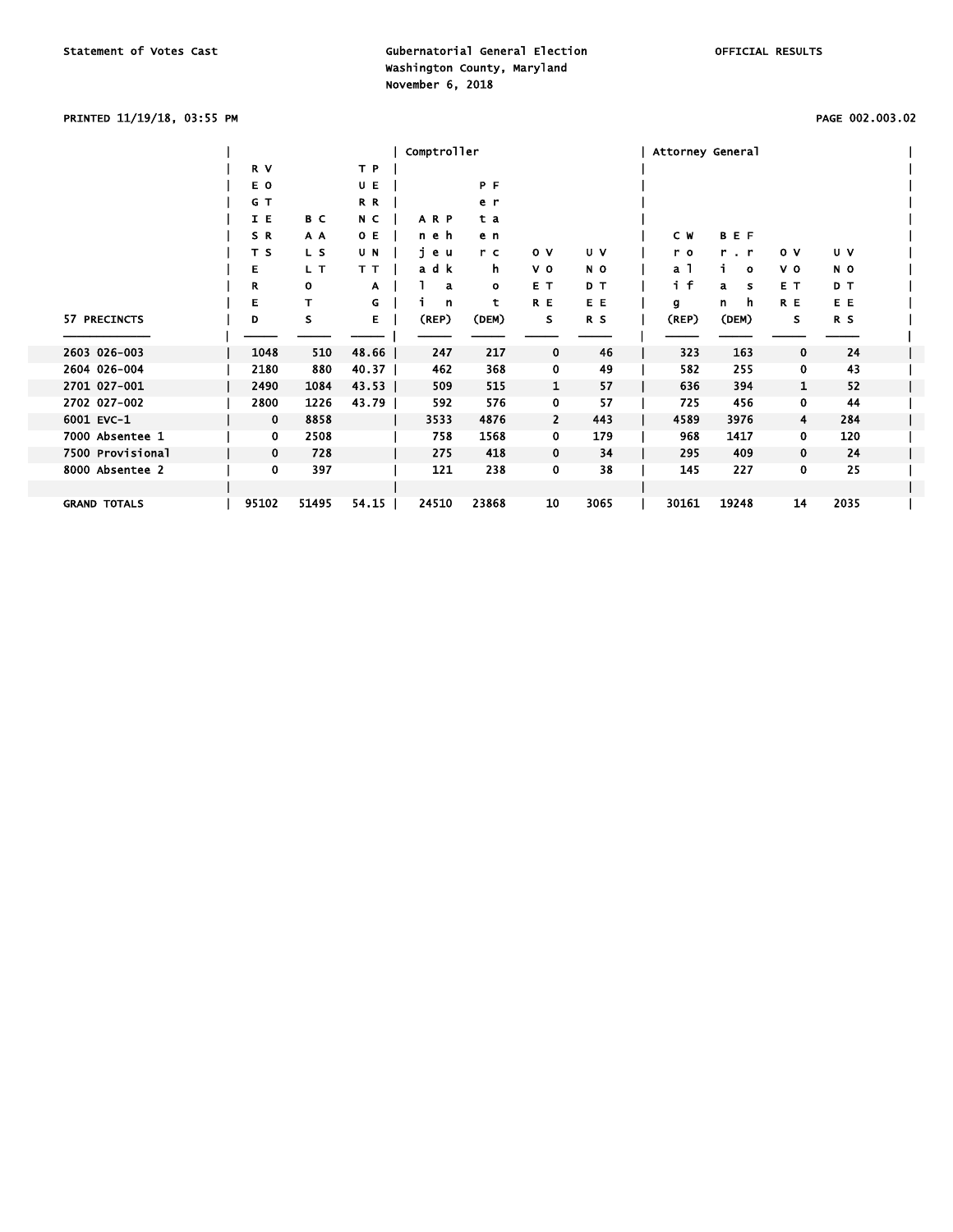Statement of Votes Cast

Gubernatorial General Election
Washington County, Maryland
November 6, 2018

OFFICIAL RESULTS

PRINTED 11/19/18, 03:55 PM

| 57 PRECINCTS | REGISTERED VOTERS | BALLOTS CAST | TURNOUT PERCENTAGE | Comptroller: Anjali Reed Phukan (REP) | Comptroller: Peter Franchot (DEM) | Comptroller: OVER VOTES | Comptroller: UNDER VOTES | Attorney General: Craig Wolf (REP) | Attorney General: Brian E. Frosh (DEM) | Attorney General: OVER VOTES | Attorney General: UNDER VOTES |
|---|---|---|---|---|---|---|---|---|---|---|---|
| 2603 026-003 | 1048 | 510 | 48.66 | 247 | 217 | 0 | 46 | 323 | 163 | 0 | 24 |
| 2604 026-004 | 2180 | 880 | 40.37 | 462 | 368 | 0 | 49 | 582 | 255 | 0 | 43 |
| 2701 027-001 | 2490 | 1084 | 43.53 | 509 | 515 | 1 | 57 | 636 | 394 | 1 | 52 |
| 2702 027-002 | 2800 | 1226 | 43.79 | 592 | 576 | 0 | 57 | 725 | 456 | 0 | 44 |
| 6001 EVC-1 | 0 | 8858 | | 3533 | 4876 | 2 | 443 | 4589 | 3976 | 4 | 284 |
| 7000 Absentee 1 | 0 | 2508 | | 758 | 1568 | 0 | 179 | 968 | 1417 | 0 | 120 |
| 7500 Provisional | 0 | 728 | | 275 | 418 | 0 | 34 | 295 | 409 | 0 | 24 |
| 8000 Absentee 2 | 0 | 397 | | 121 | 238 | 0 | 38 | 145 | 227 | 0 | 25 |
| GRAND TOTALS | 95102 | 51495 | 54.15 | 24510 | 23868 | 10 | 3065 | 30161 | 19248 | 14 | 2035 |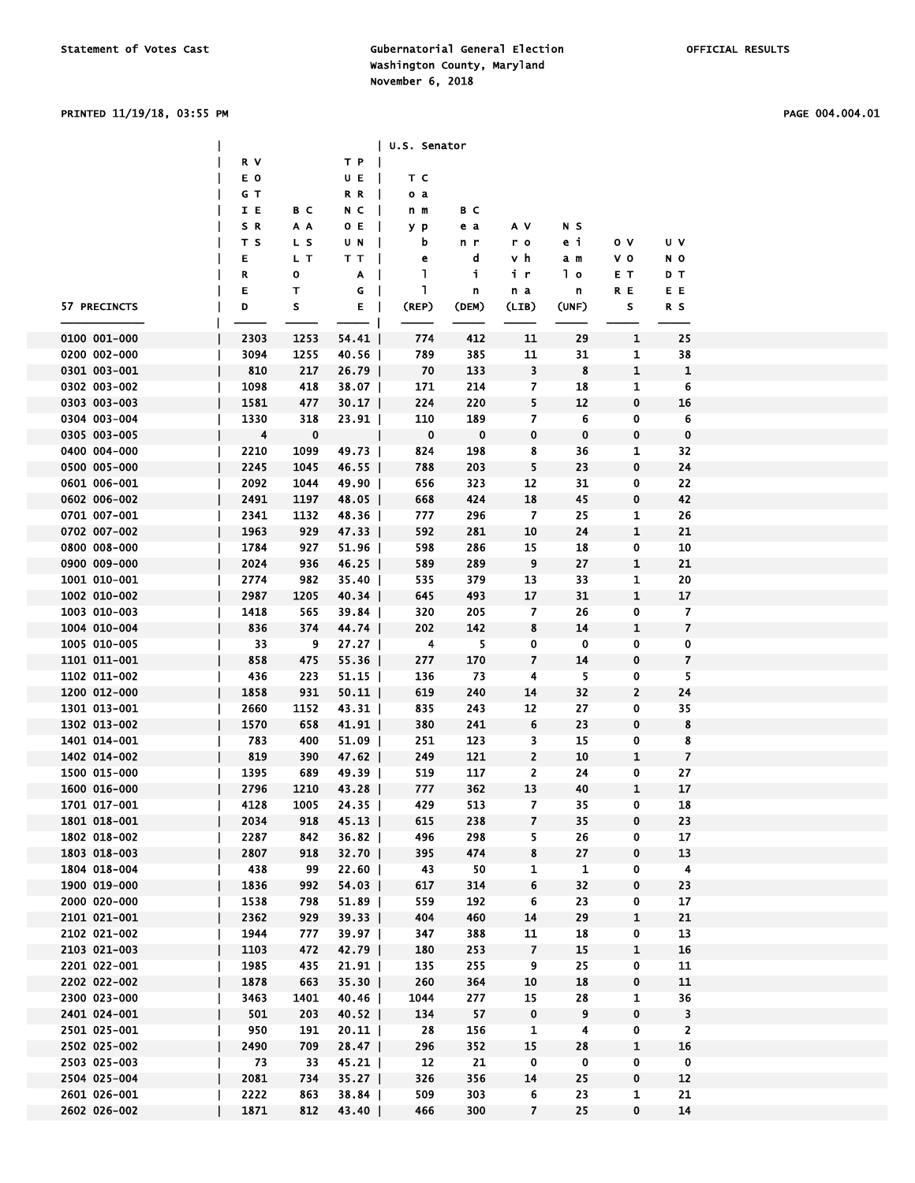Statement of Votes Cast

Gubernatorial General Election
Washington County, Maryland
November 6, 2018

OFFICIAL RESULTS

PRINTED 11/19/18, 03:55 PM

| 57 PRECINCTS | REGISTERED VOTERS | BALLOTS CAST | TURNOUT PERCENTAGE | U.S. Senator Tony Campbell (REP) | Ben Cardin (DEM) | Arvin Vohra (LIB) | Neal Simon (UNF) | OVER VOTES | UNDER VOTES |
|---|---|---|---|---|---|---|---|---|---|
| 0100 001-000 | 2303 | 1253 | 54.41 | 774 | 412 | 11 | 29 | 1 | 25 |
| 0200 002-000 | 3094 | 1255 | 40.56 | 789 | 385 | 11 | 31 | 1 | 38 |
| 0301 003-001 | 810 | 217 | 26.79 | 70 | 133 | 3 | 8 | 1 | 1 |
| 0302 003-002 | 1098 | 418 | 38.07 | 171 | 214 | 7 | 18 | 1 | 6 |
| 0303 003-003 | 1581 | 477 | 30.17 | 224 | 220 | 5 | 12 | 0 | 16 |
| 0304 003-004 | 1330 | 318 | 23.91 | 110 | 189 | 7 | 6 | 0 | 6 |
| 0305 003-005 | 4 | 0 | | 0 | 0 | 0 | 0 | 0 | 0 |
| 0400 004-000 | 2210 | 1099 | 49.73 | 824 | 198 | 8 | 36 | 1 | 32 |
| 0500 005-000 | 2245 | 1045 | 46.55 | 788 | 203 | 5 | 23 | 0 | 24 |
| 0601 006-001 | 2092 | 1044 | 49.90 | 656 | 323 | 12 | 31 | 0 | 22 |
| 0602 006-002 | 2491 | 1197 | 48.05 | 668 | 424 | 18 | 45 | 0 | 42 |
| 0701 007-001 | 2341 | 1132 | 48.36 | 777 | 296 | 7 | 25 | 1 | 26 |
| 0702 007-002 | 1963 | 929 | 47.33 | 592 | 281 | 10 | 24 | 1 | 21 |
| 0800 008-000 | 1784 | 927 | 51.96 | 598 | 286 | 15 | 18 | 0 | 10 |
| 0900 009-000 | 2024 | 936 | 46.25 | 589 | 289 | 9 | 27 | 1 | 21 |
| 1001 010-001 | 2774 | 982 | 35.40 | 535 | 379 | 13 | 33 | 1 | 20 |
| 1002 010-002 | 2987 | 1205 | 40.34 | 645 | 493 | 17 | 31 | 1 | 17 |
| 1003 010-003 | 1418 | 565 | 39.84 | 320 | 205 | 7 | 26 | 0 | 7 |
| 1004 010-004 | 836 | 374 | 44.74 | 202 | 142 | 8 | 14 | 1 | 7 |
| 1005 010-005 | 33 | 9 | 27.27 | 4 | 5 | 0 | 0 | 0 | 0 |
| 1101 011-001 | 858 | 475 | 55.36 | 277 | 170 | 7 | 14 | 0 | 7 |
| 1102 011-002 | 436 | 223 | 51.15 | 136 | 73 | 4 | 5 | 0 | 5 |
| 1200 012-000 | 1858 | 931 | 50.11 | 619 | 240 | 14 | 32 | 2 | 24 |
| 1301 013-001 | 2660 | 1152 | 43.31 | 835 | 243 | 12 | 27 | 0 | 35 |
| 1302 013-002 | 1570 | 658 | 41.91 | 380 | 241 | 6 | 23 | 0 | 8 |
| 1401 014-001 | 783 | 400 | 51.09 | 251 | 123 | 3 | 15 | 0 | 8 |
| 1402 014-002 | 819 | 390 | 47.62 | 249 | 121 | 2 | 10 | 1 | 7 |
| 1500 015-000 | 1395 | 689 | 49.39 | 519 | 117 | 2 | 24 | 0 | 27 |
| 1600 016-000 | 2796 | 1210 | 43.28 | 777 | 362 | 13 | 40 | 1 | 17 |
| 1701 017-001 | 4128 | 1005 | 24.35 | 429 | 513 | 7 | 35 | 0 | 18 |
| 1801 018-001 | 2034 | 918 | 45.13 | 615 | 238 | 7 | 35 | 0 | 23 |
| 1802 018-002 | 2287 | 842 | 36.82 | 496 | 298 | 5 | 26 | 0 | 17 |
| 1803 018-003 | 2807 | 918 | 32.70 | 395 | 474 | 8 | 27 | 0 | 13 |
| 1804 018-004 | 438 | 99 | 22.60 | 43 | 50 | 1 | 1 | 0 | 4 |
| 1900 019-000 | 1836 | 992 | 54.03 | 617 | 314 | 6 | 32 | 0 | 23 |
| 2000 020-000 | 1538 | 798 | 51.89 | 559 | 192 | 6 | 23 | 0 | 17 |
| 2101 021-001 | 2362 | 929 | 39.33 | 404 | 460 | 14 | 29 | 1 | 21 |
| 2102 021-002 | 1944 | 777 | 39.97 | 347 | 388 | 11 | 18 | 0 | 13 |
| 2103 021-003 | 1103 | 472 | 42.79 | 180 | 253 | 7 | 15 | 1 | 16 |
| 2201 022-001 | 1985 | 435 | 21.91 | 135 | 255 | 9 | 25 | 0 | 11 |
| 2202 022-002 | 1878 | 663 | 35.30 | 260 | 364 | 10 | 18 | 0 | 11 |
| 2300 023-000 | 3463 | 1401 | 40.46 | 1044 | 277 | 15 | 28 | 1 | 36 |
| 2401 024-001 | 501 | 203 | 40.52 | 134 | 57 | 0 | 9 | 0 | 3 |
| 2501 025-001 | 950 | 191 | 20.11 | 28 | 156 | 1 | 4 | 0 | 2 |
| 2502 025-002 | 2490 | 709 | 28.47 | 296 | 352 | 15 | 28 | 1 | 16 |
| 2503 025-003 | 73 | 33 | 45.21 | 12 | 21 | 0 | 0 | 0 | 0 |
| 2504 025-004 | 2081 | 734 | 35.27 | 326 | 356 | 14 | 25 | 0 | 12 |
| 2601 026-001 | 2222 | 863 | 38.84 | 509 | 303 | 6 | 23 | 1 | 21 |
| 2602 026-002 | 1871 | 812 | 43.40 | 466 | 300 | 7 | 25 | 0 | 14 |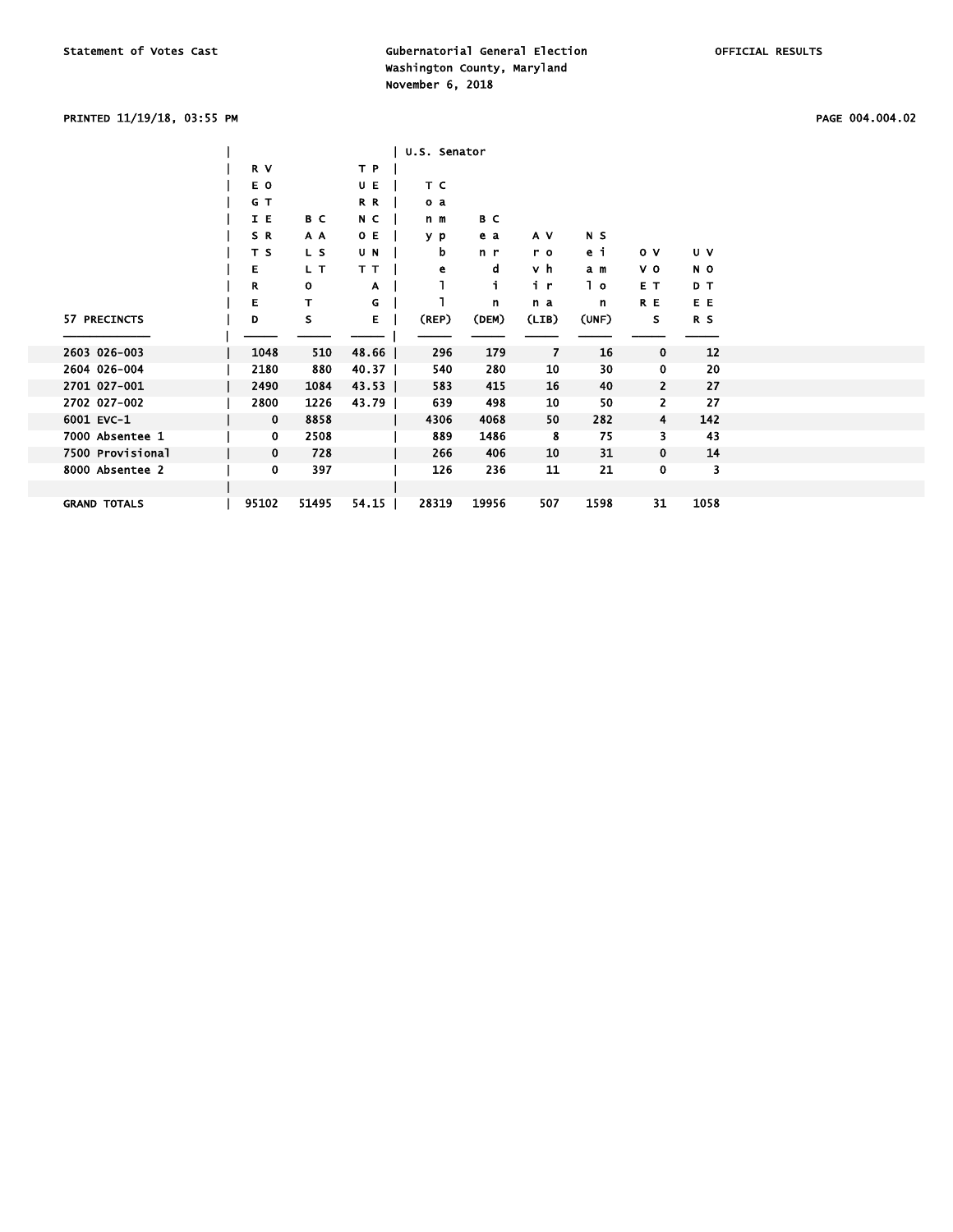Statement of Votes Cast

Gubernatorial General Election
Washington County, Maryland
November 6, 2018

OFFICIAL RESULTS

PRINTED 11/19/18, 03:55 PM

| 57 PRECINCTS | REGISTERED VOTERS | BALLOTS CAST | TURNOUT PERCENTAGE | U.S. Senator Tony Campbell (REP) | Ben Cardin (DEM) | Arvin Vohra (LIB) | Neal Simon (UNF) | OVER VOTES | UNDER VOTES |
|---|---|---|---|---|---|---|---|---|---|
| 2603 026-003 | 1048 | 510 | 48.66 | 296 | 179 | 7 | 16 | 0 | 12 |
| 2604 026-004 | 2180 | 880 | 40.37 | 540 | 280 | 10 | 30 | 0 | 20 |
| 2701 027-001 | 2490 | 1084 | 43.53 | 583 | 415 | 16 | 40 | 2 | 27 |
| 2702 027-002 | 2800 | 1226 | 43.79 | 639 | 498 | 10 | 50 | 2 | 27 |
| 6001 EVC-1 | 0 | 8858 | | 4306 | 4068 | 50 | 282 | 4 | 142 |
| 7000 Absentee 1 | 0 | 2508 | | 889 | 1486 | 8 | 75 | 3 | 43 |
| 7500 Provisional | 0 | 728 | | 266 | 406 | 10 | 31 | 0 | 14 |
| 8000 Absentee 2 | 0 | 397 | | 126 | 236 | 11 | 21 | 0 | 3 |
| | | | | | | | | | |
| GRAND TOTALS | 95102 | 51495 | 54.15 | 28319 | 19956 | 507 | 1598 | 31 | 1058 |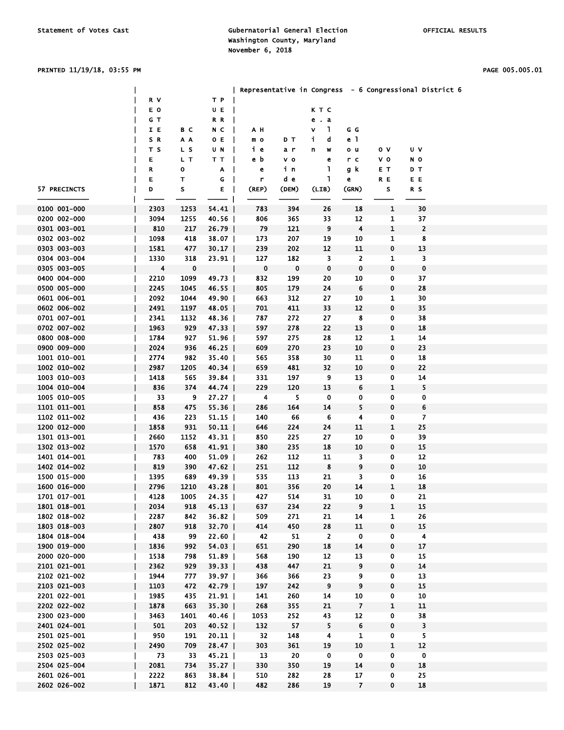Statement of Votes Cast

Gubernatorial General Election
Washington County, Maryland
November 6, 2018

OFFICIAL RESULTS

PRINTED 11/19/18, 03:55 PM

| | | | | Representative in Congress - 6 Congressional District 6 | | | | | |
|---|---|---|---|---|---|---|---|---|---|
| 57 PRECINCTS | REGISTERED VOTERS | BALLOTS CAST | TURNOUT PERCENTAGE | Amie Hoeber (REP) | David Trone (DEM) | Kevin T. Caldwell (LIB) | George Gluck (GRN) | OVER VOTES | UNDER VOTES |
| 0100 001-000 | 2303 | 1253 | 54.41 | 783 | 394 | 26 | 18 | 1 | 30 |
| 0200 002-000 | 3094 | 1255 | 40.56 | 806 | 365 | 33 | 12 | 1 | 37 |
| 0301 003-001 | 810 | 217 | 26.79 | 79 | 121 | 9 | 4 | 1 | 2 |
| 0302 003-002 | 1098 | 418 | 38.07 | 173 | 207 | 19 | 10 | 1 | 8 |
| 0303 003-003 | 1581 | 477 | 30.17 | 239 | 202 | 12 | 11 | 0 | 13 |
| 0304 003-004 | 1330 | 318 | 23.91 | 127 | 182 | 3 | 2 | 1 | 3 |
| 0305 003-005 | 4 | 0 | | 0 | 0 | 0 | 0 | 0 | 0 |
| 0400 004-000 | 2210 | 1099 | 49.73 | 832 | 199 | 20 | 10 | 0 | 37 |
| 0500 005-000 | 2245 | 1045 | 46.55 | 805 | 179 | 24 | 6 | 0 | 28 |
| 0601 006-001 | 2092 | 1044 | 49.90 | 663 | 312 | 27 | 10 | 1 | 30 |
| 0602 006-002 | 2491 | 1197 | 48.05 | 701 | 411 | 33 | 12 | 0 | 35 |
| 0701 007-001 | 2341 | 1132 | 48.36 | 787 | 272 | 27 | 8 | 0 | 38 |
| 0702 007-002 | 1963 | 929 | 47.33 | 597 | 278 | 22 | 13 | 0 | 18 |
| 0800 008-000 | 1784 | 927 | 51.96 | 597 | 275 | 28 | 12 | 1 | 14 |
| 0900 009-000 | 2024 | 936 | 46.25 | 609 | 270 | 23 | 10 | 0 | 23 |
| 1001 010-001 | 2774 | 982 | 35.40 | 565 | 358 | 30 | 11 | 0 | 18 |
| 1002 010-002 | 2987 | 1205 | 40.34 | 659 | 481 | 32 | 10 | 0 | 22 |
| 1003 010-003 | 1418 | 565 | 39.84 | 331 | 197 | 9 | 13 | 0 | 14 |
| 1004 010-004 | 836 | 374 | 44.74 | 229 | 120 | 13 | 6 | 1 | 5 |
| 1005 010-005 | 33 | 9 | 27.27 | 4 | 5 | 0 | 0 | 0 | 0 |
| 1101 011-001 | 858 | 475 | 55.36 | 286 | 164 | 14 | 5 | 0 | 6 |
| 1102 011-002 | 436 | 223 | 51.15 | 140 | 66 | 6 | 4 | 0 | 7 |
| 1200 012-000 | 1858 | 931 | 50.11 | 646 | 224 | 24 | 11 | 1 | 25 |
| 1301 013-001 | 2660 | 1152 | 43.31 | 850 | 225 | 27 | 10 | 0 | 39 |
| 1302 013-002 | 1570 | 658 | 41.91 | 380 | 235 | 18 | 10 | 0 | 15 |
| 1401 014-001 | 783 | 400 | 51.09 | 262 | 112 | 11 | 3 | 0 | 12 |
| 1402 014-002 | 819 | 390 | 47.62 | 251 | 112 | 8 | 9 | 0 | 10 |
| 1500 015-000 | 1395 | 689 | 49.39 | 535 | 113 | 21 | 3 | 0 | 16 |
| 1600 016-000 | 2796 | 1210 | 43.28 | 801 | 356 | 20 | 14 | 1 | 18 |
| 1701 017-001 | 4128 | 1005 | 24.35 | 427 | 514 | 31 | 10 | 0 | 21 |
| 1801 018-001 | 2034 | 918 | 45.13 | 637 | 234 | 22 | 9 | 1 | 15 |
| 1802 018-002 | 2287 | 842 | 36.82 | 509 | 271 | 21 | 14 | 1 | 26 |
| 1803 018-003 | 2807 | 918 | 32.70 | 414 | 450 | 28 | 11 | 0 | 15 |
| 1804 018-004 | 438 | 99 | 22.60 | 42 | 51 | 2 | 0 | 0 | 4 |
| 1900 019-000 | 1836 | 992 | 54.03 | 651 | 290 | 18 | 14 | 0 | 17 |
| 2000 020-000 | 1538 | 798 | 51.89 | 568 | 190 | 12 | 13 | 0 | 15 |
| 2101 021-001 | 2362 | 929 | 39.33 | 438 | 447 | 21 | 9 | 0 | 14 |
| 2102 021-002 | 1944 | 777 | 39.97 | 366 | 366 | 23 | 9 | 0 | 13 |
| 2103 021-003 | 1103 | 472 | 42.79 | 197 | 242 | 9 | 9 | 0 | 15 |
| 2201 022-001 | 1985 | 435 | 21.91 | 141 | 260 | 14 | 10 | 0 | 10 |
| 2202 022-002 | 1878 | 663 | 35.30 | 268 | 355 | 21 | 7 | 1 | 11 |
| 2300 023-000 | 3463 | 1401 | 40.46 | 1053 | 252 | 43 | 12 | 0 | 38 |
| 2401 024-001 | 501 | 203 | 40.52 | 132 | 57 | 5 | 6 | 0 | 3 |
| 2501 025-001 | 950 | 191 | 20.11 | 32 | 148 | 4 | 1 | 0 | 5 |
| 2502 025-002 | 2490 | 709 | 28.47 | 303 | 361 | 19 | 10 | 1 | 12 |
| 2503 025-003 | 73 | 33 | 45.21 | 13 | 20 | 0 | 0 | 0 | 0 |
| 2504 025-004 | 2081 | 734 | 35.27 | 330 | 350 | 19 | 14 | 0 | 18 |
| 2601 026-001 | 2222 | 863 | 38.84 | 510 | 282 | 28 | 17 | 0 | 25 |
| 2602 026-002 | 1871 | 812 | 43.40 | 482 | 286 | 19 | 7 | 0 | 18 |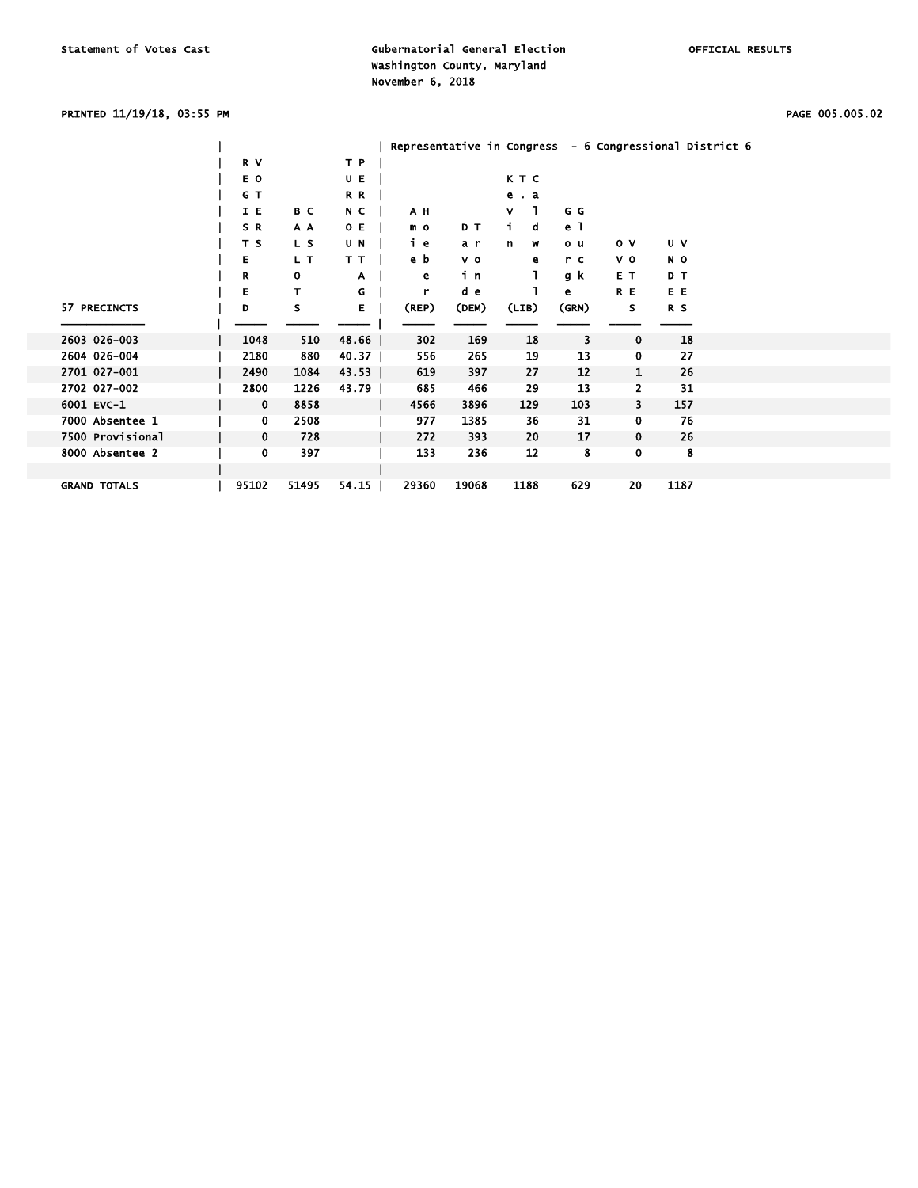Statement of Votes Cast

Gubernatorial General Election
Washington County, Maryland
November 6, 2018

OFFICIAL RESULTS

PRINTED 11/19/18, 03:55 PM

## Representative in Congress - 6 Congressional District 6

| 57 PRECINCTS | REGISTERED VOTERS | BALLOTS CAST | TURNOUT PERCENTAGE | Amie Hoeber (REP) | David Trone (DEM) | Kevin T. Caldwell (LIB) | George Gluck (GRN) | OVER VOTES | UNDER VOTES |
|---|---|---|---|---|---|---|---|---|---|
| 2603 026-003 | 1048 | 510 | 48.66 | 302 | 169 | 18 | 3 | 0 | 18 |
| 2604 026-004 | 2180 | 880 | 40.37 | 556 | 265 | 19 | 13 | 0 | 27 |
| 2701 027-001 | 2490 | 1084 | 43.53 | 619 | 397 | 27 | 12 | 1 | 26 |
| 2702 027-002 | 2800 | 1226 | 43.79 | 685 | 466 | 29 | 13 | 2 | 31 |
| 6001 EVC-1 | 0 | 8858 | | 4566 | 3896 | 129 | 103 | 3 | 157 |
| 7000 Absentee 1 | 0 | 2508 | | 977 | 1385 | 36 | 31 | 0 | 76 |
| 7500 Provisional | 0 | 728 | | 272 | 393 | 20 | 17 | 0 | 26 |
| 8000 Absentee 2 | 0 | 397 | | 133 | 236 | 12 | 8 | 0 | 8 |
| | | | | | | | | | |
| GRAND TOTALS | 95102 | 51495 | 54.15 | 29360 | 19068 | 1188 | 629 | 20 | 1187 |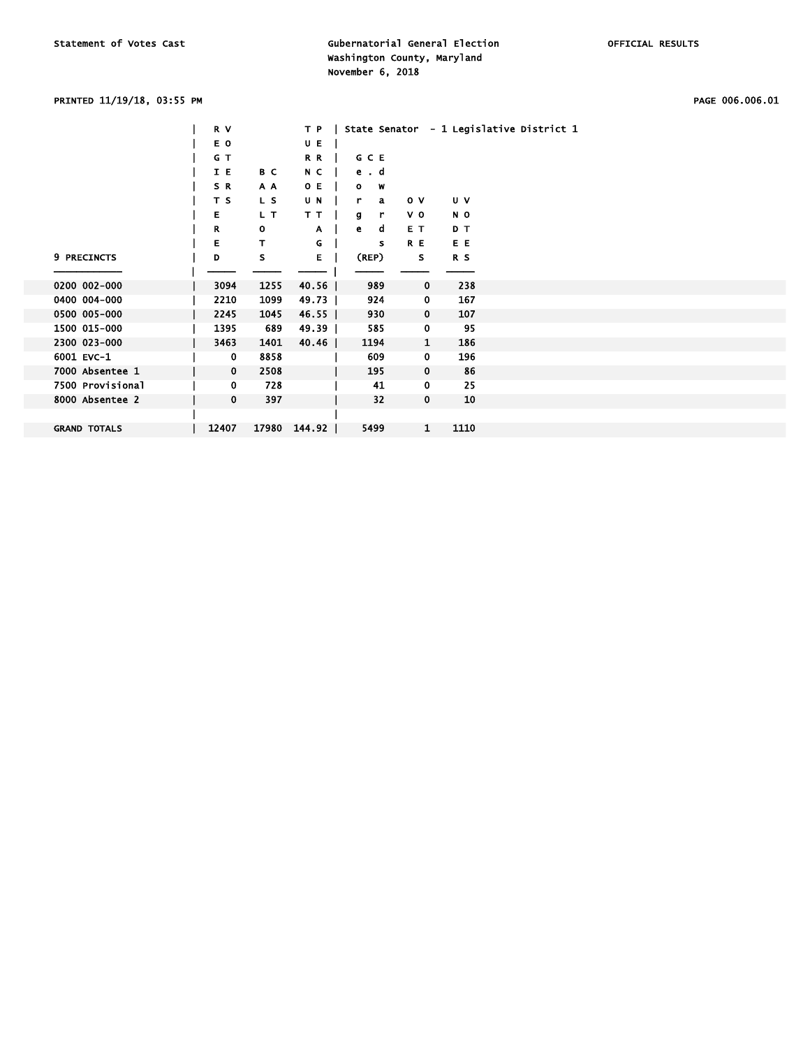Statement of Votes Cast

Gubernatorial General Election
Washington County, Maryland
November 6, 2018

OFFICIAL RESULTS

PRINTED 11/19/18, 03:55 PM

PAGE 006.006.01

| 9 PRECINCTS | REGISTERED VOTERS | BALLOTS CAST | TURNOUT PERCENTAGE | State Senator - 1 Legislative District 1: George C. Edwards (REP) | OVER VOTES | UNDER VOTES |
|---|---|---|---|---|---|---|
| 0200 002-000 | 3094 | 1255 | 40.56 | 989 | 0 | 238 |
| 0400 004-000 | 2210 | 1099 | 49.73 | 924 | 0 | 167 |
| 0500 005-000 | 2245 | 1045 | 46.55 | 930 | 0 | 107 |
| 1500 015-000 | 1395 | 689 | 49.39 | 585 | 0 | 95 |
| 2300 023-000 | 3463 | 1401 | 40.46 | 1194 | 1 | 186 |
| 6001 EVC-1 | 0 | 8858 | | 609 | 0 | 196 |
| 7000 Absentee 1 | 0 | 2508 | | 195 | 0 | 86 |
| 7500 Provisional | 0 | 728 | | 41 | 0 | 25 |
| 8000 Absentee 2 | 0 | 397 | | 32 | 0 | 10 |
| GRAND TOTALS | 12407 | 17980 | 144.92 | 5499 | 1 | 1110 |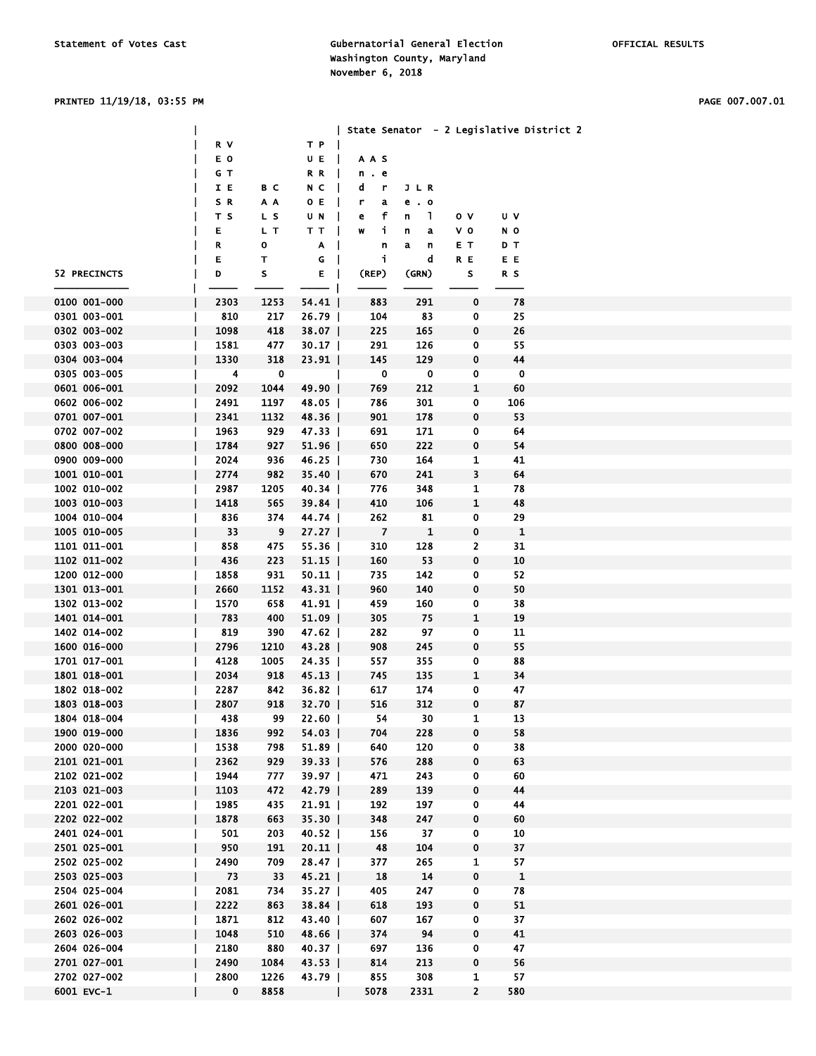Statement of Votes Cast

Gubernatorial General Election
Washington County, Maryland
November 6, 2018

OFFICIAL RESULTS

PRINTED 11/19/18, 03:55 PM

State Senator - 2 Legislative District 2

| 52 PRECINCTS | REGISTERED VOTERS | BALLOTS CAST | TURNOUT PERCENTAGE | Andrew A. Serafini (REP) | Jan E. Rolland (GRN) | OVER VOTES | UNDER VOTES |
|---|---|---|---|---|---|---|---|
| 0100 001-000 | 2303 | 1253 | 54.41 | 883 | 291 | 0 | 78 |
| 0301 003-001 | 810 | 217 | 26.79 | 104 | 83 | 0 | 25 |
| 0302 003-002 | 1098 | 418 | 38.07 | 225 | 165 | 0 | 26 |
| 0303 003-003 | 1581 | 477 | 30.17 | 291 | 126 | 0 | 55 |
| 0304 003-004 | 1330 | 318 | 23.91 | 145 | 129 | 0 | 44 |
| 0305 003-005 | 4 | 0 | | 0 | 0 | 0 | 0 |
| 0601 006-001 | 2092 | 1044 | 49.90 | 769 | 212 | 1 | 60 |
| 0602 006-002 | 2491 | 1197 | 48.05 | 786 | 301 | 0 | 106 |
| 0701 007-001 | 2341 | 1132 | 48.36 | 901 | 178 | 0 | 53 |
| 0702 007-002 | 1963 | 929 | 47.33 | 691 | 171 | 0 | 64 |
| 0800 008-000 | 1784 | 927 | 51.96 | 650 | 222 | 0 | 54 |
| 0900 009-000 | 2024 | 936 | 46.25 | 730 | 164 | 1 | 41 |
| 1001 010-001 | 2774 | 982 | 35.40 | 670 | 241 | 3 | 64 |
| 1002 010-002 | 2987 | 1205 | 40.34 | 776 | 348 | 1 | 78 |
| 1003 010-003 | 1418 | 565 | 39.84 | 410 | 106 | 1 | 48 |
| 1004 010-004 | 836 | 374 | 44.74 | 262 | 81 | 0 | 29 |
| 1005 010-005 | 33 | 9 | 27.27 | 7 | 1 | 0 | 1 |
| 1101 011-001 | 858 | 475 | 55.36 | 310 | 128 | 2 | 31 |
| 1102 011-002 | 436 | 223 | 51.15 | 160 | 53 | 0 | 10 |
| 1200 012-000 | 1858 | 931 | 50.11 | 735 | 142 | 0 | 52 |
| 1301 013-001 | 2660 | 1152 | 43.31 | 960 | 140 | 0 | 50 |
| 1302 013-002 | 1570 | 658 | 41.91 | 459 | 160 | 0 | 38 |
| 1401 014-001 | 783 | 400 | 51.09 | 305 | 75 | 1 | 19 |
| 1402 014-002 | 819 | 390 | 47.62 | 282 | 97 | 0 | 11 |
| 1600 016-000 | 2796 | 1210 | 43.28 | 908 | 245 | 0 | 55 |
| 1701 017-001 | 4128 | 1005 | 24.35 | 557 | 355 | 0 | 88 |
| 1801 018-001 | 2034 | 918 | 45.13 | 745 | 135 | 1 | 34 |
| 1802 018-002 | 2287 | 842 | 36.82 | 617 | 174 | 0 | 47 |
| 1803 018-003 | 2807 | 918 | 32.70 | 516 | 312 | 0 | 87 |
| 1804 018-004 | 438 | 99 | 22.60 | 54 | 30 | 1 | 13 |
| 1900 019-000 | 1836 | 992 | 54.03 | 704 | 228 | 0 | 58 |
| 2000 020-000 | 1538 | 798 | 51.89 | 640 | 120 | 0 | 38 |
| 2101 021-001 | 2362 | 929 | 39.33 | 576 | 288 | 0 | 63 |
| 2102 021-002 | 1944 | 777 | 39.97 | 471 | 243 | 0 | 60 |
| 2103 021-003 | 1103 | 472 | 42.79 | 289 | 139 | 0 | 44 |
| 2201 022-001 | 1985 | 435 | 21.91 | 192 | 197 | 0 | 44 |
| 2202 022-002 | 1878 | 663 | 35.30 | 348 | 247 | 0 | 60 |
| 2401 024-001 | 501 | 203 | 40.52 | 156 | 37 | 0 | 10 |
| 2501 025-001 | 950 | 191 | 20.11 | 48 | 104 | 0 | 37 |
| 2502 025-002 | 2490 | 709 | 28.47 | 377 | 265 | 1 | 57 |
| 2503 025-003 | 73 | 33 | 45.21 | 18 | 14 | 0 | 1 |
| 2504 025-004 | 2081 | 734 | 35.27 | 405 | 247 | 0 | 78 |
| 2601 026-001 | 2222 | 863 | 38.84 | 618 | 193 | 0 | 51 |
| 2602 026-002 | 1871 | 812 | 43.40 | 607 | 167 | 0 | 37 |
| 2603 026-003 | 1048 | 510 | 48.66 | 374 | 94 | 0 | 41 |
| 2604 026-004 | 2180 | 880 | 40.37 | 697 | 136 | 0 | 47 |
| 2701 027-001 | 2490 | 1084 | 43.53 | 814 | 213 | 0 | 56 |
| 2702 027-002 | 2800 | 1226 | 43.79 | 855 | 308 | 1 | 57 |
| 6001 EVC-1 | 0 | 8858 | | 5078 | 2331 | 2 | 580 |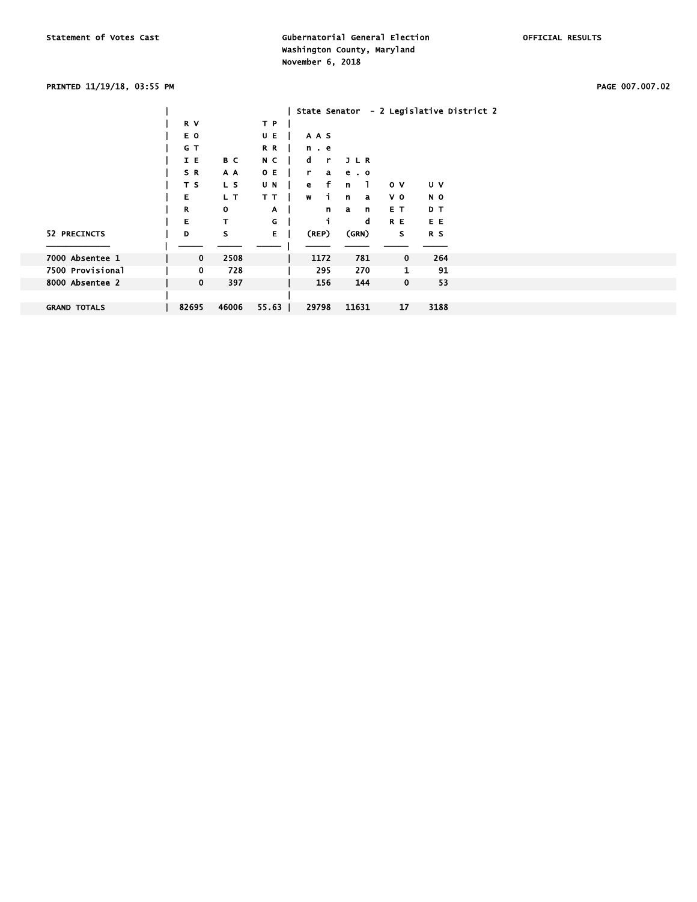Statement of Votes Cast

Gubernatorial General Election
Washington County, Maryland
November 6, 2018

OFFICIAL RESULTS

PRINTED 11/19/18, 03:55 PM

| | | | | State Senator - 2 Legislative District 2 | | | |
|---|---|---|---|---|---|---|---|
| 52 PRECINCTS | REGISTERED VOTERS | BALLOTS CAST | TURNOUT PERCENTAGE | Andrew A. Serafini (REP) | Jenn.L. Roland (GRN) | OVER VOTES | UNDER VOTES |
| 7000 Absentee 1 | 0 | 2508 | | 1172 | 781 | 0 | 264 |
| 7500 Provisional | 0 | 728 | | 295 | 270 | 1 | 91 |
| 8000 Absentee 2 | 0 | 397 | | 156 | 144 | 0 | 53 |
| GRAND TOTALS | 82695 | 46006 | 55.63 | 29798 | 11631 | 17 | 3188 |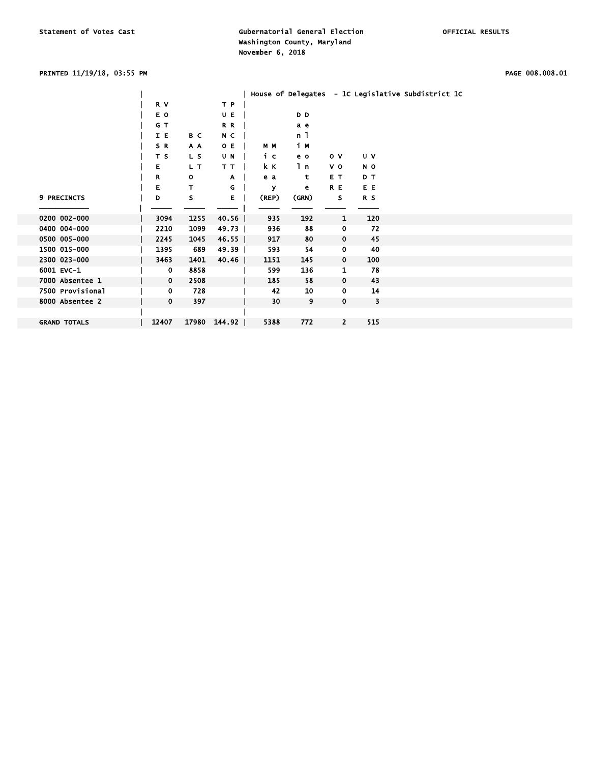Statement of Votes Cast

Gubernatorial General Election
Washington County, Maryland
November 6, 2018

OFFICIAL RESULTS

PRINTED 11/19/18, 03:55 PM

| 9 PRECINCTS | REGISTERED VOTERS | BALLOTS CAST | TURNOUT PERCENTAGE | House of Delegates - 1C Legislative Subdistrict 1C: Mike McKay (REP) | Daniel Moler (GRN) | OVER VOTES | UNDER VOTES |
|---|---|---|---|---|---|---|---|
| 0200 002-000 | 3094 | 1255 | 40.56 | 935 | 192 | 1 | 120 |
| 0400 004-000 | 2210 | 1099 | 49.73 | 936 | 88 | 0 | 72 |
| 0500 005-000 | 2245 | 1045 | 46.55 | 917 | 80 | 0 | 45 |
| 1500 015-000 | 1395 | 689 | 49.39 | 593 | 54 | 0 | 40 |
| 2300 023-000 | 3463 | 1401 | 40.46 | 1151 | 145 | 0 | 100 |
| 6001 EVC-1 | 0 | 8858 | | 599 | 136 | 1 | 78 |
| 7000 Absentee 1 | 0 | 2508 | | 185 | 58 | 0 | 43 |
| 7500 Provisional | 0 | 728 | | 42 | 10 | 0 | 14 |
| 8000 Absentee 2 | 0 | 397 | | 30 | 9 | 0 | 3 |
| GRAND TOTALS | 12407 | 17980 | 144.92 | 5388 | 772 | 2 | 515 |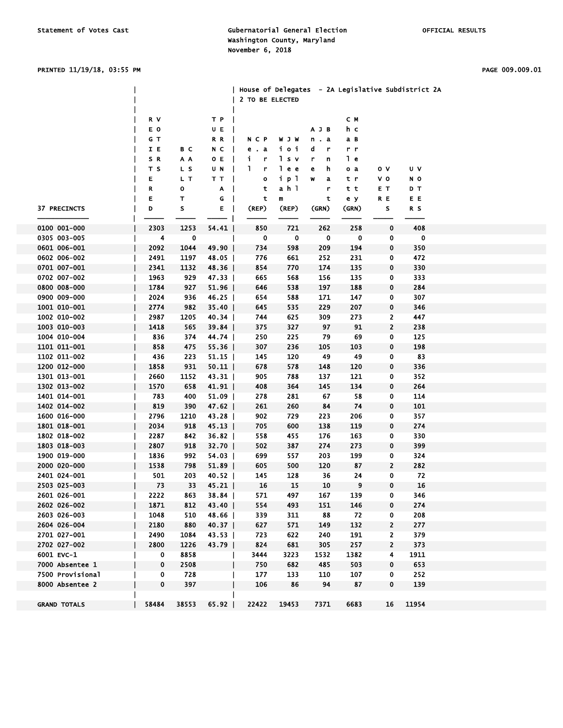Statement of Votes Cast

Gubernatorial General Election
Washington County, Maryland
November 6, 2018

OFFICIAL RESULTS

PRINTED 11/19/18, 03:55 PM

House of Delegates - 2A Legislative Subdistrict 2A
2 TO BE ELECTED

| 37 PRECINCTS | REGISTERED VOTERS | BALLOTS CAST | TURNOUT PERCENTAGE | Neil Parrott (REP) | William J. Wivell (REP) | Andrew J. Barnhart (GRN) | Charles Mcbarre Tarley (GRN) | OVER VOTES | UNDER VOTES |
|---|---|---|---|---|---|---|---|---|---|
| 0100 001-000 | 2303 | 1253 | 54.41 | 850 | 721 | 262 | 258 | 0 | 408 |
| 0305 003-005 | 4 | 0 | | 0 | 0 | 0 | 0 | 0 | 0 |
| 0601 006-001 | 2092 | 1044 | 49.90 | 734 | 598 | 209 | 194 | 0 | 350 |
| 0602 006-002 | 2491 | 1197 | 48.05 | 776 | 661 | 252 | 231 | 0 | 472 |
| 0701 007-001 | 2341 | 1132 | 48.36 | 854 | 770 | 174 | 135 | 0 | 330 |
| 0702 007-002 | 1963 | 929 | 47.33 | 665 | 568 | 156 | 135 | 0 | 333 |
| 0800 008-000 | 1784 | 927 | 51.96 | 646 | 538 | 197 | 188 | 0 | 284 |
| 0900 009-000 | 2024 | 936 | 46.25 | 654 | 588 | 171 | 147 | 0 | 307 |
| 1001 010-001 | 2774 | 982 | 35.40 | 645 | 535 | 229 | 207 | 0 | 346 |
| 1002 010-002 | 2987 | 1205 | 40.34 | 744 | 625 | 309 | 273 | 2 | 447 |
| 1003 010-003 | 1418 | 565 | 39.84 | 375 | 327 | 97 | 91 | 2 | 238 |
| 1004 010-004 | 836 | 374 | 44.74 | 250 | 225 | 79 | 69 | 0 | 125 |
| 1101 011-001 | 858 | 475 | 55.36 | 307 | 236 | 105 | 103 | 0 | 198 |
| 1102 011-002 | 436 | 223 | 51.15 | 145 | 120 | 49 | 49 | 0 | 83 |
| 1200 012-000 | 1858 | 931 | 50.11 | 678 | 578 | 148 | 120 | 0 | 336 |
| 1301 013-001 | 2660 | 1152 | 43.31 | 905 | 788 | 137 | 121 | 0 | 352 |
| 1302 013-002 | 1570 | 658 | 41.91 | 408 | 364 | 145 | 134 | 0 | 264 |
| 1401 014-001 | 783 | 400 | 51.09 | 278 | 281 | 67 | 58 | 0 | 114 |
| 1402 014-002 | 819 | 390 | 47.62 | 261 | 260 | 84 | 74 | 0 | 101 |
| 1600 016-000 | 2796 | 1210 | 43.28 | 902 | 729 | 223 | 206 | 0 | 357 |
| 1801 018-001 | 2034 | 918 | 45.13 | 705 | 600 | 138 | 119 | 0 | 274 |
| 1802 018-002 | 2287 | 842 | 36.82 | 558 | 455 | 176 | 163 | 0 | 330 |
| 1803 018-003 | 2807 | 918 | 32.70 | 502 | 387 | 274 | 273 | 0 | 399 |
| 1900 019-000 | 1836 | 992 | 54.03 | 699 | 557 | 203 | 199 | 0 | 324 |
| 2000 020-000 | 1538 | 798 | 51.89 | 605 | 500 | 120 | 87 | 2 | 282 |
| 2401 024-001 | 501 | 203 | 40.52 | 145 | 128 | 36 | 24 | 0 | 72 |
| 2503 025-003 | 73 | 33 | 45.21 | 16 | 15 | 10 | 9 | 0 | 16 |
| 2601 026-001 | 2222 | 863 | 38.84 | 571 | 497 | 167 | 139 | 0 | 346 |
| 2602 026-002 | 1871 | 812 | 43.40 | 554 | 493 | 151 | 146 | 0 | 274 |
| 2603 026-003 | 1048 | 510 | 48.66 | 339 | 311 | 88 | 72 | 0 | 208 |
| 2604 026-004 | 2180 | 880 | 40.37 | 627 | 571 | 149 | 132 | 2 | 277 |
| 2701 027-001 | 2490 | 1084 | 43.53 | 723 | 622 | 240 | 191 | 2 | 379 |
| 2702 027-002 | 2800 | 1226 | 43.79 | 824 | 681 | 305 | 257 | 2 | 373 |
| 6001 EVC-1 | 0 | 8858 | | 3444 | 3223 | 1532 | 1382 | 4 | 1911 |
| 7000 Absentee 1 | 0 | 2508 | | 750 | 682 | 485 | 503 | 0 | 653 |
| 7500 Provisional | 0 | 728 | | 177 | 133 | 110 | 107 | 0 | 252 |
| 8000 Absentee 2 | 0 | 397 | | 106 | 86 | 94 | 87 | 0 | 139 |
| GRAND TOTALS | 58484 | 38553 | 65.92 | 22422 | 19453 | 7371 | 6683 | 16 | 11954 |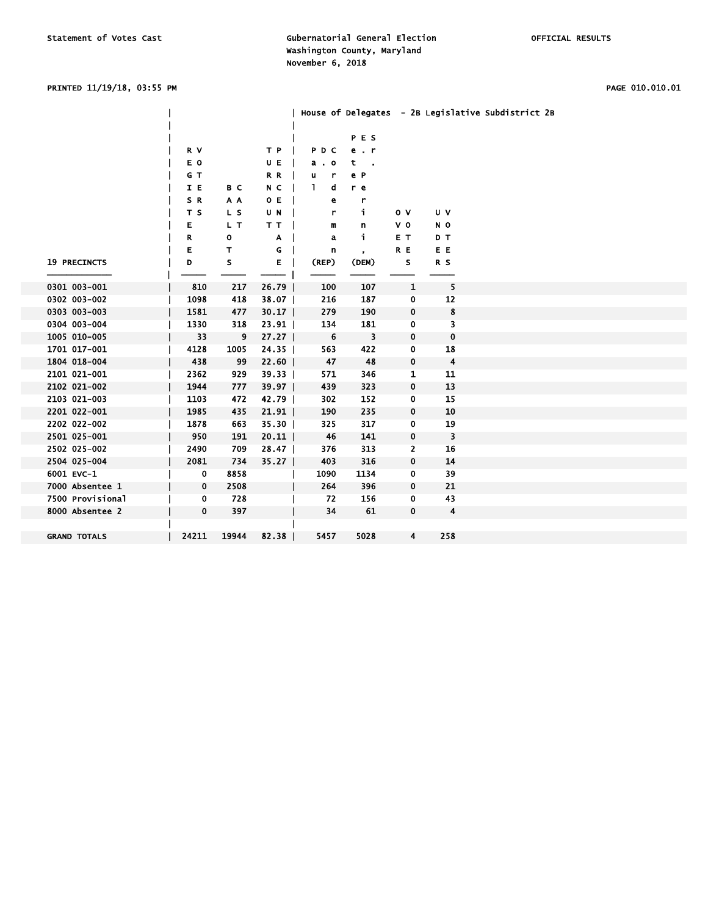Statement of Votes Cast

Gubernatorial General Election
Washington County, Maryland
November 6, 2018

OFFICIAL RESULTS

PRINTED 11/19/18, 03:55 PM

| | | | | House of Delegates - 2B Legislative Subdistrict 2B | | | |
|---|---|---|---|---|---|---|---|
| 19 PRECINCTS | REGISTERED VOTERS | BALLOTS CAST | TURNOUT PERCENTAGE | Paul D. Corderman (REP) | Peter E. Perini, Sr. (DEM) | OVER VOTES | UNDER VOTES |
| 0301 003-001 | 810 | 217 | 26.79 | 100 | 107 | 1 | 5 |
| 0302 003-002 | 1098 | 418 | 38.07 | 216 | 187 | 0 | 12 |
| 0303 003-003 | 1581 | 477 | 30.17 | 279 | 190 | 0 | 8 |
| 0304 003-004 | 1330 | 318 | 23.91 | 134 | 181 | 0 | 3 |
| 1005 010-005 | 33 | 9 | 27.27 | 6 | 3 | 0 | 0 |
| 1701 017-001 | 4128 | 1005 | 24.35 | 563 | 422 | 0 | 18 |
| 1804 018-004 | 438 | 99 | 22.60 | 47 | 48 | 0 | 4 |
| 2101 021-001 | 2362 | 929 | 39.33 | 571 | 346 | 1 | 11 |
| 2102 021-002 | 1944 | 777 | 39.97 | 439 | 323 | 0 | 13 |
| 2103 021-003 | 1103 | 472 | 42.79 | 302 | 152 | 0 | 15 |
| 2201 022-001 | 1985 | 435 | 21.91 | 190 | 235 | 0 | 10 |
| 2202 022-002 | 1878 | 663 | 35.30 | 325 | 317 | 0 | 19 |
| 2501 025-001 | 950 | 191 | 20.11 | 46 | 141 | 0 | 3 |
| 2502 025-002 | 2490 | 709 | 28.47 | 376 | 313 | 2 | 16 |
| 2504 025-004 | 2081 | 734 | 35.27 | 403 | 316 | 0 | 14 |
| 6001 EVC-1 | 0 | 8858 | | 1090 | 1134 | 0 | 39 |
| 7000 Absentee 1 | 0 | 2508 | | 264 | 396 | 0 | 21 |
| 7500 Provisional | 0 | 728 | | 72 | 156 | 0 | 43 |
| 8000 Absentee 2 | 0 | 397 | | 34 | 61 | 0 | 4 |
| GRAND TOTALS | 24211 | 19944 | 82.38 | 5457 | 5028 | 4 | 258 |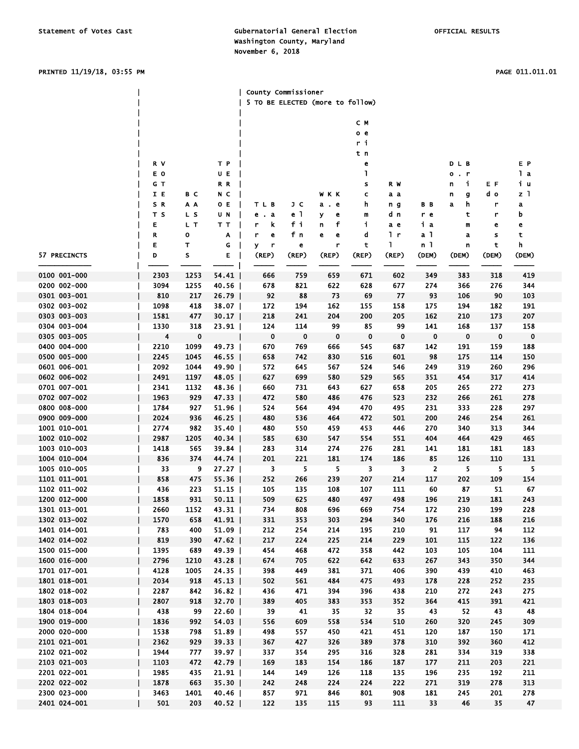Statement of Votes Cast

Gubernatorial General Election
Washington County, Maryland
November 6, 2018

OFFICIAL RESULTS

PRINTED 11/19/18, 03:55 PM

County Commissioner
5 TO BE ELECTED (more to follow)

| 57 PRECINCTS | REGISTERED VOTERS | BALLOTS CAST | TURNOUT PERCENTAGE | Terry L. Baker (REP) | Jeff Cline (REP) | Wayne K. Keefer (REP) | Cort Meinelschmidt (REP) | Randall Wagner (REP) | Brian Bell (DEM) | Donna L. Brightman (DEM) | Ed Forrest (DEM) | Elizabeth Paul (DEM) |
|---|---|---|---|---|---|---|---|---|---|---|---|---|
| 0100 001-000 | 2303 | 1253 | 54.41 | 666 | 759 | 659 | 671 | 602 | 349 | 383 | 318 | 419 |
| 0200 002-000 | 3094 | 1255 | 40.56 | 678 | 821 | 622 | 628 | 677 | 274 | 366 | 276 | 344 |
| 0301 003-001 | 810 | 217 | 26.79 | 92 | 88 | 73 | 69 | 77 | 93 | 106 | 90 | 103 |
| 0302 003-002 | 1098 | 418 | 38.07 | 172 | 194 | 162 | 155 | 158 | 175 | 194 | 182 | 191 |
| 0303 003-003 | 1581 | 477 | 30.17 | 218 | 241 | 204 | 200 | 205 | 162 | 210 | 173 | 207 |
| 0304 003-004 | 1330 | 318 | 23.91 | 124 | 114 | 99 | 85 | 99 | 141 | 168 | 137 | 158 |
| 0305 003-005 | 4 | 0 | | 0 | 0 | 0 | 0 | 0 | 0 | 0 | 0 | 0 |
| 0400 004-000 | 2210 | 1099 | 49.73 | 670 | 769 | 666 | 545 | 687 | 142 | 191 | 159 | 188 |
| 0500 005-000 | 2245 | 1045 | 46.55 | 658 | 742 | 830 | 516 | 601 | 98 | 175 | 114 | 150 |
| 0601 006-001 | 2092 | 1044 | 49.90 | 572 | 645 | 567 | 524 | 546 | 249 | 319 | 260 | 296 |
| 0602 006-002 | 2491 | 1197 | 48.05 | 627 | 699 | 580 | 529 | 565 | 351 | 454 | 317 | 414 |
| 0701 007-001 | 2341 | 1132 | 48.36 | 660 | 731 | 643 | 627 | 658 | 205 | 265 | 272 | 273 |
| 0702 007-002 | 1963 | 929 | 47.33 | 472 | 580 | 486 | 476 | 523 | 232 | 266 | 261 | 278 |
| 0800 008-000 | 1784 | 927 | 51.96 | 524 | 564 | 494 | 470 | 495 | 231 | 333 | 228 | 297 |
| 0900 009-000 | 2024 | 936 | 46.25 | 480 | 536 | 464 | 472 | 501 | 200 | 246 | 254 | 261 |
| 1001 010-001 | 2774 | 982 | 35.40 | 480 | 550 | 459 | 453 | 446 | 270 | 340 | 313 | 344 |
| 1002 010-002 | 2987 | 1205 | 40.34 | 585 | 630 | 547 | 554 | 551 | 404 | 464 | 429 | 465 |
| 1003 010-003 | 1418 | 565 | 39.84 | 283 | 314 | 274 | 276 | 281 | 141 | 181 | 181 | 183 |
| 1004 010-004 | 836 | 374 | 44.74 | 201 | 221 | 181 | 174 | 186 | 85 | 126 | 110 | 131 |
| 1005 010-005 | 33 | 9 | 27.27 | 3 | 5 | 5 | 3 | 3 | 2 | 5 | 5 | 5 |
| 1101 011-001 | 858 | 475 | 55.36 | 252 | 266 | 239 | 207 | 214 | 117 | 202 | 109 | 154 |
| 1102 011-002 | 436 | 223 | 51.15 | 105 | 135 | 108 | 107 | 111 | 60 | 87 | 51 | 67 |
| 1200 012-000 | 1858 | 931 | 50.11 | 509 | 625 | 480 | 497 | 498 | 196 | 219 | 181 | 243 |
| 1301 013-001 | 2660 | 1152 | 43.31 | 734 | 808 | 696 | 669 | 754 | 172 | 230 | 199 | 228 |
| 1302 013-002 | 1570 | 658 | 41.91 | 331 | 353 | 303 | 294 | 340 | 176 | 216 | 188 | 216 |
| 1401 014-001 | 783 | 400 | 51.09 | 212 | 254 | 214 | 195 | 210 | 91 | 117 | 94 | 112 |
| 1402 014-002 | 819 | 390 | 47.62 | 217 | 224 | 225 | 214 | 229 | 101 | 115 | 122 | 136 |
| 1500 015-000 | 1395 | 689 | 49.39 | 454 | 468 | 472 | 358 | 442 | 103 | 105 | 104 | 111 |
| 1600 016-000 | 2796 | 1210 | 43.28 | 674 | 705 | 622 | 642 | 633 | 267 | 343 | 350 | 344 |
| 1701 017-001 | 4128 | 1005 | 24.35 | 398 | 449 | 381 | 371 | 406 | 390 | 439 | 410 | 463 |
| 1801 018-001 | 2034 | 918 | 45.13 | 502 | 561 | 484 | 475 | 493 | 178 | 228 | 252 | 235 |
| 1802 018-002 | 2287 | 842 | 36.82 | 436 | 471 | 394 | 396 | 438 | 210 | 272 | 243 | 275 |
| 1803 018-003 | 2807 | 918 | 32.70 | 389 | 405 | 383 | 353 | 352 | 364 | 415 | 391 | 421 |
| 1804 018-004 | 438 | 99 | 22.60 | 39 | 41 | 35 | 32 | 35 | 43 | 52 | 43 | 48 |
| 1900 019-000 | 1836 | 992 | 54.03 | 556 | 609 | 558 | 534 | 510 | 260 | 320 | 245 | 309 |
| 2000 020-000 | 1538 | 798 | 51.89 | 498 | 557 | 450 | 421 | 451 | 120 | 187 | 150 | 171 |
| 2101 021-001 | 2362 | 929 | 39.33 | 367 | 427 | 326 | 389 | 378 | 310 | 392 | 360 | 412 |
| 2102 021-002 | 1944 | 777 | 39.97 | 337 | 354 | 295 | 316 | 328 | 281 | 334 | 319 | 338 |
| 2103 021-003 | 1103 | 472 | 42.79 | 169 | 183 | 154 | 186 | 187 | 177 | 211 | 203 | 221 |
| 2201 022-001 | 1985 | 435 | 21.91 | 144 | 149 | 126 | 118 | 135 | 196 | 235 | 192 | 211 |
| 2202 022-002 | 1878 | 663 | 35.30 | 242 | 248 | 224 | 224 | 222 | 271 | 319 | 278 | 313 |
| 2300 023-000 | 3463 | 1401 | 40.46 | 857 | 971 | 846 | 801 | 908 | 181 | 245 | 201 | 278 |
| 2401 024-001 | 501 | 203 | 40.52 | 122 | 135 | 115 | 93 | 111 | 33 | 46 | 35 | 47 |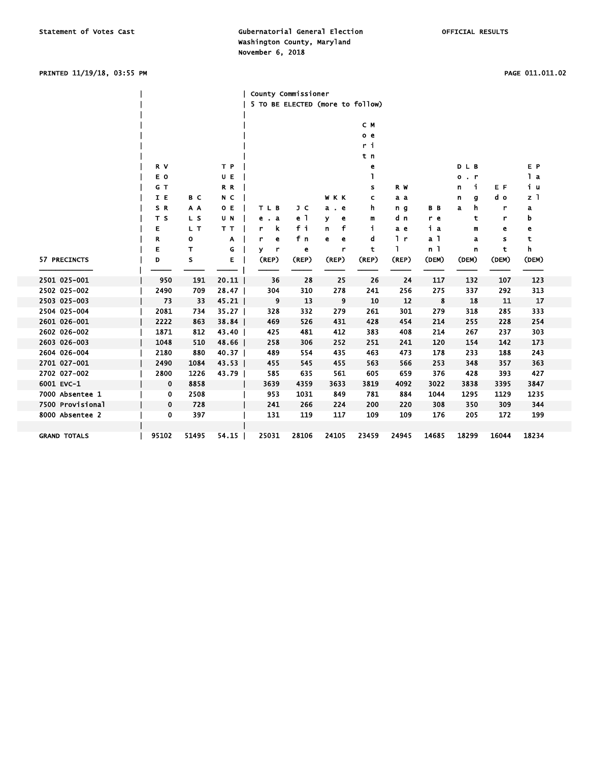County Commissioner
5 TO BE ELECTED (more to follow)

| 57 PRECINCTS | REGISTERED VOTERS | BALLOTS CAST | TURNOUT PERCENTAGE | Terry L. Baker (REP) | Jeff Cline (REP) | Wayne K. Keefer (REP) | Cort Meinelschmidt (REP) | Randall Wagner (REP) | Brian Bell (DEM) | Donna L. Brightman (DEM) | Ed Forrest (DEM) | Elizabeth Paul (DEM) |
|---|---|---|---|---|---|---|---|---|---|---|---|---|
| 2501 025-001 | 950 | 191 | 20.11 | 36 | 28 | 25 | 26 | 24 | 117 | 132 | 107 | 123 |
| 2502 025-002 | 2490 | 709 | 28.47 | 304 | 310 | 278 | 241 | 256 | 275 | 337 | 292 | 313 |
| 2503 025-003 | 73 | 33 | 45.21 | 9 | 13 | 9 | 10 | 12 | 8 | 18 | 11 | 17 |
| 2504 025-004 | 2081 | 734 | 35.27 | 328 | 332 | 279 | 261 | 301 | 279 | 318 | 285 | 333 |
| 2601 026-001 | 2222 | 863 | 38.84 | 469 | 526 | 431 | 428 | 454 | 214 | 255 | 228 | 254 |
| 2602 026-002 | 1871 | 812 | 43.40 | 425 | 481 | 412 | 383 | 408 | 214 | 267 | 237 | 303 |
| 2603 026-003 | 1048 | 510 | 48.66 | 258 | 306 | 252 | 251 | 241 | 120 | 154 | 142 | 173 |
| 2604 026-004 | 2180 | 880 | 40.37 | 489 | 554 | 435 | 463 | 473 | 178 | 233 | 188 | 243 |
| 2701 027-001 | 2490 | 1084 | 43.53 | 455 | 545 | 455 | 563 | 566 | 253 | 348 | 357 | 363 |
| 2702 027-002 | 2800 | 1226 | 43.79 | 585 | 635 | 561 | 605 | 659 | 376 | 428 | 393 | 427 |
| 6001 EVC-1 | 0 | 8858 | | 3639 | 4359 | 3633 | 3819 | 4092 | 3022 | 3838 | 3395 | 3847 |
| 7000 Absentee 1 | 0 | 2508 | | 953 | 1031 | 849 | 781 | 884 | 1044 | 1295 | 1129 | 1235 |
| 7500 Provisional | 0 | 728 | | 241 | 266 | 224 | 200 | 220 | 308 | 350 | 309 | 344 |
| 8000 Absentee 2 | 0 | 397 | | 131 | 119 | 117 | 109 | 109 | 176 | 205 | 172 | 199 |
| GRAND TOTALS | 95102 | 51495 | 54.15 | 25031 | 28106 | 24105 | 23459 | 24945 | 14685 | 18299 | 16044 | 18234 |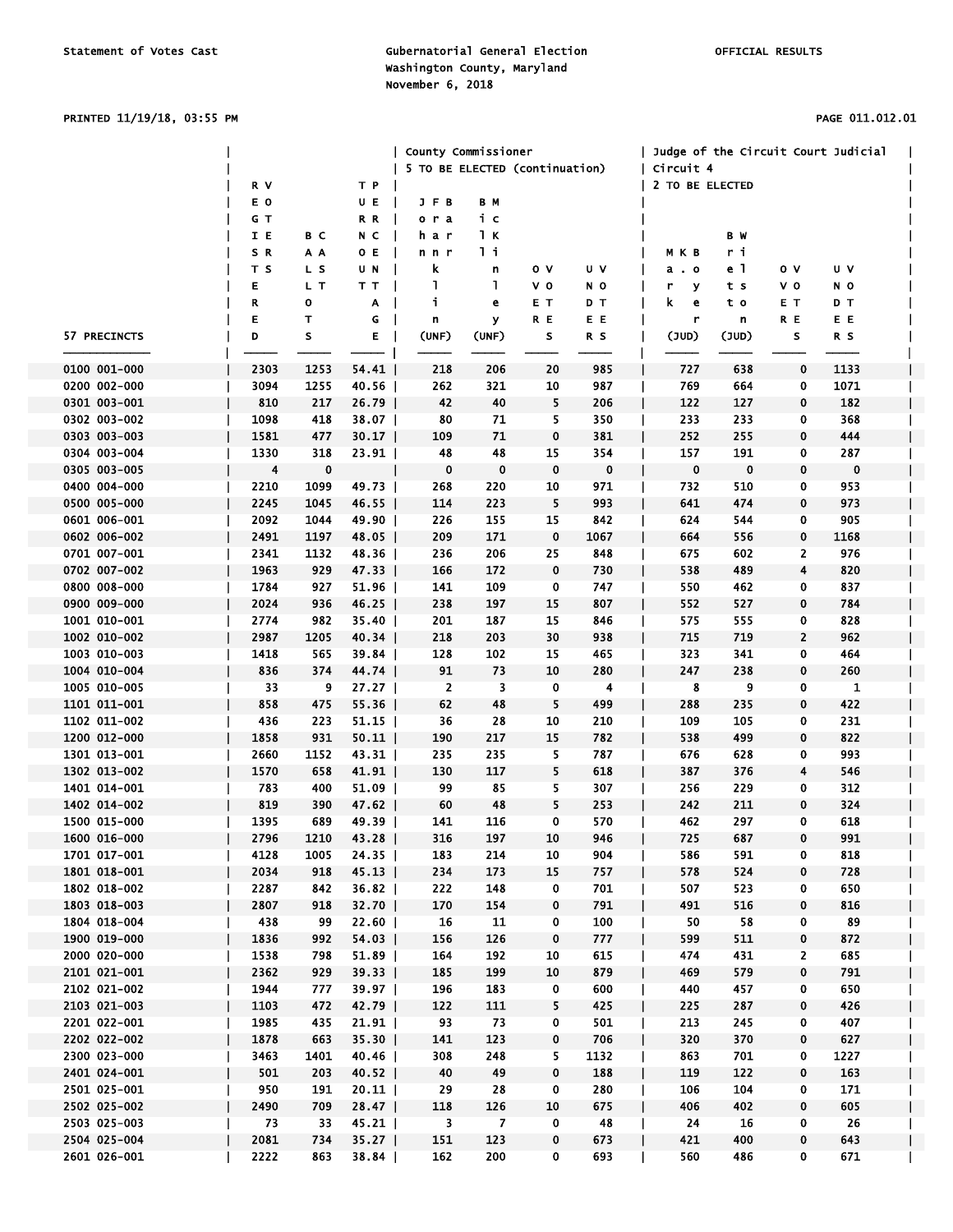Statement of Votes Cast

Gubernatorial General Election
Washington County, Maryland
November 6, 2018

OFFICIAL RESULTS

PRINTED 11/19/18, 03:55 PM

| 57 PRECINCTS | REGISTERED VOTERS | BALLOTS CAST | TURNOUT PERCENTAGE | County Commissioner 5 TO BE ELECTED (continuation) | | | | Judge of the Circuit Court Judicial Circuit 4 2 TO BE ELECTED | | | |
|---|---|---|---|---|---|---|---|---|---|---|---|
| | | | | John Frank Barr (UNF) | Bill McKinley (UNF) | OVER VOTES | UNDER VOTES | Mary Kay Baker (JUD) | Brett Wilson (JUD) | OVER VOTES | UNDER VOTES |
| 0100 001-000 | 2303 | 1253 | 54.41 | 218 | 206 | 20 | 985 | 727 | 638 | 0 | 1133 |
| 0200 002-000 | 3094 | 1255 | 40.56 | 262 | 321 | 10 | 987 | 769 | 664 | 0 | 1071 |
| 0301 003-001 | 810 | 217 | 26.79 | 42 | 40 | 5 | 206 | 122 | 127 | 0 | 182 |
| 0302 003-002 | 1098 | 418 | 38.07 | 80 | 71 | 5 | 350 | 233 | 233 | 0 | 368 |
| 0303 003-003 | 1581 | 477 | 30.17 | 109 | 71 | 0 | 381 | 252 | 255 | 0 | 444 |
| 0304 003-004 | 1330 | 318 | 23.91 | 48 | 48 | 15 | 354 | 157 | 191 | 0 | 287 |
| 0305 003-005 | 4 | 0 | | 0 | 0 | 0 | 0 | 0 | 0 | 0 | 0 |
| 0400 004-000 | 2210 | 1099 | 49.73 | 268 | 220 | 10 | 971 | 732 | 510 | 0 | 953 |
| 0500 005-000 | 2245 | 1045 | 46.55 | 114 | 223 | 5 | 993 | 641 | 474 | 0 | 973 |
| 0601 006-001 | 2092 | 1044 | 49.90 | 226 | 155 | 15 | 842 | 624 | 544 | 0 | 905 |
| 0602 006-002 | 2491 | 1197 | 48.05 | 209 | 171 | 0 | 1067 | 664 | 556 | 0 | 1168 |
| 0701 007-001 | 2341 | 1132 | 48.36 | 236 | 206 | 25 | 848 | 675 | 602 | 2 | 976 |
| 0702 007-002 | 1963 | 929 | 47.33 | 166 | 172 | 0 | 730 | 538 | 489 | 4 | 820 |
| 0800 008-000 | 1784 | 927 | 51.96 | 141 | 109 | 0 | 747 | 550 | 462 | 0 | 837 |
| 0900 009-000 | 2024 | 936 | 46.25 | 238 | 197 | 15 | 807 | 552 | 527 | 0 | 784 |
| 1001 010-001 | 2774 | 982 | 35.40 | 201 | 187 | 15 | 846 | 575 | 555 | 0 | 828 |
| 1002 010-002 | 2987 | 1205 | 40.34 | 218 | 203 | 30 | 938 | 715 | 719 | 2 | 962 |
| 1003 010-003 | 1418 | 565 | 39.84 | 128 | 102 | 15 | 465 | 323 | 341 | 0 | 464 |
| 1004 010-004 | 836 | 374 | 44.74 | 91 | 73 | 10 | 280 | 247 | 238 | 0 | 260 |
| 1005 010-005 | 33 | 9 | 27.27 | 2 | 3 | 0 | 4 | 8 | 9 | 0 | 1 |
| 1101 011-001 | 858 | 475 | 55.36 | 62 | 48 | 5 | 499 | 288 | 235 | 0 | 422 |
| 1102 011-002 | 436 | 223 | 51.15 | 36 | 28 | 10 | 210 | 109 | 105 | 0 | 231 |
| 1200 012-000 | 1858 | 931 | 50.11 | 190 | 217 | 15 | 782 | 538 | 499 | 0 | 822 |
| 1301 013-001 | 2660 | 1152 | 43.31 | 235 | 235 | 5 | 787 | 676 | 628 | 0 | 993 |
| 1302 013-002 | 1570 | 658 | 41.91 | 130 | 117 | 5 | 618 | 387 | 376 | 4 | 546 |
| 1401 014-001 | 783 | 400 | 51.09 | 99 | 85 | 5 | 307 | 256 | 229 | 0 | 312 |
| 1402 014-002 | 819 | 390 | 47.62 | 60 | 48 | 5 | 253 | 242 | 211 | 0 | 324 |
| 1500 015-000 | 1395 | 689 | 49.39 | 141 | 116 | 0 | 570 | 462 | 297 | 0 | 618 |
| 1600 016-000 | 2796 | 1210 | 43.28 | 316 | 197 | 10 | 946 | 725 | 687 | 0 | 991 |
| 1701 017-001 | 4128 | 1005 | 24.35 | 183 | 214 | 10 | 904 | 586 | 591 | 0 | 818 |
| 1801 018-001 | 2034 | 918 | 45.13 | 234 | 173 | 15 | 757 | 578 | 524 | 0 | 728 |
| 1802 018-002 | 2287 | 842 | 36.82 | 222 | 148 | 0 | 701 | 507 | 523 | 0 | 650 |
| 1803 018-003 | 2807 | 918 | 32.70 | 170 | 154 | 0 | 791 | 491 | 516 | 0 | 816 |
| 1804 018-004 | 438 | 99 | 22.60 | 16 | 11 | 0 | 100 | 50 | 58 | 0 | 89 |
| 1900 019-000 | 1836 | 992 | 54.03 | 156 | 126 | 0 | 777 | 599 | 511 | 0 | 872 |
| 2000 020-000 | 1538 | 798 | 51.89 | 164 | 192 | 10 | 615 | 474 | 431 | 2 | 685 |
| 2101 021-001 | 2362 | 929 | 39.33 | 185 | 199 | 10 | 879 | 469 | 579 | 0 | 791 |
| 2102 021-002 | 1944 | 777 | 39.97 | 196 | 183 | 0 | 600 | 440 | 457 | 0 | 650 |
| 2103 021-003 | 1103 | 472 | 42.79 | 122 | 111 | 5 | 425 | 225 | 287 | 0 | 426 |
| 2201 022-001 | 1985 | 435 | 21.91 | 93 | 73 | 0 | 501 | 213 | 245 | 0 | 407 |
| 2202 022-002 | 1878 | 663 | 35.30 | 141 | 123 | 0 | 706 | 320 | 370 | 0 | 627 |
| 2300 023-000 | 3463 | 1401 | 40.46 | 308 | 248 | 5 | 1132 | 863 | 701 | 0 | 1227 |
| 2401 024-001 | 501 | 203 | 40.52 | 40 | 49 | 0 | 188 | 119 | 122 | 0 | 163 |
| 2501 025-001 | 950 | 191 | 20.11 | 29 | 28 | 0 | 280 | 106 | 104 | 0 | 171 |
| 2502 025-002 | 2490 | 709 | 28.47 | 118 | 126 | 10 | 675 | 406 | 402 | 0 | 605 |
| 2503 025-003 | 73 | 33 | 45.21 | 3 | 7 | 0 | 48 | 24 | 16 | 0 | 26 |
| 2504 025-004 | 2081 | 734 | 35.27 | 151 | 123 | 0 | 673 | 421 | 400 | 0 | 643 |
| 2601 026-001 | 2222 | 863 | 38.84 | 162 | 200 | 0 | 693 | 560 | 486 | 0 | 671 |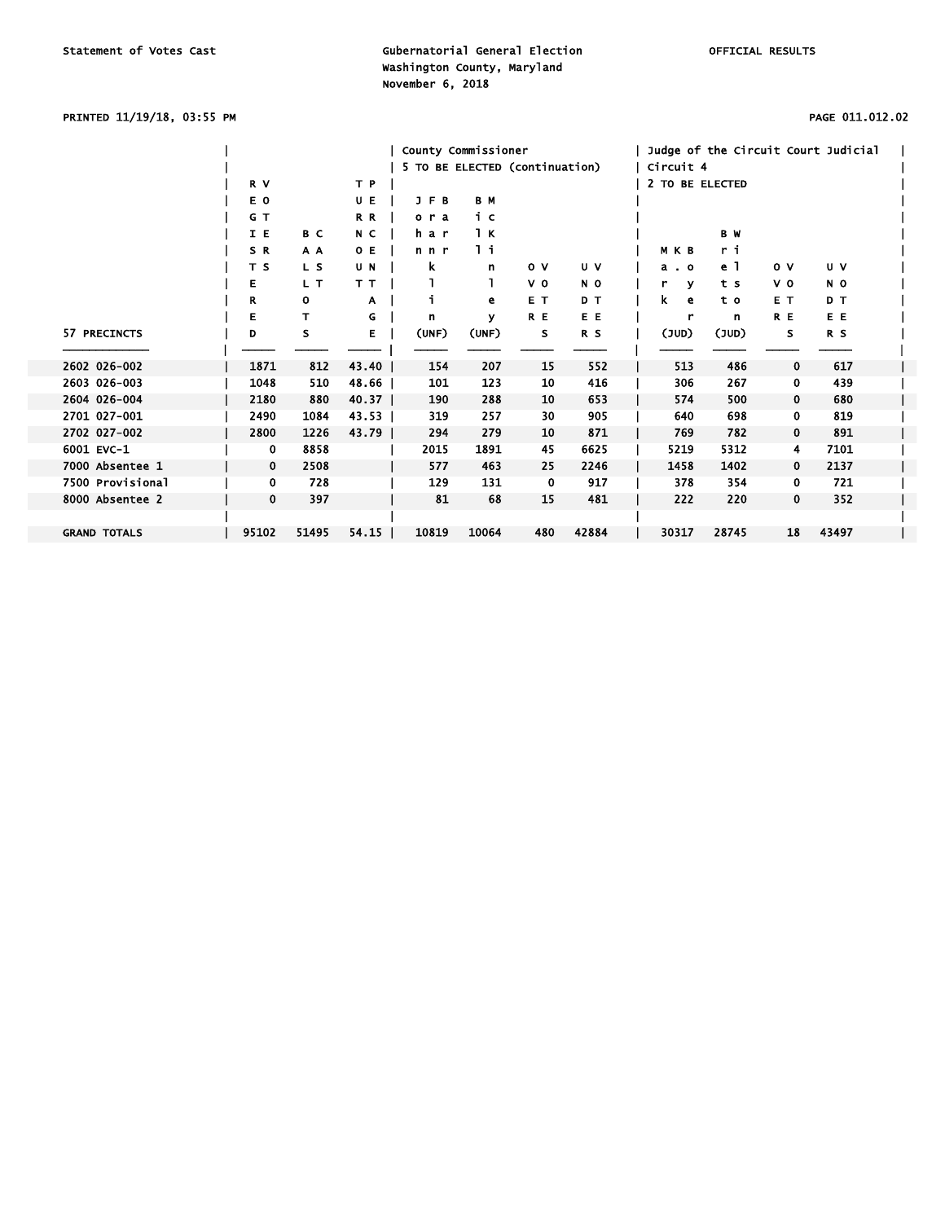Statement of Votes Cast

Gubernatorial General Election
Washington County, Maryland
November 6, 2018

OFFICIAL RESULTS

PRINTED 11/19/18, 03:55 PM

| 57 PRECINCTS | REGISTERED VOTERS | BALLOTS CAST | TURNOUT PERCENTAGE | County Commissioner 5 TO BE ELECTED (continuation) | | | | Judge of the Circuit Court Judicial Circuit 4 2 TO BE ELECTED | | | |
|---|---|---|---|---|---|---|---|---|---|---|---|
| | | | | John Franklin Barr (UNF) | Bill McKinley (UNF) | OVERVOTES | UNDERVOTES | Mark K. Boyer (JUD) | Brett Wilson (JUD) | OVERVOTES | UNDERVOTES |
| 2602 026-002 | 1871 | 812 | 43.40 | 154 | 207 | 15 | 552 | 513 | 486 | 0 | 617 |
| 2603 026-003 | 1048 | 510 | 48.66 | 101 | 123 | 10 | 416 | 306 | 267 | 0 | 439 |
| 2604 026-004 | 2180 | 880 | 40.37 | 190 | 288 | 10 | 653 | 574 | 500 | 0 | 680 |
| 2701 027-001 | 2490 | 1084 | 43.53 | 319 | 257 | 30 | 905 | 640 | 698 | 0 | 819 |
| 2702 027-002 | 2800 | 1226 | 43.79 | 294 | 279 | 10 | 871 | 769 | 782 | 0 | 891 |
| 6001 EVC-1 | 0 | 8858 | | 2015 | 1891 | 45 | 6625 | 5219 | 5312 | 4 | 7101 |
| 7000 Absentee 1 | 0 | 2508 | | 577 | 463 | 25 | 2246 | 1458 | 1402 | 0 | 2137 |
| 7500 Provisional | 0 | 728 | | 129 | 131 | 0 | 917 | 378 | 354 | 0 | 721 |
| 8000 Absentee 2 | 0 | 397 | | 81 | 68 | 15 | 481 | 222 | 220 | 0 | 352 |
| GRAND TOTALS | 95102 | 51495 | 54.15 | 10819 | 10064 | 480 | 42884 | 30317 | 28745 | 18 | 43497 |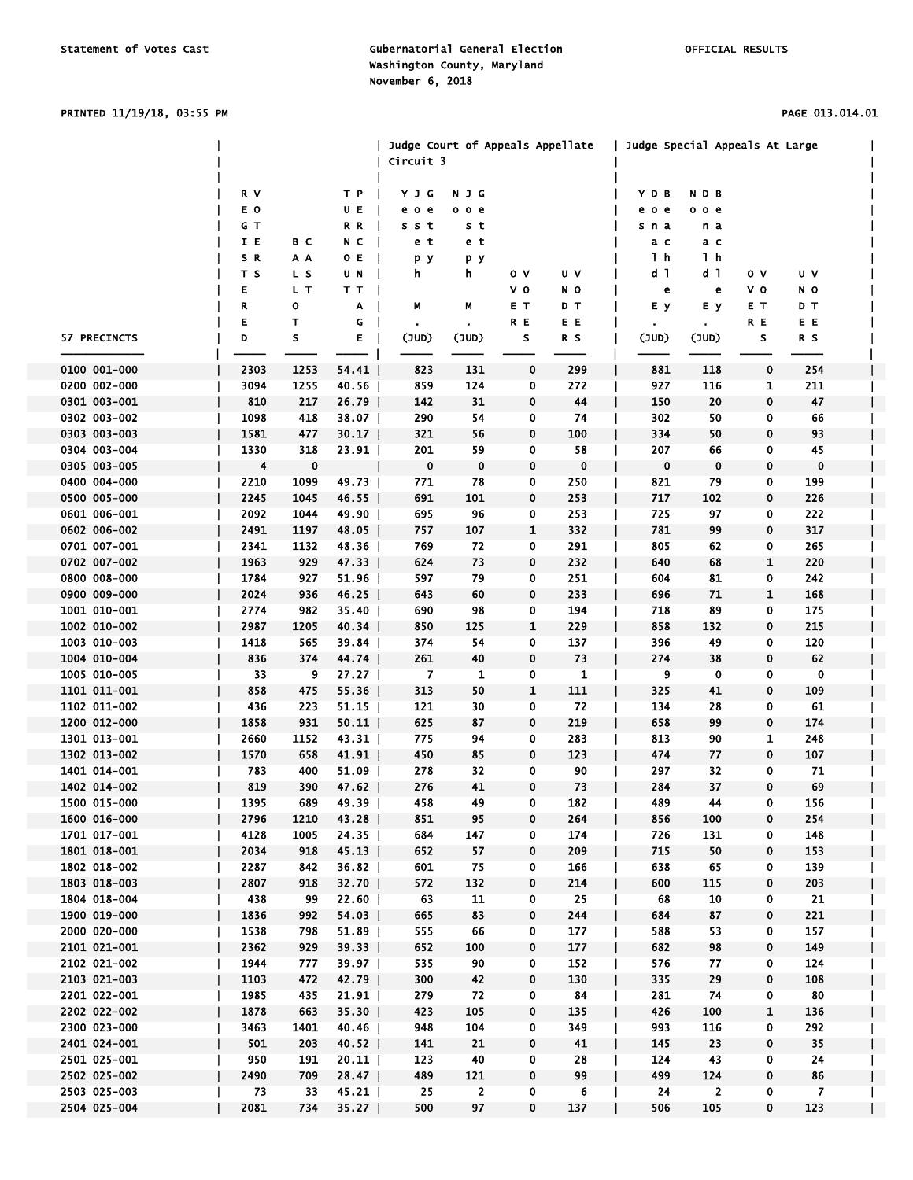Statement of Votes Cast

Gubernatorial General Election
Washington County, Maryland
November 6, 2018

OFFICIAL RESULTS

PRINTED 11/19/18, 03:55 PM

| 57 PRECINCTS | REGISTERED VOTERS | BALLOTS CAST | TURNOUT PERCENTAGE | Judge Court of Appeals Appellate Circuit 3 | | | | Judge Special Appeals At Large | | | |
|---|---|---|---|---|---|---|---|---|---|---|---|
| | | | | Yes Joseph M. Getty (JUD) | No Joseph M. Getty (JUD) | OVER VOTES | UNDER VOTES | Yes Donald E. Beachley (JUD) | No Donald E. Beachley (JUD) | OVER VOTES | UNDER VOTES |
| 0100 001-000 | 2303 | 1253 | 54.41 | 823 | 131 | 0 | 299 | 881 | 118 | 0 | 254 |
| 0200 002-000 | 3094 | 1255 | 40.56 | 859 | 124 | 0 | 272 | 927 | 116 | 1 | 211 |
| 0301 003-001 | 810 | 217 | 26.79 | 142 | 31 | 0 | 44 | 150 | 20 | 0 | 47 |
| 0302 003-002 | 1098 | 418 | 38.07 | 290 | 54 | 0 | 74 | 302 | 50 | 0 | 66 |
| 0303 003-003 | 1581 | 477 | 30.17 | 321 | 56 | 0 | 100 | 334 | 50 | 0 | 93 |
| 0304 003-004 | 1330 | 318 | 23.91 | 201 | 59 | 0 | 58 | 207 | 66 | 0 | 45 |
| 0305 003-005 | 4 | 0 | | 0 | 0 | 0 | 0 | 0 | 0 | 0 | 0 |
| 0400 004-000 | 2210 | 1099 | 49.73 | 771 | 78 | 0 | 250 | 821 | 79 | 0 | 199 |
| 0500 005-000 | 2245 | 1045 | 46.55 | 691 | 101 | 0 | 253 | 717 | 102 | 0 | 226 |
| 0601 006-001 | 2092 | 1044 | 49.90 | 695 | 96 | 0 | 253 | 725 | 97 | 0 | 222 |
| 0602 006-002 | 2491 | 1197 | 48.05 | 757 | 107 | 1 | 332 | 781 | 99 | 0 | 317 |
| 0701 007-001 | 2341 | 1132 | 48.36 | 769 | 72 | 0 | 291 | 805 | 62 | 0 | 265 |
| 0702 007-002 | 1963 | 929 | 47.33 | 624 | 73 | 0 | 232 | 640 | 68 | 1 | 220 |
| 0800 008-000 | 1784 | 927 | 51.96 | 597 | 79 | 0 | 251 | 604 | 81 | 0 | 242 |
| 0900 009-000 | 2024 | 936 | 46.25 | 643 | 60 | 0 | 233 | 696 | 71 | 1 | 168 |
| 1001 010-001 | 2774 | 982 | 35.40 | 690 | 98 | 0 | 194 | 718 | 89 | 0 | 175 |
| 1002 010-002 | 2987 | 1205 | 40.34 | 850 | 125 | 1 | 229 | 858 | 132 | 0 | 215 |
| 1003 010-003 | 1418 | 565 | 39.84 | 374 | 54 | 0 | 137 | 396 | 49 | 0 | 120 |
| 1004 010-004 | 836 | 374 | 44.74 | 261 | 40 | 0 | 73 | 274 | 38 | 0 | 62 |
| 1005 010-005 | 33 | 9 | 27.27 | 7 | 1 | 0 | 1 | 9 | 0 | 0 | 0 |
| 1101 011-001 | 858 | 475 | 55.36 | 313 | 50 | 1 | 111 | 325 | 41 | 0 | 109 |
| 1102 011-002 | 436 | 223 | 51.15 | 121 | 30 | 0 | 72 | 134 | 28 | 0 | 61 |
| 1200 012-000 | 1858 | 931 | 50.11 | 625 | 87 | 0 | 219 | 658 | 99 | 0 | 174 |
| 1301 013-001 | 2660 | 1152 | 43.31 | 775 | 94 | 0 | 283 | 813 | 90 | 1 | 248 |
| 1302 013-002 | 1570 | 658 | 41.91 | 450 | 85 | 0 | 123 | 474 | 77 | 0 | 107 |
| 1401 014-001 | 783 | 400 | 51.09 | 278 | 32 | 0 | 90 | 297 | 32 | 0 | 71 |
| 1402 014-002 | 819 | 390 | 47.62 | 276 | 41 | 0 | 73 | 284 | 37 | 0 | 69 |
| 1500 015-000 | 1395 | 689 | 49.39 | 458 | 49 | 0 | 182 | 489 | 44 | 0 | 156 |
| 1600 016-000 | 2796 | 1210 | 43.28 | 851 | 95 | 0 | 264 | 856 | 100 | 0 | 254 |
| 1701 017-001 | 4128 | 1005 | 24.35 | 684 | 147 | 0 | 174 | 726 | 131 | 0 | 148 |
| 1801 018-001 | 2034 | 918 | 45.13 | 652 | 57 | 0 | 209 | 715 | 50 | 0 | 153 |
| 1802 018-002 | 2287 | 842 | 36.82 | 601 | 75 | 0 | 166 | 638 | 65 | 0 | 139 |
| 1803 018-003 | 2807 | 918 | 32.70 | 572 | 132 | 0 | 214 | 600 | 115 | 0 | 203 |
| 1804 018-004 | 438 | 99 | 22.60 | 63 | 11 | 0 | 25 | 68 | 10 | 0 | 21 |
| 1900 019-000 | 1836 | 992 | 54.03 | 665 | 83 | 0 | 244 | 684 | 87 | 0 | 221 |
| 2000 020-000 | 1538 | 798 | 51.89 | 555 | 66 | 0 | 177 | 588 | 53 | 0 | 157 |
| 2101 021-001 | 2362 | 929 | 39.33 | 652 | 100 | 0 | 177 | 682 | 98 | 0 | 149 |
| 2102 021-002 | 1944 | 777 | 39.97 | 535 | 90 | 0 | 152 | 576 | 77 | 0 | 124 |
| 2103 021-003 | 1103 | 472 | 42.79 | 300 | 42 | 0 | 130 | 335 | 29 | 0 | 108 |
| 2201 022-001 | 1985 | 435 | 21.91 | 279 | 72 | 0 | 84 | 281 | 74 | 0 | 80 |
| 2202 022-002 | 1878 | 663 | 35.30 | 423 | 105 | 0 | 135 | 426 | 100 | 1 | 136 |
| 2300 023-000 | 3463 | 1401 | 40.46 | 948 | 104 | 0 | 349 | 993 | 116 | 0 | 292 |
| 2401 024-001 | 501 | 203 | 40.52 | 141 | 21 | 0 | 41 | 145 | 23 | 0 | 35 |
| 2501 025-001 | 950 | 191 | 20.11 | 123 | 40 | 0 | 28 | 124 | 43 | 0 | 24 |
| 2502 025-002 | 2490 | 709 | 28.47 | 489 | 121 | 0 | 99 | 499 | 124 | 0 | 86 |
| 2503 025-003 | 73 | 33 | 45.21 | 25 | 2 | 0 | 6 | 24 | 2 | 0 | 7 |
| 2504 025-004 | 2081 | 734 | 35.27 | 500 | 97 | 0 | 137 | 506 | 105 | 0 | 123 |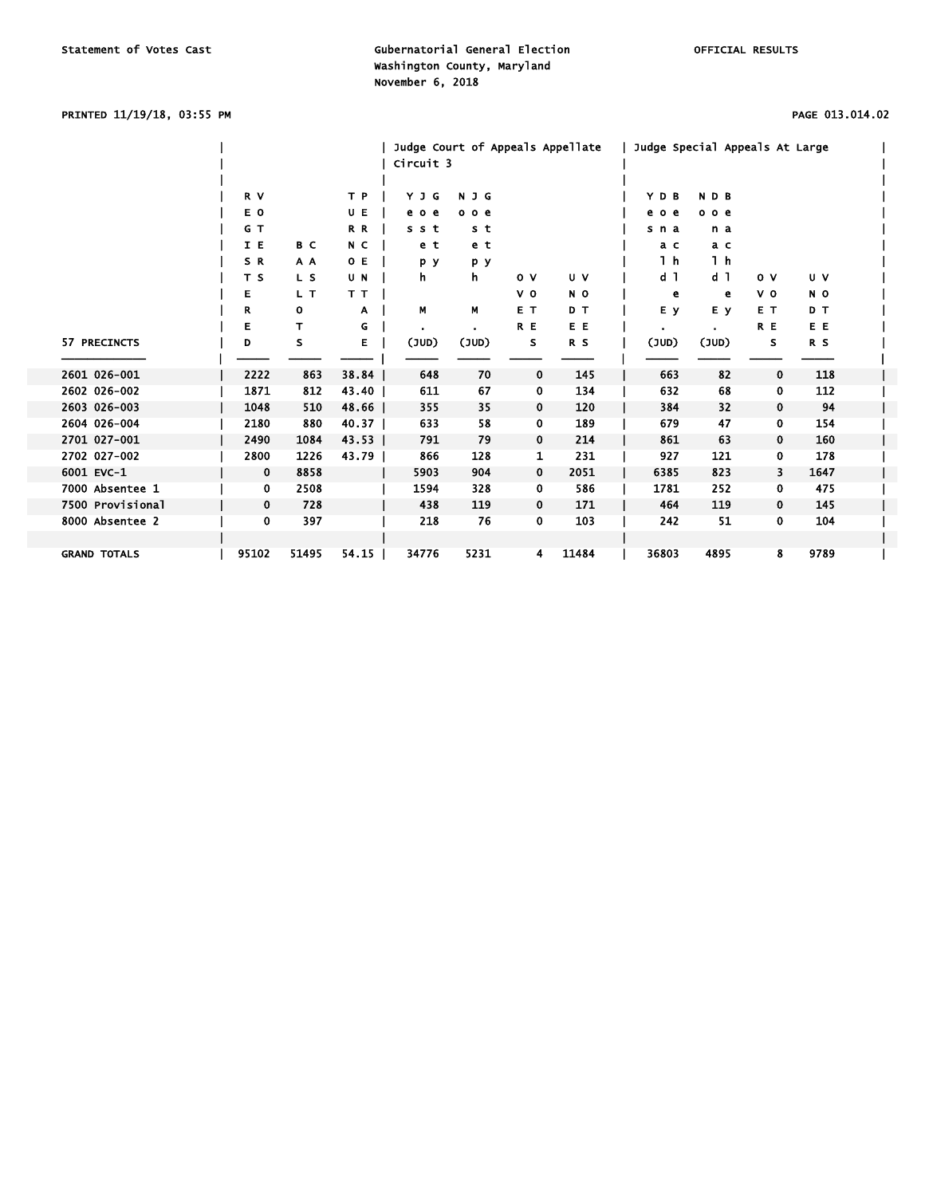Statement of Votes Cast

Gubernatorial General Election
Washington County, Maryland
November 6, 2018

OFFICIAL RESULTS

PRINTED 11/19/18, 03:55 PM

| 57 PRECINCTS | REGISTERED VOTERS | BALLOTS CAST | TURNOUT PERCENTAGE | Judge Court of Appeals Appellate Circuit 3 | | | | Judge Special Appeals At Large | | | |
|---|---|---|---|---|---|---|---|---|---|---|---|
| | | | | Yes Joseph M. Getty (JUD) | No Joseph M. Getty (JUD) | OVER VOTES | UNDER VOTES | Yes Donald E. Beachley (JUD) | No Donald E. Beachley (JUD) | OVER VOTES | UNDER VOTES |
| 2601 026-001 | 2222 | 863 | 38.84 | 648 | 70 | 0 | 145 | 663 | 82 | 0 | 118 |
| 2602 026-002 | 1871 | 812 | 43.40 | 611 | 67 | 0 | 134 | 632 | 68 | 0 | 112 |
| 2603 026-003 | 1048 | 510 | 48.66 | 355 | 35 | 0 | 120 | 384 | 32 | 0 | 94 |
| 2604 026-004 | 2180 | 880 | 40.37 | 633 | 58 | 0 | 189 | 679 | 47 | 0 | 154 |
| 2701 027-001 | 2490 | 1084 | 43.53 | 791 | 79 | 0 | 214 | 861 | 63 | 0 | 160 |
| 2702 027-002 | 2800 | 1226 | 43.79 | 866 | 128 | 1 | 231 | 927 | 121 | 0 | 178 |
| 6001 EVC-1 | 0 | 8858 | | 5903 | 904 | 0 | 2051 | 6385 | 823 | 3 | 1647 |
| 7000 Absentee 1 | 0 | 2508 | | 1594 | 328 | 0 | 586 | 1781 | 252 | 0 | 475 |
| 7500 Provisional | 0 | 728 | | 438 | 119 | 0 | 171 | 464 | 119 | 0 | 145 |
| 8000 Absentee 2 | 0 | 397 | | 218 | 76 | 0 | 103 | 242 | 51 | 0 | 104 |
| GRAND TOTALS | 95102 | 51495 | 54.15 | 34776 | 5231 | 4 | 11484 | 36803 | 4895 | 8 | 9789 |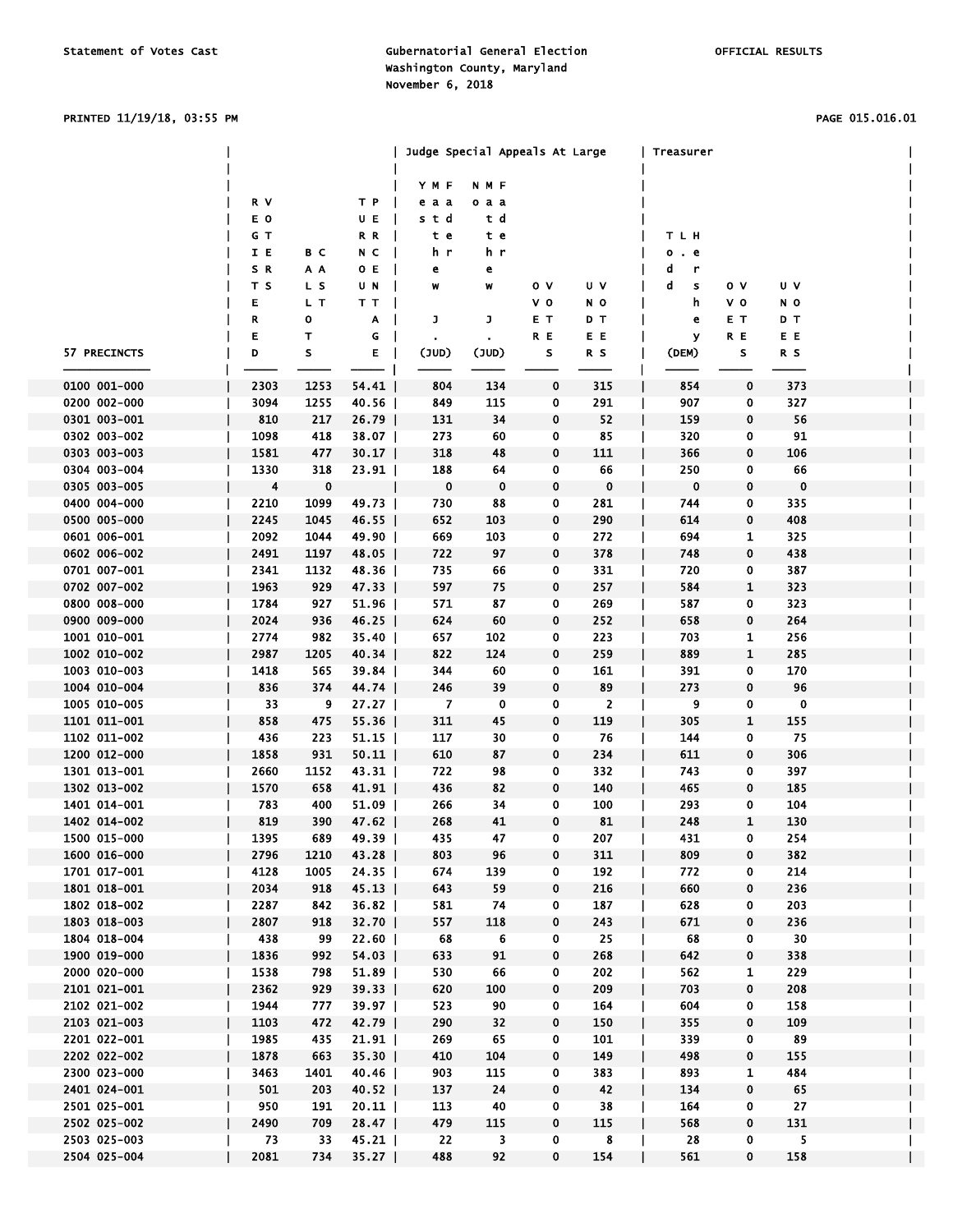Statement of Votes Cast

Gubernatorial General Election
Washington County, Maryland
November 6, 2018

OFFICIAL RESULTS

PRINTED 11/19/18, 03:55 PM

| 57 PRECINCTS | REGISTERED VOTERS | BALLOTS CAST | TURNOUT PERCENTAGE | Judge Special Appeals At Large: Yes Matthew J. (JUD) | Judge Special Appeals At Large: No Matthew J. (JUD) | OVER VOTES | UNDER VOTES | Treasurer: Todd L. Hershey (DEM) | OVER VOTES | UNDER VOTES |
|---|---|---|---|---|---|---|---|---|---|---|
| 0100 001-000 | 2303 | 1253 | 54.41 | 804 | 134 | 0 | 315 | 854 | 0 | 373 |
| 0200 002-000 | 3094 | 1255 | 40.56 | 849 | 115 | 0 | 291 | 907 | 0 | 327 |
| 0301 003-001 | 810 | 217 | 26.79 | 131 | 34 | 0 | 52 | 159 | 0 | 56 |
| 0302 003-002 | 1098 | 418 | 38.07 | 273 | 60 | 0 | 85 | 320 | 0 | 91 |
| 0303 003-003 | 1581 | 477 | 30.17 | 318 | 48 | 0 | 111 | 366 | 0 | 106 |
| 0304 003-004 | 1330 | 318 | 23.91 | 188 | 64 | 0 | 66 | 250 | 0 | 66 |
| 0305 003-005 | 4 | 0 | | 0 | 0 | 0 | 0 | 0 | 0 | 0 |
| 0400 004-000 | 2210 | 1099 | 49.73 | 730 | 88 | 0 | 281 | 744 | 0 | 335 |
| 0500 005-000 | 2245 | 1045 | 46.55 | 652 | 103 | 0 | 290 | 614 | 0 | 408 |
| 0601 006-001 | 2092 | 1044 | 49.90 | 669 | 103 | 0 | 272 | 694 | 1 | 325 |
| 0602 006-002 | 2491 | 1197 | 48.05 | 722 | 97 | 0 | 378 | 748 | 0 | 438 |
| 0701 007-001 | 2341 | 1132 | 48.36 | 735 | 66 | 0 | 331 | 720 | 0 | 387 |
| 0702 007-002 | 1963 | 929 | 47.33 | 597 | 75 | 0 | 257 | 584 | 1 | 323 |
| 0800 008-000 | 1784 | 927 | 51.96 | 571 | 87 | 0 | 269 | 587 | 0 | 323 |
| 0900 009-000 | 2024 | 936 | 46.25 | 624 | 60 | 0 | 252 | 658 | 0 | 264 |
| 1001 010-001 | 2774 | 982 | 35.40 | 657 | 102 | 0 | 223 | 703 | 1 | 256 |
| 1002 010-002 | 2987 | 1205 | 40.34 | 822 | 124 | 0 | 259 | 889 | 1 | 285 |
| 1003 010-003 | 1418 | 565 | 39.84 | 344 | 60 | 0 | 161 | 391 | 0 | 170 |
| 1004 010-004 | 836 | 374 | 44.74 | 246 | 39 | 0 | 89 | 273 | 0 | 96 |
| 1005 010-005 | 33 | 9 | 27.27 | 7 | 0 | 0 | 2 | 9 | 0 | 0 |
| 1101 011-001 | 858 | 475 | 55.36 | 311 | 45 | 0 | 119 | 305 | 1 | 155 |
| 1102 011-002 | 436 | 223 | 51.15 | 117 | 30 | 0 | 76 | 144 | 0 | 75 |
| 1200 012-000 | 1858 | 931 | 50.11 | 610 | 87 | 0 | 234 | 611 | 0 | 306 |
| 1301 013-001 | 2660 | 1152 | 43.31 | 722 | 98 | 0 | 332 | 743 | 0 | 397 |
| 1302 013-002 | 1570 | 658 | 41.91 | 436 | 82 | 0 | 140 | 465 | 0 | 185 |
| 1401 014-001 | 783 | 400 | 51.09 | 266 | 34 | 0 | 100 | 293 | 0 | 104 |
| 1402 014-002 | 819 | 390 | 47.62 | 268 | 41 | 0 | 81 | 248 | 1 | 130 |
| 1500 015-000 | 1395 | 689 | 49.39 | 435 | 47 | 0 | 207 | 431 | 0 | 254 |
| 1600 016-000 | 2796 | 1210 | 43.28 | 803 | 96 | 0 | 311 | 809 | 0 | 382 |
| 1701 017-001 | 4128 | 1005 | 24.35 | 674 | 139 | 0 | 192 | 772 | 0 | 214 |
| 1801 018-001 | 2034 | 918 | 45.13 | 643 | 59 | 0 | 216 | 660 | 0 | 236 |
| 1802 018-002 | 2287 | 842 | 36.82 | 581 | 74 | 0 | 187 | 628 | 0 | 203 |
| 1803 018-003 | 2807 | 918 | 32.70 | 557 | 118 | 0 | 243 | 671 | 0 | 236 |
| 1804 018-004 | 438 | 99 | 22.60 | 68 | 6 | 0 | 25 | 68 | 0 | 30 |
| 1900 019-000 | 1836 | 992 | 54.03 | 633 | 91 | 0 | 268 | 642 | 0 | 338 |
| 2000 020-000 | 1538 | 798 | 51.89 | 530 | 66 | 0 | 202 | 562 | 1 | 229 |
| 2101 021-001 | 2362 | 929 | 39.33 | 620 | 100 | 0 | 209 | 703 | 0 | 208 |
| 2102 021-002 | 1944 | 777 | 39.97 | 523 | 90 | 0 | 164 | 604 | 0 | 158 |
| 2103 021-003 | 1103 | 472 | 42.79 | 290 | 32 | 0 | 150 | 355 | 0 | 109 |
| 2201 022-001 | 1985 | 435 | 21.91 | 269 | 65 | 0 | 101 | 339 | 0 | 89 |
| 2202 022-002 | 1878 | 663 | 35.30 | 410 | 104 | 0 | 149 | 498 | 0 | 155 |
| 2300 023-000 | 3463 | 1401 | 40.46 | 903 | 115 | 0 | 383 | 893 | 1 | 484 |
| 2401 024-001 | 501 | 203 | 40.52 | 137 | 24 | 0 | 42 | 134 | 0 | 65 |
| 2501 025-001 | 950 | 191 | 20.11 | 113 | 40 | 0 | 38 | 164 | 0 | 27 |
| 2502 025-002 | 2490 | 709 | 28.47 | 479 | 115 | 0 | 115 | 568 | 0 | 131 |
| 2503 025-003 | 73 | 33 | 45.21 | 22 | 3 | 0 | 8 | 28 | 0 | 5 |
| 2504 025-004 | 2081 | 734 | 35.27 | 488 | 92 | 0 | 154 | 561 | 0 | 158 |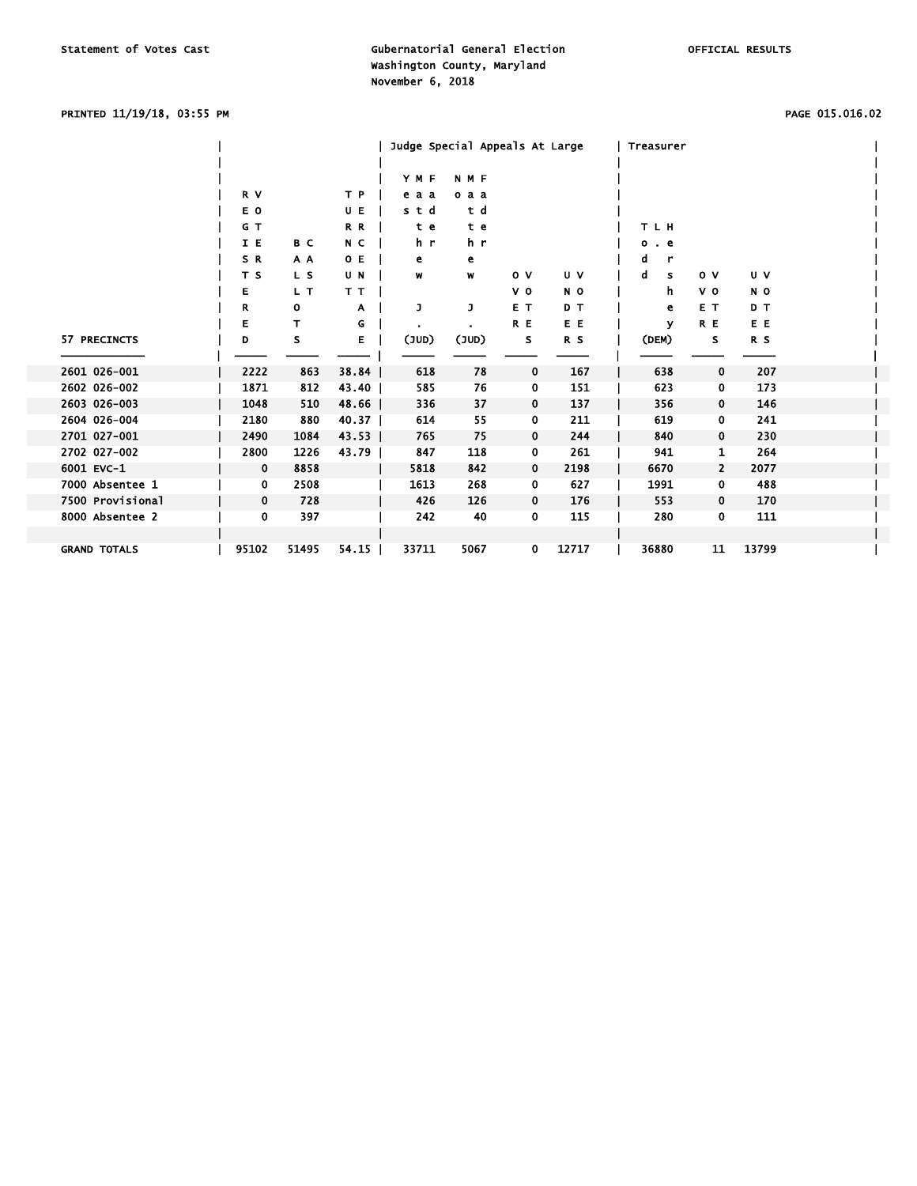Statement of Votes Cast

Gubernatorial General Election
Washington County, Maryland
November 6, 2018

OFFICIAL RESULTS

PRINTED 11/19/18, 03:55 PM

| 57 PRECINCTS | REGISTERED VOTERS | BALLOTS CAST | TURNOUT PERCENTAGE | Judge Special Appeals At Large: Yes Matthew J. (JUD) | No Matthew J. (JUD) | OVER VOTES | UNDER VOTES | Treasurer: Tod L. Hershey (DEM) | OVER VOTES | UNDER VOTES |
|---|---|---|---|---|---|---|---|---|---|---|
| 2601 026-001 | 2222 | 863 | 38.84 | 618 | 78 | 0 | 167 | 638 | 0 | 207 |
| 2602 026-002 | 1871 | 812 | 43.40 | 585 | 76 | 0 | 151 | 623 | 0 | 173 |
| 2603 026-003 | 1048 | 510 | 48.66 | 336 | 37 | 0 | 137 | 356 | 0 | 146 |
| 2604 026-004 | 2180 | 880 | 40.37 | 614 | 55 | 0 | 211 | 619 | 0 | 241 |
| 2701 027-001 | 2490 | 1084 | 43.53 | 765 | 75 | 0 | 244 | 840 | 0 | 230 |
| 2702 027-002 | 2800 | 1226 | 43.79 | 847 | 118 | 0 | 261 | 941 | 1 | 264 |
| 6001 EVC-1 | 0 | 8858 | | 5818 | 842 | 0 | 2198 | 6670 | 2 | 2077 |
| 7000 Absentee 1 | 0 | 2508 | | 1613 | 268 | 0 | 627 | 1991 | 0 | 488 |
| 7500 Provisional | 0 | 728 | | 426 | 126 | 0 | 176 | 553 | 0 | 170 |
| 8000 Absentee 2 | 0 | 397 | | 242 | 40 | 0 | 115 | 280 | 0 | 111 |
| GRAND TOTALS | 95102 | 51495 | 54.15 | 33711 | 5067 | 0 | 12717 | 36880 | 11 | 13799 |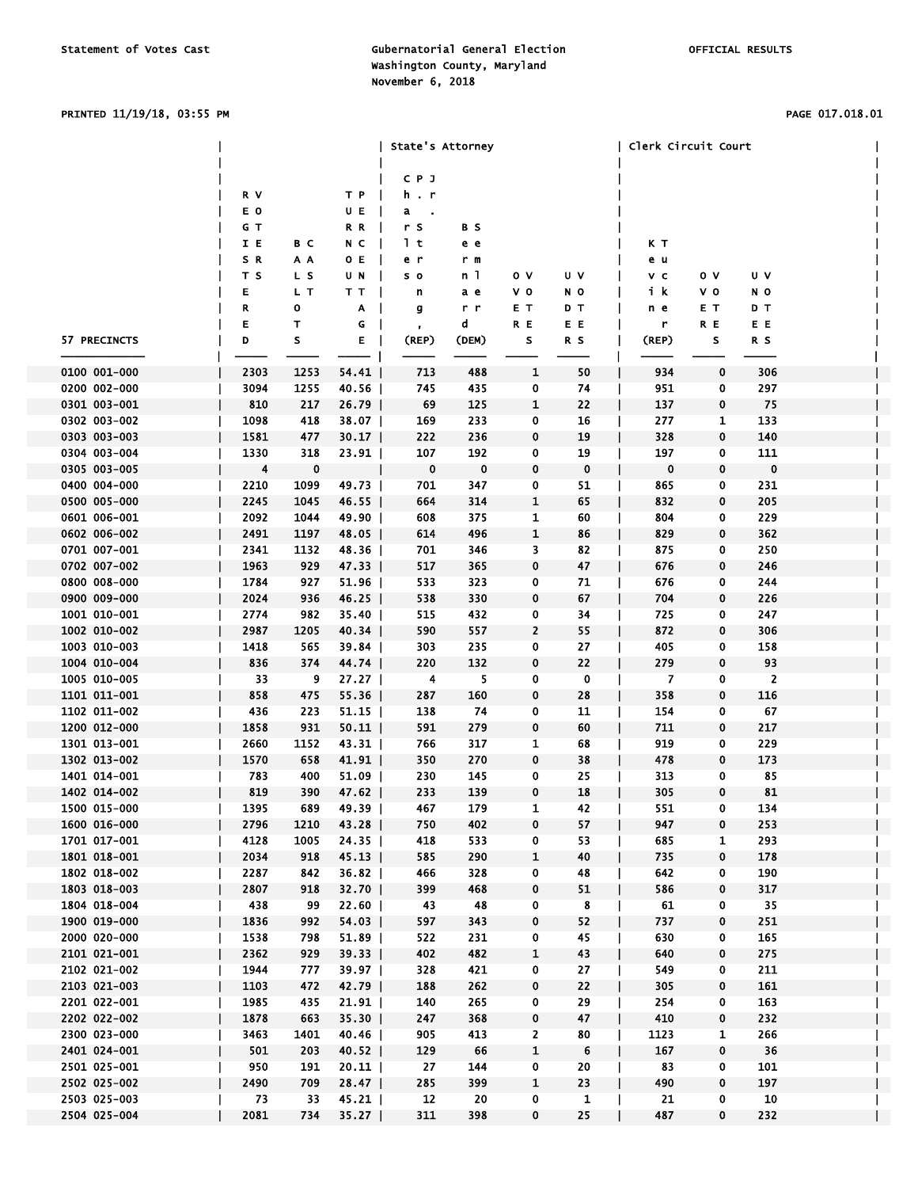Statement of Votes Cast

Gubernatorial General Election
Washington County, Maryland
November 6, 2018

OFFICIAL RESULTS

PRINTED 11/19/18, 03:55 PM

| 57 PRECINCTS | REGISTERED VOTERS | BALLOTS CAST | TURNOUT PERCENTAGE | State's Attorney: Charles P. Strong, Jr. (REP) | Bernard Semler (DEM) | OVER VOTES | UNDER VOTES | Clerk Circuit Court: Kevin Tucker (REP) | OVER VOTES | UNDER VOTES |
|---|---|---|---|---|---|---|---|---|---|---|
| 0100 001-000 | 2303 | 1253 | 54.41 | 713 | 488 | 1 | 50 | 934 | 0 | 306 |
| 0200 002-000 | 3094 | 1255 | 40.56 | 745 | 435 | 0 | 74 | 951 | 0 | 297 |
| 0301 003-001 | 810 | 217 | 26.79 | 69 | 125 | 1 | 22 | 137 | 0 | 75 |
| 0302 003-002 | 1098 | 418 | 38.07 | 169 | 233 | 0 | 16 | 277 | 1 | 133 |
| 0303 003-003 | 1581 | 477 | 30.17 | 222 | 236 | 0 | 19 | 328 | 0 | 140 |
| 0304 003-004 | 1330 | 318 | 23.91 | 107 | 192 | 0 | 19 | 197 | 0 | 111 |
| 0305 003-005 | 4 | 0 | | 0 | 0 | 0 | 0 | 0 | 0 | 0 |
| 0400 004-000 | 2210 | 1099 | 49.73 | 701 | 347 | 0 | 51 | 865 | 0 | 231 |
| 0500 005-000 | 2245 | 1045 | 46.55 | 664 | 314 | 1 | 65 | 832 | 0 | 205 |
| 0601 006-001 | 2092 | 1044 | 49.90 | 608 | 375 | 1 | 60 | 804 | 0 | 229 |
| 0602 006-002 | 2491 | 1197 | 48.05 | 614 | 496 | 1 | 86 | 829 | 0 | 362 |
| 0701 007-001 | 2341 | 1132 | 48.36 | 701 | 346 | 3 | 82 | 875 | 0 | 250 |
| 0702 007-002 | 1963 | 929 | 47.33 | 517 | 365 | 0 | 47 | 676 | 0 | 246 |
| 0800 008-000 | 1784 | 927 | 51.96 | 533 | 323 | 0 | 71 | 676 | 0 | 244 |
| 0900 009-000 | 2024 | 936 | 46.25 | 538 | 330 | 0 | 67 | 704 | 0 | 226 |
| 1001 010-001 | 2774 | 982 | 35.40 | 515 | 432 | 0 | 34 | 725 | 0 | 247 |
| 1002 010-002 | 2987 | 1205 | 40.34 | 590 | 557 | 2 | 55 | 872 | 0 | 306 |
| 1003 010-003 | 1418 | 565 | 39.84 | 303 | 235 | 0 | 27 | 405 | 0 | 158 |
| 1004 010-004 | 836 | 374 | 44.74 | 220 | 132 | 0 | 22 | 279 | 0 | 93 |
| 1005 010-005 | 33 | 9 | 27.27 | 4 | 5 | 0 | 0 | 7 | 0 | 2 |
| 1101 011-001 | 858 | 475 | 55.36 | 287 | 160 | 0 | 28 | 358 | 0 | 116 |
| 1102 011-002 | 436 | 223 | 51.15 | 138 | 74 | 0 | 11 | 154 | 0 | 67 |
| 1200 012-000 | 1858 | 931 | 50.11 | 591 | 279 | 0 | 60 | 711 | 0 | 217 |
| 1301 013-001 | 2660 | 1152 | 43.31 | 766 | 317 | 1 | 68 | 919 | 0 | 229 |
| 1302 013-002 | 1570 | 658 | 41.91 | 350 | 270 | 0 | 38 | 478 | 0 | 173 |
| 1401 014-001 | 783 | 400 | 51.09 | 230 | 145 | 0 | 25 | 313 | 0 | 85 |
| 1402 014-002 | 819 | 390 | 47.62 | 233 | 139 | 0 | 18 | 305 | 0 | 81 |
| 1500 015-000 | 1395 | 689 | 49.39 | 467 | 179 | 1 | 42 | 551 | 0 | 134 |
| 1600 016-000 | 2796 | 1210 | 43.28 | 750 | 402 | 0 | 57 | 947 | 0 | 253 |
| 1701 017-001 | 4128 | 1005 | 24.35 | 418 | 533 | 0 | 53 | 685 | 1 | 293 |
| 1801 018-001 | 2034 | 918 | 45.13 | 585 | 290 | 1 | 40 | 735 | 0 | 178 |
| 1802 018-002 | 2287 | 842 | 36.82 | 466 | 328 | 0 | 48 | 642 | 0 | 190 |
| 1803 018-003 | 2807 | 918 | 32.70 | 399 | 468 | 0 | 51 | 586 | 0 | 317 |
| 1804 018-004 | 438 | 99 | 22.60 | 43 | 48 | 0 | 8 | 61 | 0 | 35 |
| 1900 019-000 | 1836 | 992 | 54.03 | 597 | 343 | 0 | 52 | 737 | 0 | 251 |
| 2000 020-000 | 1538 | 798 | 51.89 | 522 | 231 | 0 | 45 | 630 | 0 | 165 |
| 2101 021-001 | 2362 | 929 | 39.33 | 402 | 482 | 1 | 43 | 640 | 0 | 275 |
| 2102 021-002 | 1944 | 777 | 39.97 | 328 | 421 | 0 | 27 | 549 | 0 | 211 |
| 2103 021-003 | 1103 | 472 | 42.79 | 188 | 262 | 0 | 22 | 305 | 0 | 161 |
| 2201 022-001 | 1985 | 435 | 21.91 | 140 | 265 | 0 | 29 | 254 | 0 | 163 |
| 2202 022-002 | 1878 | 663 | 35.30 | 247 | 368 | 0 | 47 | 410 | 0 | 232 |
| 2300 023-000 | 3463 | 1401 | 40.46 | 905 | 413 | 2 | 80 | 1123 | 1 | 266 |
| 2401 024-001 | 501 | 203 | 40.52 | 129 | 66 | 1 | 6 | 167 | 0 | 36 |
| 2501 025-001 | 950 | 191 | 20.11 | 27 | 144 | 0 | 20 | 83 | 0 | 101 |
| 2502 025-002 | 2490 | 709 | 28.47 | 285 | 399 | 1 | 23 | 490 | 0 | 197 |
| 2503 025-003 | 73 | 33 | 45.21 | 12 | 20 | 0 | 1 | 21 | 0 | 10 |
| 2504 025-004 | 2081 | 734 | 35.27 | 311 | 398 | 0 | 25 | 487 | 0 | 232 |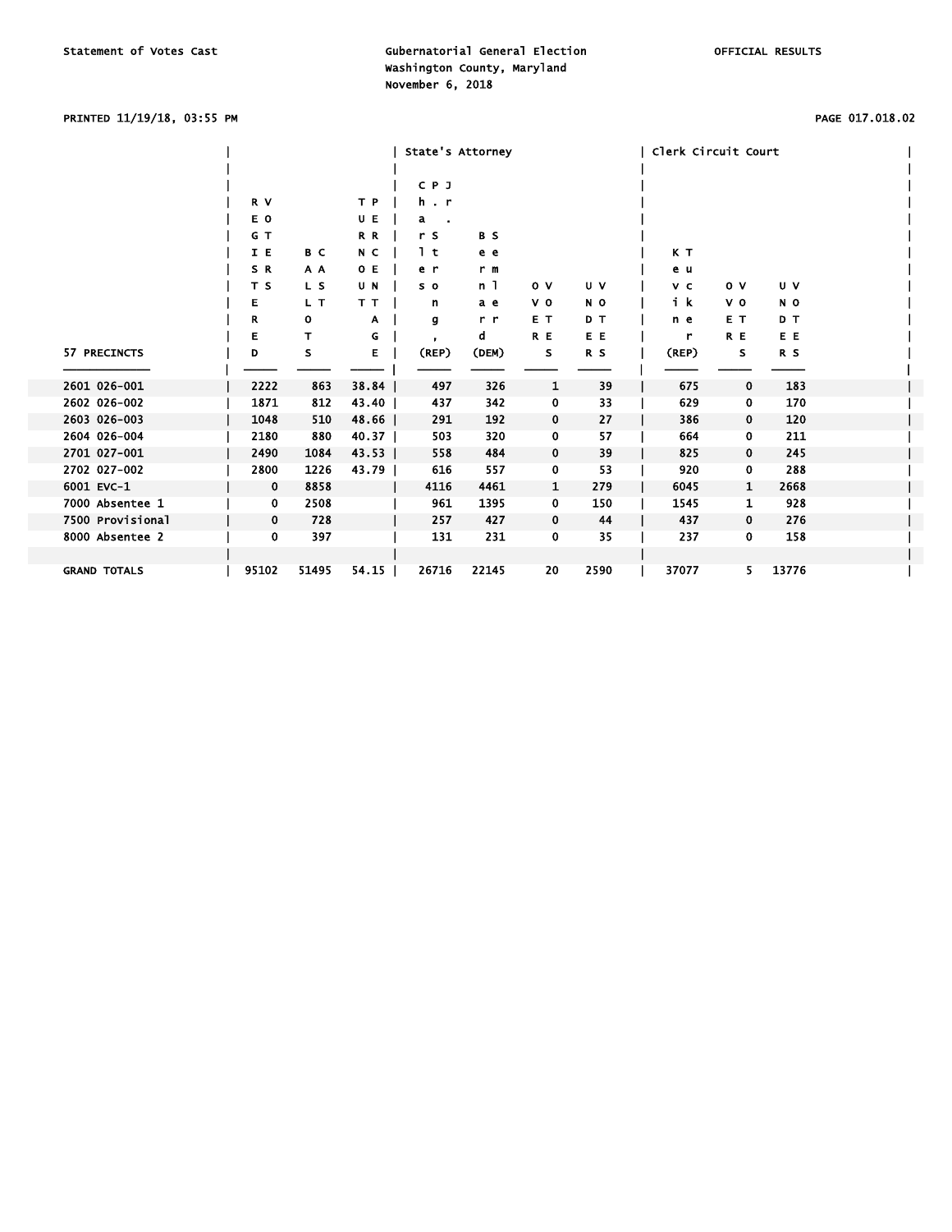Statement of Votes Cast

Gubernatorial General Election
Washington County, Maryland
November 6, 2018

OFFICIAL RESULTS

PRINTED 11/19/18, 03:55 PM

| 57 PRECINCTS | REGISTERED VOTERS | BALLOTS CAST | TURNOUT PERCENTAGE | State's Attorney Charles P. Strong, Jr. (REP) | State's Attorney Bernard Semler (DEM) | State's Attorney OVER VOTES | State's Attorney UNDER VOTES | Clerk Circuit Court Kevin Tucker (REP) | Clerk Circuit Court OVER VOTES | Clerk Circuit Court UNDER VOTES |
|---|---|---|---|---|---|---|---|---|---|---|
| 2601 026-001 | 2222 | 863 | 38.84 | 497 | 326 | 1 | 39 | 675 | 0 | 183 |
| 2602 026-002 | 1871 | 812 | 43.40 | 437 | 342 | 0 | 33 | 629 | 0 | 170 |
| 2603 026-003 | 1048 | 510 | 48.66 | 291 | 192 | 0 | 27 | 386 | 0 | 120 |
| 2604 026-004 | 2180 | 880 | 40.37 | 503 | 320 | 0 | 57 | 664 | 0 | 211 |
| 2701 027-001 | 2490 | 1084 | 43.53 | 558 | 484 | 0 | 39 | 825 | 0 | 245 |
| 2702 027-002 | 2800 | 1226 | 43.79 | 616 | 557 | 0 | 53 | 920 | 0 | 288 |
| 6001 EVC-1 | 0 | 8858 | | 4116 | 4461 | 1 | 279 | 6045 | 1 | 2668 |
| 7000 Absentee 1 | 0 | 2508 | | 961 | 1395 | 0 | 150 | 1545 | 1 | 928 |
| 7500 Provisional | 0 | 728 | | 257 | 427 | 0 | 44 | 437 | 0 | 276 |
| 8000 Absentee 2 | 0 | 397 | | 131 | 231 | 0 | 35 | 237 | 0 | 158 |
| GRAND TOTALS | 95102 | 51495 | 54.15 | 26716 | 22145 | 20 | 2590 | 37077 | 5 | 13776 |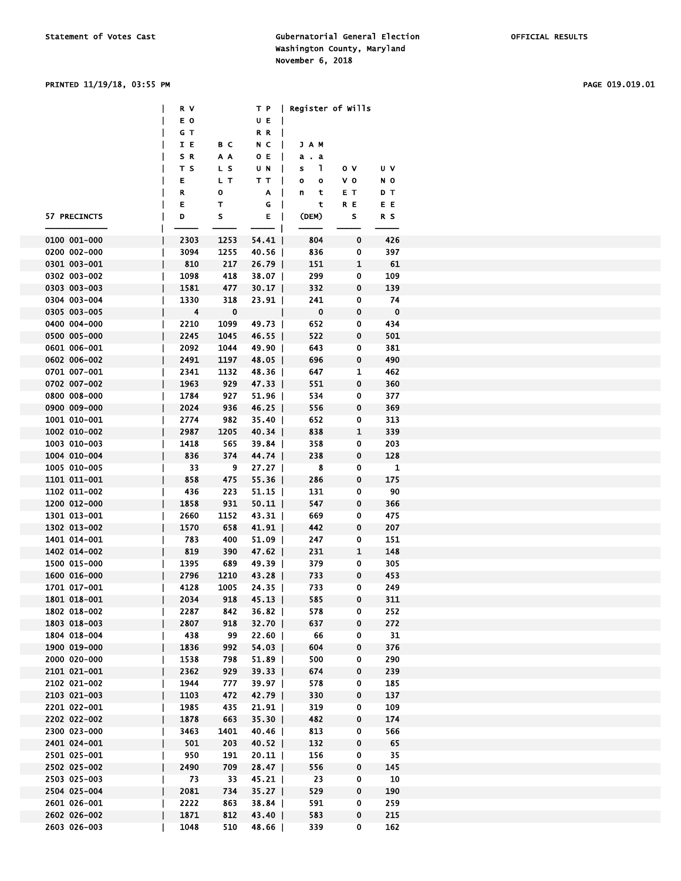Statement of Votes Cast

Gubernatorial General Election
Washington County, Maryland
November 6, 2018

OFFICIAL RESULTS

PRINTED 11/19/18, 03:55 PM

| 57 PRECINCTS | REGISTERED | BALLOTS | TURNOUT PERCENTAGE | Register of Wills: James Malott (DEM) | OVER VOTES | UNDER VOTES |
|---|---|---|---|---|---|---|
| 0100 001-000 | 2303 | 1253 | 54.41 | 804 | 0 | 426 |
| 0200 002-000 | 3094 | 1255 | 40.56 | 836 | 0 | 397 |
| 0301 003-001 | 810 | 217 | 26.79 | 151 | 1 | 61 |
| 0302 003-002 | 1098 | 418 | 38.07 | 299 | 0 | 109 |
| 0303 003-003 | 1581 | 477 | 30.17 | 332 | 0 | 139 |
| 0304 003-004 | 1330 | 318 | 23.91 | 241 | 0 | 74 |
| 0305 003-005 | 4 | 0 | | 0 | 0 | 0 |
| 0400 004-000 | 2210 | 1099 | 49.73 | 652 | 0 | 434 |
| 0500 005-000 | 2245 | 1045 | 46.55 | 522 | 0 | 501 |
| 0601 006-001 | 2092 | 1044 | 49.90 | 643 | 0 | 381 |
| 0602 006-002 | 2491 | 1197 | 48.05 | 696 | 0 | 490 |
| 0701 007-001 | 2341 | 1132 | 48.36 | 647 | 1 | 462 |
| 0702 007-002 | 1963 | 929 | 47.33 | 551 | 0 | 360 |
| 0800 008-000 | 1784 | 927 | 51.96 | 534 | 0 | 377 |
| 0900 009-000 | 2024 | 936 | 46.25 | 556 | 0 | 369 |
| 1001 010-001 | 2774 | 982 | 35.40 | 652 | 0 | 313 |
| 1002 010-002 | 2987 | 1205 | 40.34 | 838 | 1 | 339 |
| 1003 010-003 | 1418 | 565 | 39.84 | 358 | 0 | 203 |
| 1004 010-004 | 836 | 374 | 44.74 | 238 | 0 | 128 |
| 1005 010-005 | 33 | 9 | 27.27 | 8 | 0 | 1 |
| 1101 011-001 | 858 | 475 | 55.36 | 286 | 0 | 175 |
| 1102 011-002 | 436 | 223 | 51.15 | 131 | 0 | 90 |
| 1200 012-000 | 1858 | 931 | 50.11 | 547 | 0 | 366 |
| 1301 013-001 | 2660 | 1152 | 43.31 | 669 | 0 | 475 |
| 1302 013-002 | 1570 | 658 | 41.91 | 442 | 0 | 207 |
| 1401 014-001 | 783 | 400 | 51.09 | 247 | 0 | 151 |
| 1402 014-002 | 819 | 390 | 47.62 | 231 | 1 | 148 |
| 1500 015-000 | 1395 | 689 | 49.39 | 379 | 0 | 305 |
| 1600 016-000 | 2796 | 1210 | 43.28 | 733 | 0 | 453 |
| 1701 017-001 | 4128 | 1005 | 24.35 | 733 | 0 | 249 |
| 1801 018-001 | 2034 | 918 | 45.13 | 585 | 0 | 311 |
| 1802 018-002 | 2287 | 842 | 36.82 | 578 | 0 | 252 |
| 1803 018-003 | 2807 | 918 | 32.70 | 637 | 0 | 272 |
| 1804 018-004 | 438 | 99 | 22.60 | 66 | 0 | 31 |
| 1900 019-000 | 1836 | 992 | 54.03 | 604 | 0 | 376 |
| 2000 020-000 | 1538 | 798 | 51.89 | 500 | 0 | 290 |
| 2101 021-001 | 2362 | 929 | 39.33 | 674 | 0 | 239 |
| 2102 021-002 | 1944 | 777 | 39.97 | 578 | 0 | 185 |
| 2103 021-003 | 1103 | 472 | 42.79 | 330 | 0 | 137 |
| 2201 022-001 | 1985 | 435 | 21.91 | 319 | 0 | 109 |
| 2202 022-002 | 1878 | 663 | 35.30 | 482 | 0 | 174 |
| 2300 023-000 | 3463 | 1401 | 40.46 | 813 | 0 | 566 |
| 2401 024-001 | 501 | 203 | 40.52 | 132 | 0 | 65 |
| 2501 025-001 | 950 | 191 | 20.11 | 156 | 0 | 35 |
| 2502 025-002 | 2490 | 709 | 28.47 | 556 | 0 | 145 |
| 2503 025-003 | 73 | 33 | 45.21 | 23 | 0 | 10 |
| 2504 025-004 | 2081 | 734 | 35.27 | 529 | 0 | 190 |
| 2601 026-001 | 2222 | 863 | 38.84 | 591 | 0 | 259 |
| 2602 026-002 | 1871 | 812 | 43.40 | 583 | 0 | 215 |
| 2603 026-003 | 1048 | 510 | 48.66 | 339 | 0 | 162 |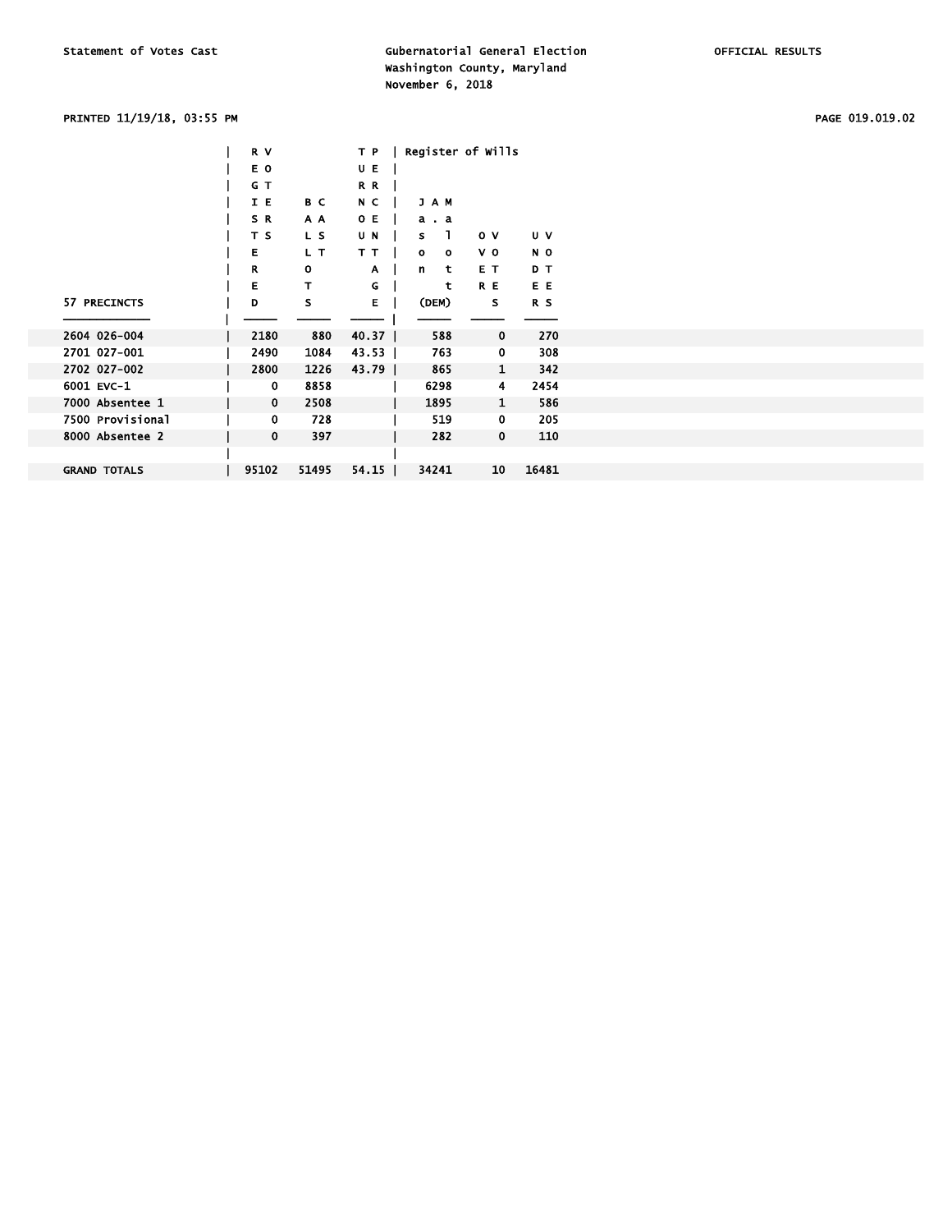Statement of Votes Cast

Gubernatorial General Election
Washington County, Maryland
November 6, 2018

OFFICIAL RESULTS

PRINTED 11/19/18, 03:55 PM

| 57 PRECINCTS | REGISTERED VOTERS | BALLOTS CAST | TURNOUT PERCENTAGE | Register of Wills<br>Jason M. Allott (DEM) | OVER VOTES | UNDER VOTES |
|---|---|---|---|---|---|---|
| 2604 026-004 | 2180 | 880 | 40.37 | 588 | 0 | 270 |
| 2701 027-001 | 2490 | 1084 | 43.53 | 763 | 0 | 308 |
| 2702 027-002 | 2800 | 1226 | 43.79 | 865 | 1 | 342 |
| 6001 EVC-1 | 0 | 8858 | | 6298 | 4 | 2454 |
| 7000 Absentee 1 | 0 | 2508 | | 1895 | 1 | 586 |
| 7500 Provisional | 0 | 728 | | 519 | 0 | 205 |
| 8000 Absentee 2 | 0 | 397 | | 282 | 0 | 110 |
| GRAND TOTALS | 95102 | 51495 | 54.15 | 34241 | 10 | 16481 |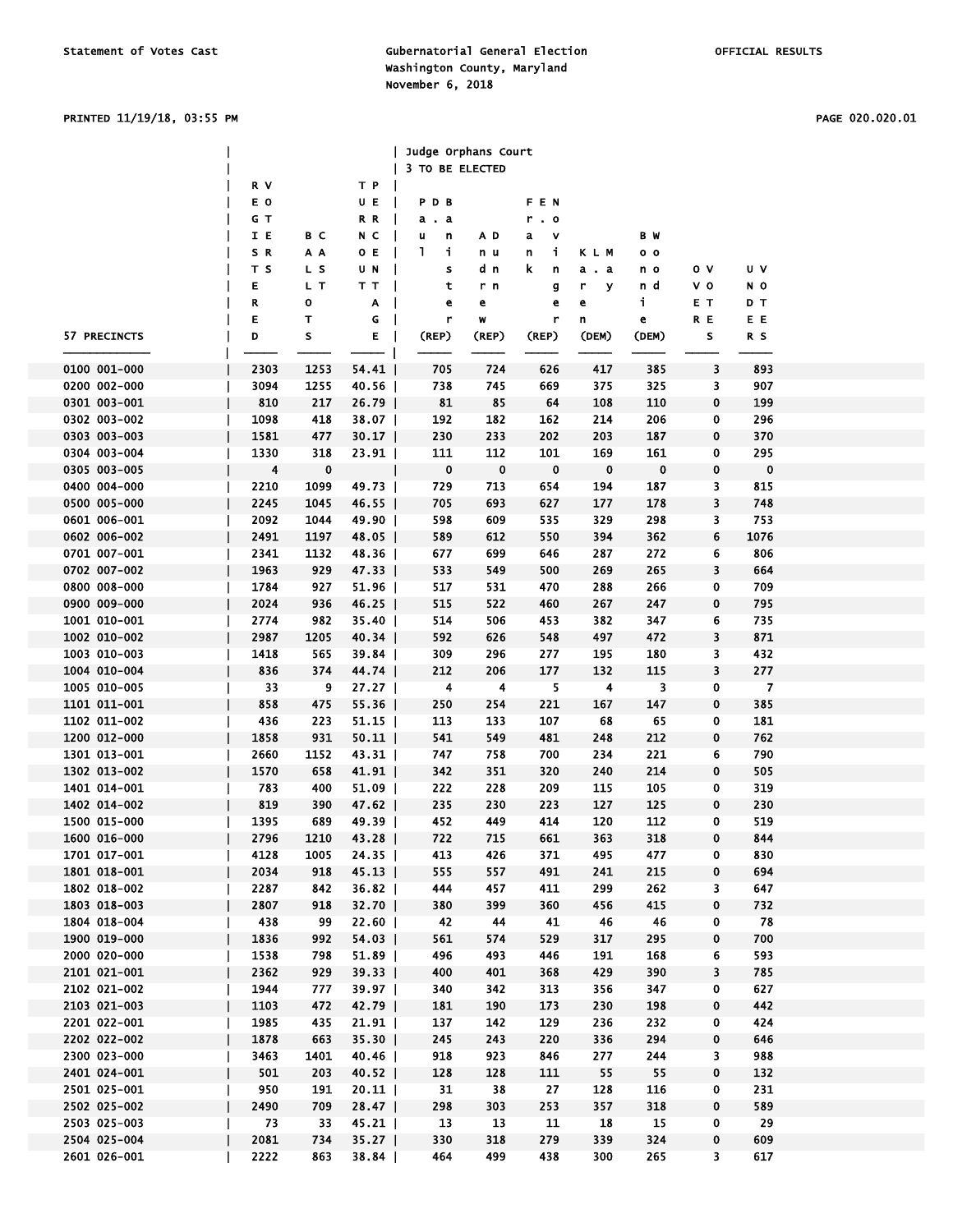Statement of Votes Cast

Gubernatorial General Election
Washington County, Maryland
November 6, 2018

OFFICIAL RESULTS

PRINTED 11/19/18, 03:55 PM

Judge Orphans Court
3 TO BE ELECTED

| 57 PRECINCTS | REGISTERED VOTERS | BALLOTS CAST | TURNOUT PERCENTAGE | Paul D. Bauni (REP) | Dan Stern Andrew (REP) | Frank E. Novinger (REP) | Karen Lyn May (DEM) | Brenda Woodie (DEM) | OVER VOTES | UNDER VOTES |
|---|---|---|---|---|---|---|---|---|---|---|
| 0100 001-000 | 2303 | 1253 | 54.41 | 705 | 724 | 626 | 417 | 385 | 3 | 893 |
| 0200 002-000 | 3094 | 1255 | 40.56 | 738 | 745 | 669 | 375 | 325 | 3 | 907 |
| 0301 003-001 | 810 | 217 | 26.79 | 81 | 85 | 64 | 108 | 110 | 0 | 199 |
| 0302 003-002 | 1098 | 418 | 38.07 | 192 | 182 | 162 | 214 | 206 | 0 | 296 |
| 0303 003-003 | 1581 | 477 | 30.17 | 230 | 233 | 202 | 203 | 187 | 0 | 370 |
| 0304 003-004 | 1330 | 318 | 23.91 | 111 | 112 | 101 | 169 | 161 | 0 | 295 |
| 0305 003-005 | 4 | 0 | | 0 | 0 | 0 | 0 | 0 | 0 | 0 |
| 0400 004-000 | 2210 | 1099 | 49.73 | 729 | 713 | 654 | 194 | 187 | 3 | 815 |
| 0500 005-000 | 2245 | 1045 | 46.55 | 705 | 693 | 627 | 177 | 178 | 3 | 748 |
| 0601 006-001 | 2092 | 1044 | 49.90 | 598 | 609 | 535 | 329 | 298 | 3 | 753 |
| 0602 006-002 | 2491 | 1197 | 48.05 | 589 | 612 | 550 | 394 | 362 | 6 | 1076 |
| 0701 007-001 | 2341 | 1132 | 48.36 | 677 | 699 | 646 | 287 | 272 | 6 | 806 |
| 0702 007-002 | 1963 | 929 | 47.33 | 533 | 549 | 500 | 269 | 265 | 3 | 664 |
| 0800 008-000 | 1784 | 927 | 51.96 | 517 | 531 | 470 | 288 | 266 | 0 | 709 |
| 0900 009-000 | 2024 | 936 | 46.25 | 515 | 522 | 460 | 267 | 247 | 0 | 795 |
| 1001 010-001 | 2774 | 982 | 35.40 | 514 | 506 | 453 | 382 | 347 | 6 | 735 |
| 1002 010-002 | 2987 | 1205 | 40.34 | 592 | 626 | 548 | 497 | 472 | 3 | 871 |
| 1003 010-003 | 1418 | 565 | 39.84 | 309 | 296 | 277 | 195 | 180 | 3 | 432 |
| 1004 010-004 | 836 | 374 | 44.74 | 212 | 206 | 177 | 132 | 115 | 3 | 277 |
| 1005 010-005 | 33 | 9 | 27.27 | 4 | 4 | 5 | 4 | 3 | 0 | 7 |
| 1101 011-001 | 858 | 475 | 55.36 | 250 | 254 | 221 | 167 | 147 | 0 | 385 |
| 1102 011-002 | 436 | 223 | 51.15 | 113 | 133 | 107 | 68 | 65 | 0 | 181 |
| 1200 012-000 | 1858 | 931 | 50.11 | 541 | 549 | 481 | 248 | 212 | 0 | 762 |
| 1301 013-001 | 2660 | 1152 | 43.31 | 747 | 758 | 700 | 234 | 221 | 6 | 790 |
| 1302 013-002 | 1570 | 658 | 41.91 | 342 | 351 | 320 | 240 | 214 | 0 | 505 |
| 1401 014-001 | 783 | 400 | 51.09 | 222 | 228 | 209 | 115 | 105 | 0 | 319 |
| 1402 014-002 | 819 | 390 | 47.62 | 235 | 230 | 223 | 127 | 125 | 0 | 230 |
| 1500 015-000 | 1395 | 689 | 49.39 | 452 | 449 | 414 | 120 | 112 | 0 | 519 |
| 1600 016-000 | 2796 | 1210 | 43.28 | 722 | 715 | 661 | 363 | 318 | 0 | 844 |
| 1701 017-001 | 4128 | 1005 | 24.35 | 413 | 426 | 371 | 495 | 477 | 0 | 830 |
| 1801 018-001 | 2034 | 918 | 45.13 | 555 | 557 | 491 | 241 | 215 | 0 | 694 |
| 1802 018-002 | 2287 | 842 | 36.82 | 444 | 457 | 411 | 299 | 262 | 3 | 647 |
| 1803 018-003 | 2807 | 918 | 32.70 | 380 | 399 | 360 | 456 | 415 | 0 | 732 |
| 1804 018-004 | 438 | 99 | 22.60 | 42 | 44 | 41 | 46 | 46 | 0 | 78 |
| 1900 019-000 | 1836 | 992 | 54.03 | 561 | 574 | 529 | 317 | 295 | 0 | 700 |
| 2000 020-000 | 1538 | 798 | 51.89 | 496 | 493 | 446 | 191 | 168 | 6 | 593 |
| 2101 021-001 | 2362 | 929 | 39.33 | 400 | 401 | 368 | 429 | 390 | 3 | 785 |
| 2102 021-002 | 1944 | 777 | 39.97 | 340 | 342 | 313 | 356 | 347 | 0 | 627 |
| 2103 021-003 | 1103 | 472 | 42.79 | 181 | 190 | 173 | 230 | 198 | 0 | 442 |
| 2201 022-001 | 1985 | 435 | 21.91 | 137 | 142 | 129 | 236 | 232 | 0 | 424 |
| 2202 022-002 | 1878 | 663 | 35.30 | 245 | 243 | 220 | 336 | 294 | 0 | 646 |
| 2300 023-000 | 3463 | 1401 | 40.46 | 918 | 923 | 846 | 277 | 244 | 3 | 988 |
| 2401 024-001 | 501 | 203 | 40.52 | 128 | 128 | 111 | 55 | 55 | 0 | 132 |
| 2501 025-001 | 950 | 191 | 20.11 | 31 | 38 | 27 | 128 | 116 | 0 | 231 |
| 2502 025-002 | 2490 | 709 | 28.47 | 298 | 303 | 253 | 357 | 318 | 0 | 589 |
| 2503 025-003 | 73 | 33 | 45.21 | 13 | 13 | 11 | 18 | 15 | 0 | 29 |
| 2504 025-004 | 2081 | 734 | 35.27 | 330 | 318 | 279 | 339 | 324 | 0 | 609 |
| 2601 026-001 | 2222 | 863 | 38.84 | 464 | 499 | 438 | 300 | 265 | 3 | 617 |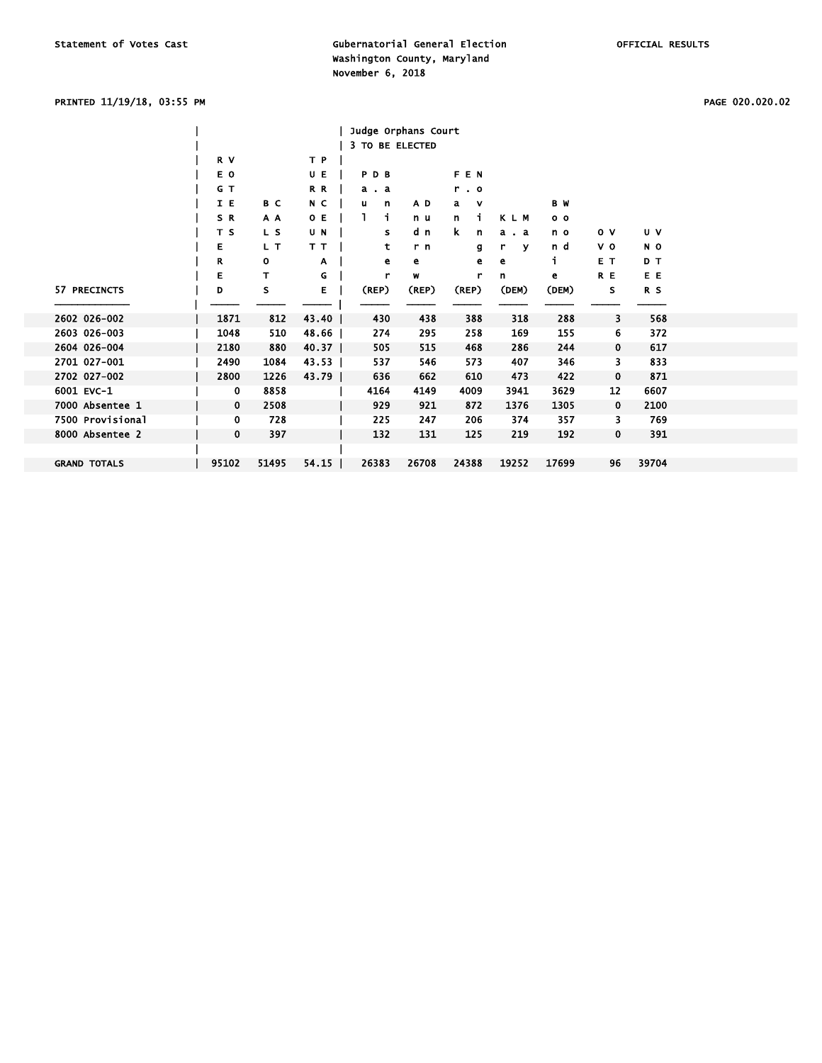Statement of Votes Cast

Gubernatorial General Election
Washington County, Maryland
November 6, 2018

OFFICIAL RESULTS

PRINTED 11/19/18, 03:55 PM

| 57 PRECINCTS | REGISTERED VOTERS | BALLOTS CAST | TURNOUT PERCENTAGE | Judge Orphans Court 3 TO BE ELECTED Paul D. Bauster (REP) | Andrew Dunn (REP) | Frank E. Novinger (REP) | Karen L. May (DEM) | Bonnie Woods (DEM) | OVER VOTES | UNDER VOTES |
|---|---|---|---|---|---|---|---|---|---|---|
| 2602 026-002 | 1871 | 812 | 43.40 | 430 | 438 | 388 | 318 | 288 | 3 | 568 |
| 2603 026-003 | 1048 | 510 | 48.66 | 274 | 295 | 258 | 169 | 155 | 6 | 372 |
| 2604 026-004 | 2180 | 880 | 40.37 | 505 | 515 | 468 | 286 | 244 | 0 | 617 |
| 2701 027-001 | 2490 | 1084 | 43.53 | 537 | 546 | 573 | 407 | 346 | 3 | 833 |
| 2702 027-002 | 2800 | 1226 | 43.79 | 636 | 662 | 610 | 473 | 422 | 0 | 871 |
| 6001 EVC-1 | 0 | 8858 | | 4164 | 4149 | 4009 | 3941 | 3629 | 12 | 6607 |
| 7000 Absentee 1 | 0 | 2508 | | 929 | 921 | 872 | 1376 | 1305 | 0 | 2100 |
| 7500 Provisional | 0 | 728 | | 225 | 247 | 206 | 374 | 357 | 3 | 769 |
| 8000 Absentee 2 | 0 | 397 | | 132 | 131 | 125 | 219 | 192 | 0 | 391 |
| GRAND TOTALS | 95102 | 51495 | 54.15 | 26383 | 26708 | 24388 | 19252 | 17699 | 96 | 39704 |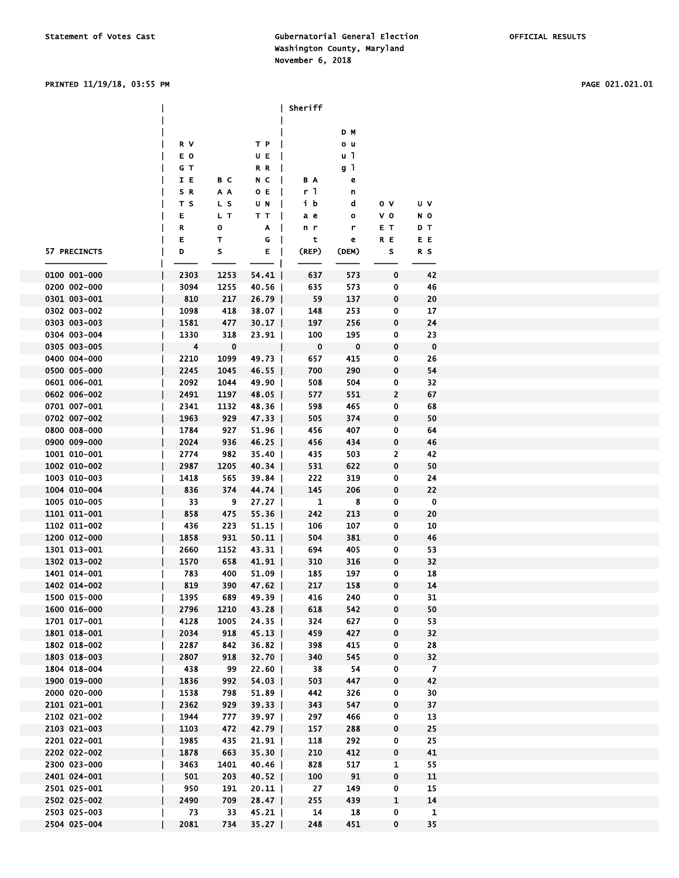Statement of Votes Cast

Gubernatorial General Election
Washington County, Maryland
November 6, 2018

OFFICIAL RESULTS

PRINTED 11/19/18, 03:55 PM

| 57 PRECINCTS | REGISTERED VOTERS | BALLOTS CAST | TURNOUT PERCENTAGE | Sheriff Brian Albert (REP) | Sheriff Doug Mullendore (DEM) | OVER VOTES | UNDER VOTES |
|---|---|---|---|---|---|---|---|
| 0100 001-000 | 2303 | 1253 | 54.41 | 637 | 573 | 0 | 42 |
| 0200 002-000 | 3094 | 1255 | 40.56 | 635 | 573 | 0 | 46 |
| 0301 003-001 | 810 | 217 | 26.79 | 59 | 137 | 0 | 20 |
| 0302 003-002 | 1098 | 418 | 38.07 | 148 | 253 | 0 | 17 |
| 0303 003-003 | 1581 | 477 | 30.17 | 197 | 256 | 0 | 24 |
| 0304 003-004 | 1330 | 318 | 23.91 | 100 | 195 | 0 | 23 |
| 0305 003-005 | 4 | 0 | | 0 | 0 | 0 | 0 |
| 0400 004-000 | 2210 | 1099 | 49.73 | 657 | 415 | 0 | 26 |
| 0500 005-000 | 2245 | 1045 | 46.55 | 700 | 290 | 0 | 54 |
| 0601 006-001 | 2092 | 1044 | 49.90 | 508 | 504 | 0 | 32 |
| 0602 006-002 | 2491 | 1197 | 48.05 | 577 | 551 | 2 | 67 |
| 0701 007-001 | 2341 | 1132 | 48.36 | 598 | 465 | 0 | 68 |
| 0702 007-002 | 1963 | 929 | 47.33 | 505 | 374 | 0 | 50 |
| 0800 008-000 | 1784 | 927 | 51.96 | 456 | 407 | 0 | 64 |
| 0900 009-000 | 2024 | 936 | 46.25 | 456 | 434 | 0 | 46 |
| 1001 010-001 | 2774 | 982 | 35.40 | 435 | 503 | 2 | 42 |
| 1002 010-002 | 2987 | 1205 | 40.34 | 531 | 622 | 0 | 50 |
| 1003 010-003 | 1418 | 565 | 39.84 | 222 | 319 | 0 | 24 |
| 1004 010-004 | 836 | 374 | 44.74 | 145 | 206 | 0 | 22 |
| 1005 010-005 | 33 | 9 | 27.27 | 1 | 8 | 0 | 0 |
| 1101 011-001 | 858 | 475 | 55.36 | 242 | 213 | 0 | 20 |
| 1102 011-002 | 436 | 223 | 51.15 | 106 | 107 | 0 | 10 |
| 1200 012-000 | 1858 | 931 | 50.11 | 504 | 381 | 0 | 46 |
| 1301 013-001 | 2660 | 1152 | 43.31 | 694 | 405 | 0 | 53 |
| 1302 013-002 | 1570 | 658 | 41.91 | 310 | 316 | 0 | 32 |
| 1401 014-001 | 783 | 400 | 51.09 | 185 | 197 | 0 | 18 |
| 1402 014-002 | 819 | 390 | 47.62 | 217 | 158 | 0 | 14 |
| 1500 015-000 | 1395 | 689 | 49.39 | 416 | 240 | 0 | 31 |
| 1600 016-000 | 2796 | 1210 | 43.28 | 618 | 542 | 0 | 50 |
| 1701 017-001 | 4128 | 1005 | 24.35 | 324 | 627 | 0 | 53 |
| 1801 018-001 | 2034 | 918 | 45.13 | 459 | 427 | 0 | 32 |
| 1802 018-002 | 2287 | 842 | 36.82 | 398 | 415 | 0 | 28 |
| 1803 018-003 | 2807 | 918 | 32.70 | 340 | 545 | 0 | 32 |
| 1804 018-004 | 438 | 99 | 22.60 | 38 | 54 | 0 | 7 |
| 1900 019-000 | 1836 | 992 | 54.03 | 503 | 447 | 0 | 42 |
| 2000 020-000 | 1538 | 798 | 51.89 | 442 | 326 | 0 | 30 |
| 2101 021-001 | 2362 | 929 | 39.33 | 343 | 547 | 0 | 37 |
| 2102 021-002 | 1944 | 777 | 39.97 | 297 | 466 | 0 | 13 |
| 2103 021-003 | 1103 | 472 | 42.79 | 157 | 288 | 0 | 25 |
| 2201 022-001 | 1985 | 435 | 21.91 | 118 | 292 | 0 | 25 |
| 2202 022-002 | 1878 | 663 | 35.30 | 210 | 412 | 0 | 41 |
| 2300 023-000 | 3463 | 1401 | 40.46 | 828 | 517 | 1 | 55 |
| 2401 024-001 | 501 | 203 | 40.52 | 100 | 91 | 0 | 11 |
| 2501 025-001 | 950 | 191 | 20.11 | 27 | 149 | 0 | 15 |
| 2502 025-002 | 2490 | 709 | 28.47 | 255 | 439 | 1 | 14 |
| 2503 025-003 | 73 | 33 | 45.21 | 14 | 18 | 0 | 1 |
| 2504 025-004 | 2081 | 734 | 35.27 | 248 | 451 | 0 | 35 |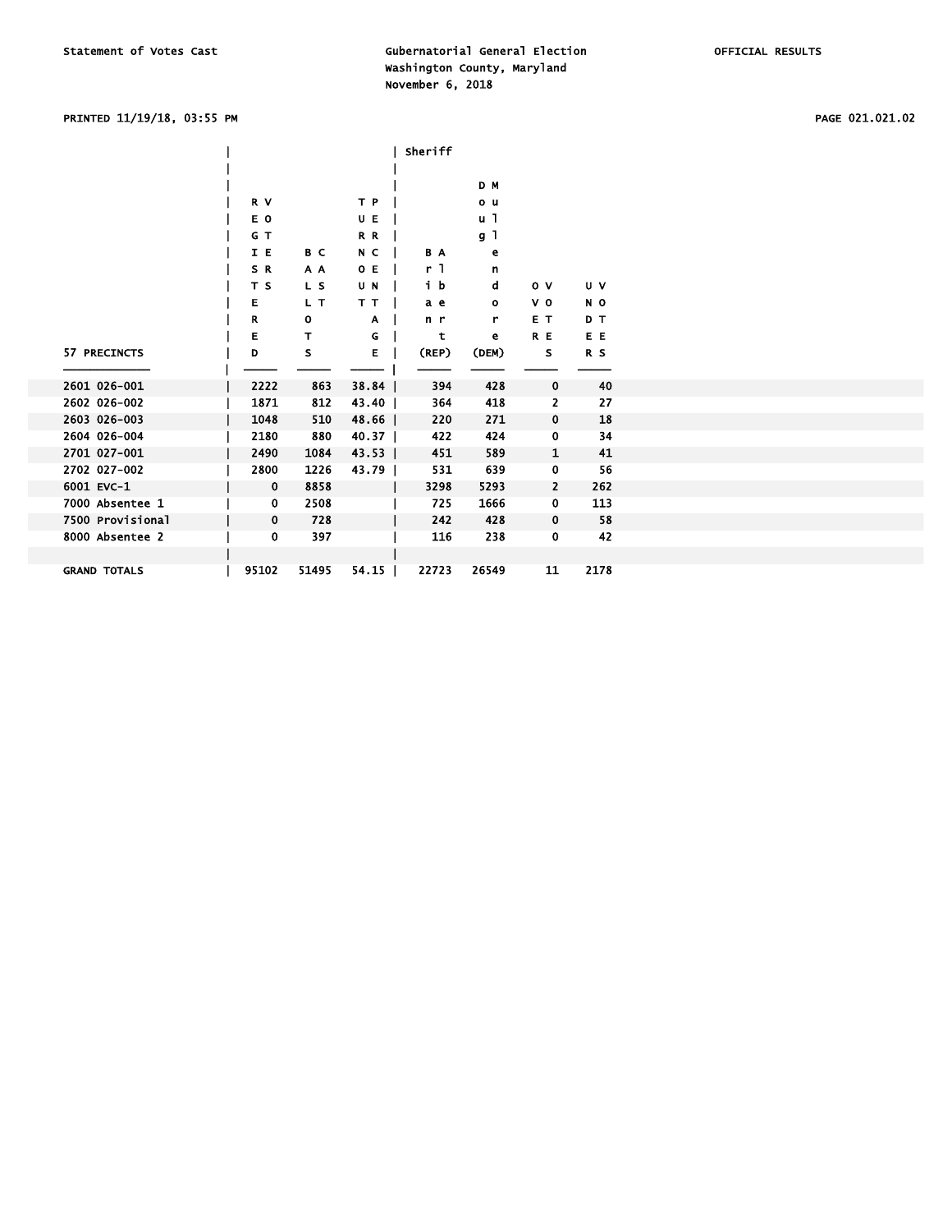Statement of Votes Cast

Gubernatorial General Election
Washington County, Maryland
November 6, 2018

OFFICIAL RESULTS

PRINTED 11/19/18, 03:55 PM

| 57 PRECINCTS | REGISTERED VOTERS | BALLOTS CAST | TURNOUT PERCENTAGE | Sheriff Brian Albert (REP) | Sheriff Doug Mullendore (DEM) | OVER VOTES | UNDER VOTES |
|---|---|---|---|---|---|---|---|
| 2601 026-001 | 2222 | 863 | 38.84 | 394 | 428 | 0 | 40 |
| 2602 026-002 | 1871 | 812 | 43.40 | 364 | 418 | 2 | 27 |
| 2603 026-003 | 1048 | 510 | 48.66 | 220 | 271 | 0 | 18 |
| 2604 026-004 | 2180 | 880 | 40.37 | 422 | 424 | 0 | 34 |
| 2701 027-001 | 2490 | 1084 | 43.53 | 451 | 589 | 1 | 41 |
| 2702 027-002 | 2800 | 1226 | 43.79 | 531 | 639 | 0 | 56 |
| 6001 EVC-1 | 0 | 8858 | | 3298 | 5293 | 2 | 262 |
| 7000 Absentee 1 | 0 | 2508 | | 725 | 1666 | 0 | 113 |
| 7500 Provisional | 0 | 728 | | 242 | 428 | 0 | 58 |
| 8000 Absentee 2 | 0 | 397 | | 116 | 238 | 0 | 42 |
| GRAND TOTALS | 95102 | 51495 | 54.15 | 22723 | 26549 | 11 | 2178 |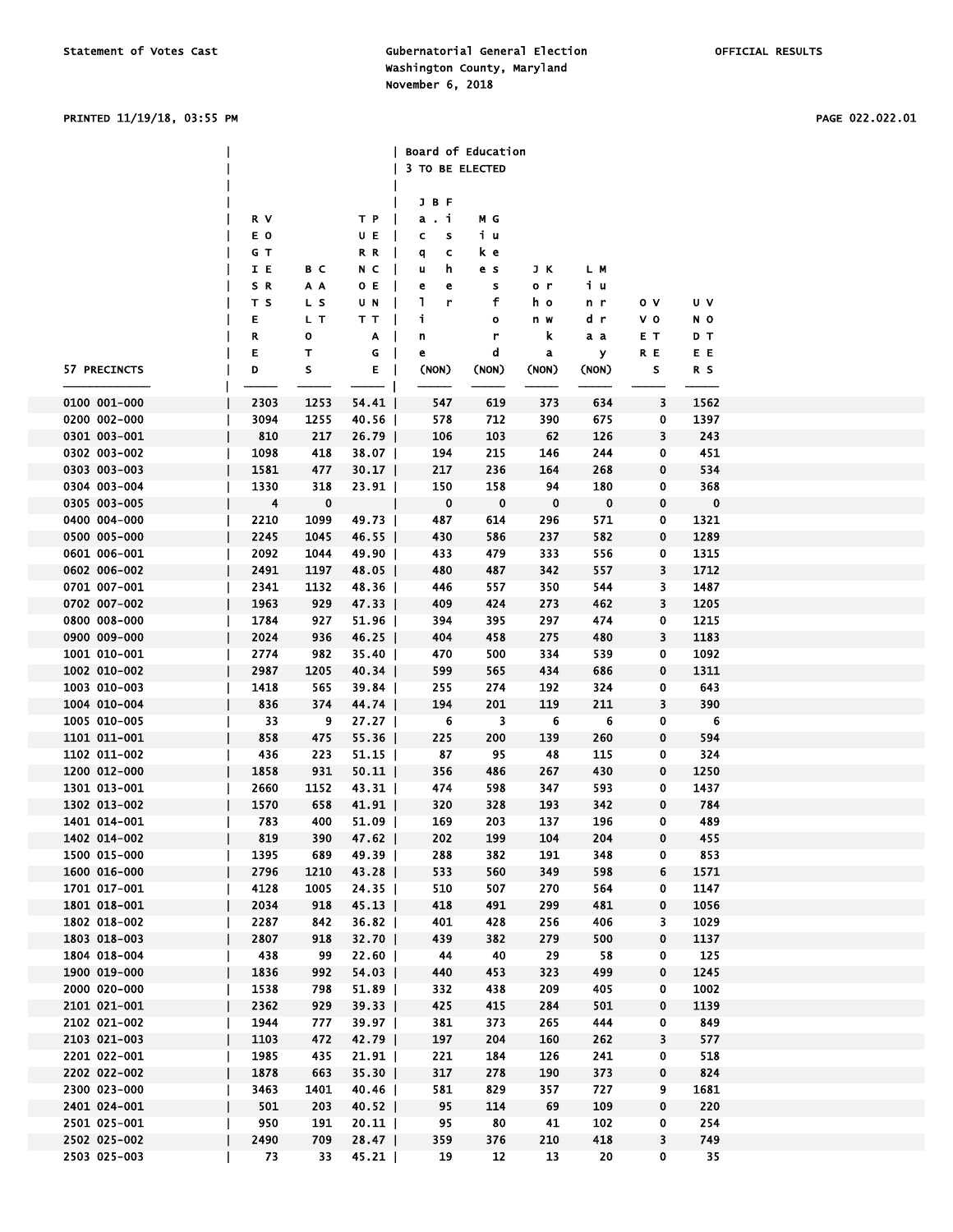Statement of Votes Cast

Gubernatorial General Election
Washington County, Maryland
November 6, 2018

OFFICIAL RESULTS

PRINTED 11/19/18, 03:55 PM

| | | | | Board of Education 3 TO BE ELECTED | | | | | |
|---|---|---|---|---|---|---|---|---|---|
| 57 PRECINCTS | REGISTERED VOTERS | BALLOTS CAST | TURNOUT PERCENTAGE | Jacqueline Fischer (NON) | Mike Guessford (NON) | John Krakow (NON) | Linda Murray (NON) | OVER VOTES | UNDER VOTES |
| 0100 001-000 | 2303 | 1253 | 54.41 | 547 | 619 | 373 | 634 | 3 | 1562 |
| 0200 002-000 | 3094 | 1255 | 40.56 | 578 | 712 | 390 | 675 | 0 | 1397 |
| 0301 003-001 | 810 | 217 | 26.79 | 106 | 103 | 62 | 126 | 3 | 243 |
| 0302 003-002 | 1098 | 418 | 38.07 | 194 | 215 | 146 | 244 | 0 | 451 |
| 0303 003-003 | 1581 | 477 | 30.17 | 217 | 236 | 164 | 268 | 0 | 534 |
| 0304 003-004 | 1330 | 318 | 23.91 | 150 | 158 | 94 | 180 | 0 | 368 |
| 0305 003-005 | 4 | 0 | | 0 | 0 | 0 | 0 | 0 | 0 |
| 0400 004-000 | 2210 | 1099 | 49.73 | 487 | 614 | 296 | 571 | 0 | 1321 |
| 0500 005-000 | 2245 | 1045 | 46.55 | 430 | 586 | 237 | 582 | 0 | 1289 |
| 0601 006-001 | 2092 | 1044 | 49.90 | 433 | 479 | 333 | 556 | 0 | 1315 |
| 0602 006-002 | 2491 | 1197 | 48.05 | 480 | 487 | 342 | 557 | 3 | 1712 |
| 0701 007-001 | 2341 | 1132 | 48.36 | 446 | 557 | 350 | 544 | 3 | 1487 |
| 0702 007-002 | 1963 | 929 | 47.33 | 409 | 424 | 273 | 462 | 3 | 1205 |
| 0800 008-000 | 1784 | 927 | 51.96 | 394 | 395 | 297 | 474 | 0 | 1215 |
| 0900 009-000 | 2024 | 936 | 46.25 | 404 | 458 | 275 | 480 | 3 | 1183 |
| 1001 010-001 | 2774 | 982 | 35.40 | 470 | 500 | 334 | 539 | 0 | 1092 |
| 1002 010-002 | 2987 | 1205 | 40.34 | 599 | 565 | 434 | 686 | 0 | 1311 |
| 1003 010-003 | 1418 | 565 | 39.84 | 255 | 274 | 192 | 324 | 0 | 643 |
| 1004 010-004 | 836 | 374 | 44.74 | 194 | 201 | 119 | 211 | 3 | 390 |
| 1005 010-005 | 33 | 9 | 27.27 | 6 | 3 | 6 | 6 | 0 | 6 |
| 1101 011-001 | 858 | 475 | 55.36 | 225 | 200 | 139 | 260 | 0 | 594 |
| 1102 011-002 | 436 | 223 | 51.15 | 87 | 95 | 48 | 115 | 0 | 324 |
| 1200 012-000 | 1858 | 931 | 50.11 | 356 | 486 | 267 | 430 | 0 | 1250 |
| 1301 013-001 | 2660 | 1152 | 43.31 | 474 | 598 | 347 | 593 | 0 | 1437 |
| 1302 013-002 | 1570 | 658 | 41.91 | 320 | 328 | 193 | 342 | 0 | 784 |
| 1401 014-001 | 783 | 400 | 51.09 | 169 | 203 | 137 | 196 | 0 | 489 |
| 1402 014-002 | 819 | 390 | 47.62 | 202 | 199 | 104 | 204 | 0 | 455 |
| 1500 015-000 | 1395 | 689 | 49.39 | 288 | 382 | 191 | 348 | 0 | 853 |
| 1600 016-000 | 2796 | 1210 | 43.28 | 533 | 560 | 349 | 598 | 6 | 1571 |
| 1701 017-001 | 4128 | 1005 | 24.35 | 510 | 507 | 270 | 564 | 0 | 1147 |
| 1801 018-001 | 2034 | 918 | 45.13 | 418 | 491 | 299 | 481 | 0 | 1056 |
| 1802 018-002 | 2287 | 842 | 36.82 | 401 | 428 | 256 | 406 | 3 | 1029 |
| 1803 018-003 | 2807 | 918 | 32.70 | 439 | 382 | 279 | 500 | 0 | 1137 |
| 1804 018-004 | 438 | 99 | 22.60 | 44 | 40 | 29 | 58 | 0 | 125 |
| 1900 019-000 | 1836 | 992 | 54.03 | 440 | 453 | 323 | 499 | 0 | 1245 |
| 2000 020-000 | 1538 | 798 | 51.89 | 332 | 438 | 209 | 405 | 0 | 1002 |
| 2101 021-001 | 2362 | 929 | 39.33 | 425 | 415 | 284 | 501 | 0 | 1139 |
| 2102 021-002 | 1944 | 777 | 39.97 | 381 | 373 | 265 | 444 | 0 | 849 |
| 2103 021-003 | 1103 | 472 | 42.79 | 197 | 204 | 160 | 262 | 3 | 577 |
| 2201 022-001 | 1985 | 435 | 21.91 | 221 | 184 | 126 | 241 | 0 | 518 |
| 2202 022-002 | 1878 | 663 | 35.30 | 317 | 278 | 190 | 373 | 0 | 824 |
| 2300 023-000 | 3463 | 1401 | 40.46 | 581 | 829 | 357 | 727 | 9 | 1681 |
| 2401 024-001 | 501 | 203 | 40.52 | 95 | 114 | 69 | 109 | 0 | 220 |
| 2501 025-001 | 950 | 191 | 20.11 | 95 | 80 | 41 | 102 | 0 | 254 |
| 2502 025-002 | 2490 | 709 | 28.47 | 359 | 376 | 210 | 418 | 3 | 749 |
| 2503 025-003 | 73 | 33 | 45.21 | 19 | 12 | 13 | 20 | 0 | 35 |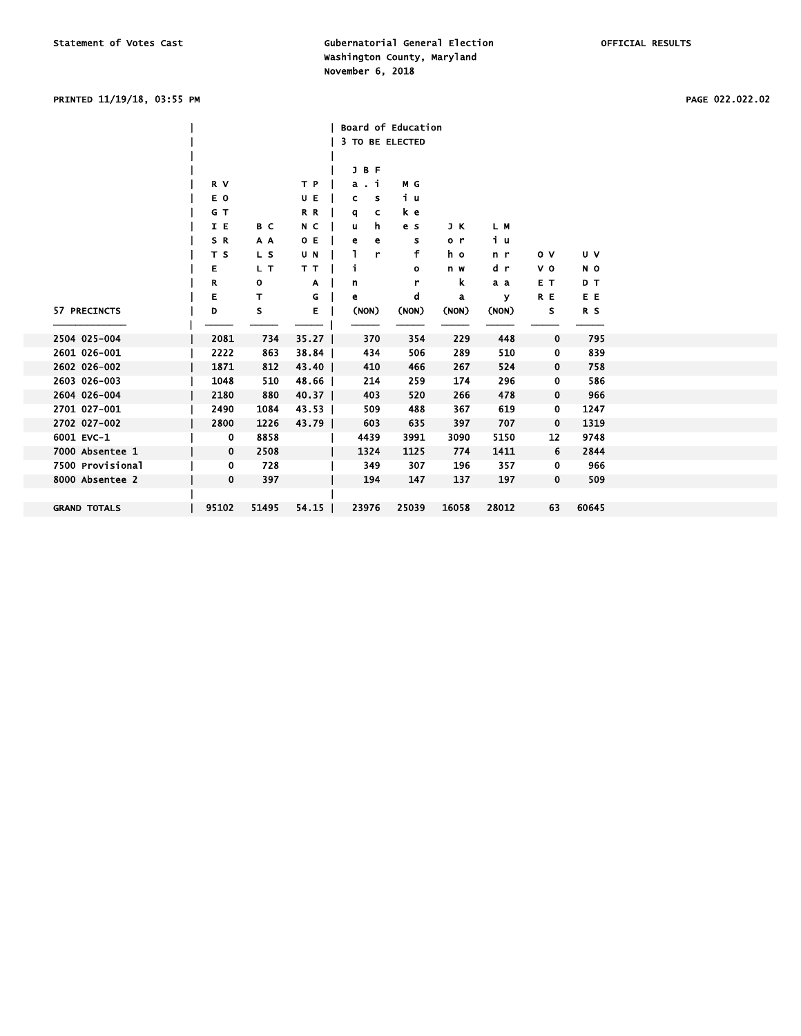Statement of Votes Cast

Gubernatorial General Election
Washington County, Maryland
November 6, 2018

OFFICIAL RESULTS

PRINTED 11/19/18, 03:55 PM

| 57 PRECINCTS | REGISTERED VOTERS | BALLOTS CAST | TURNOUT PERCENTAGE | Board of Education 3 TO BE ELECTED Jacqueline B. Fischer (NON) | Mike Guessford (NON) | John Krowka (NON) | Linda Murray (NON) | OVER VOTES | UNDER VOTES |
|---|---|---|---|---|---|---|---|---|---|
| 2504 025-004 | 2081 | 734 | 35.27 | 370 | 354 | 229 | 448 | 0 | 795 |
| 2601 026-001 | 2222 | 863 | 38.84 | 434 | 506 | 289 | 510 | 0 | 839 |
| 2602 026-002 | 1871 | 812 | 43.40 | 410 | 466 | 267 | 524 | 0 | 758 |
| 2603 026-003 | 1048 | 510 | 48.66 | 214 | 259 | 174 | 296 | 0 | 586 |
| 2604 026-004 | 2180 | 880 | 40.37 | 403 | 520 | 266 | 478 | 0 | 966 |
| 2701 027-001 | 2490 | 1084 | 43.53 | 509 | 488 | 367 | 619 | 0 | 1247 |
| 2702 027-002 | 2800 | 1226 | 43.79 | 603 | 635 | 397 | 707 | 0 | 1319 |
| 6001 EVC-1 | 0 | 8858 | | 4439 | 3991 | 3090 | 5150 | 12 | 9748 |
| 7000 Absentee 1 | 0 | 2508 | | 1324 | 1125 | 774 | 1411 | 6 | 2844 |
| 7500 Provisional | 0 | 728 | | 349 | 307 | 196 | 357 | 0 | 966 |
| 8000 Absentee 2 | 0 | 397 | | 194 | 147 | 137 | 197 | 0 | 509 |
| GRAND TOTALS | 95102 | 51495 | 54.15 | 23976 | 25039 | 16058 | 28012 | 63 | 60645 |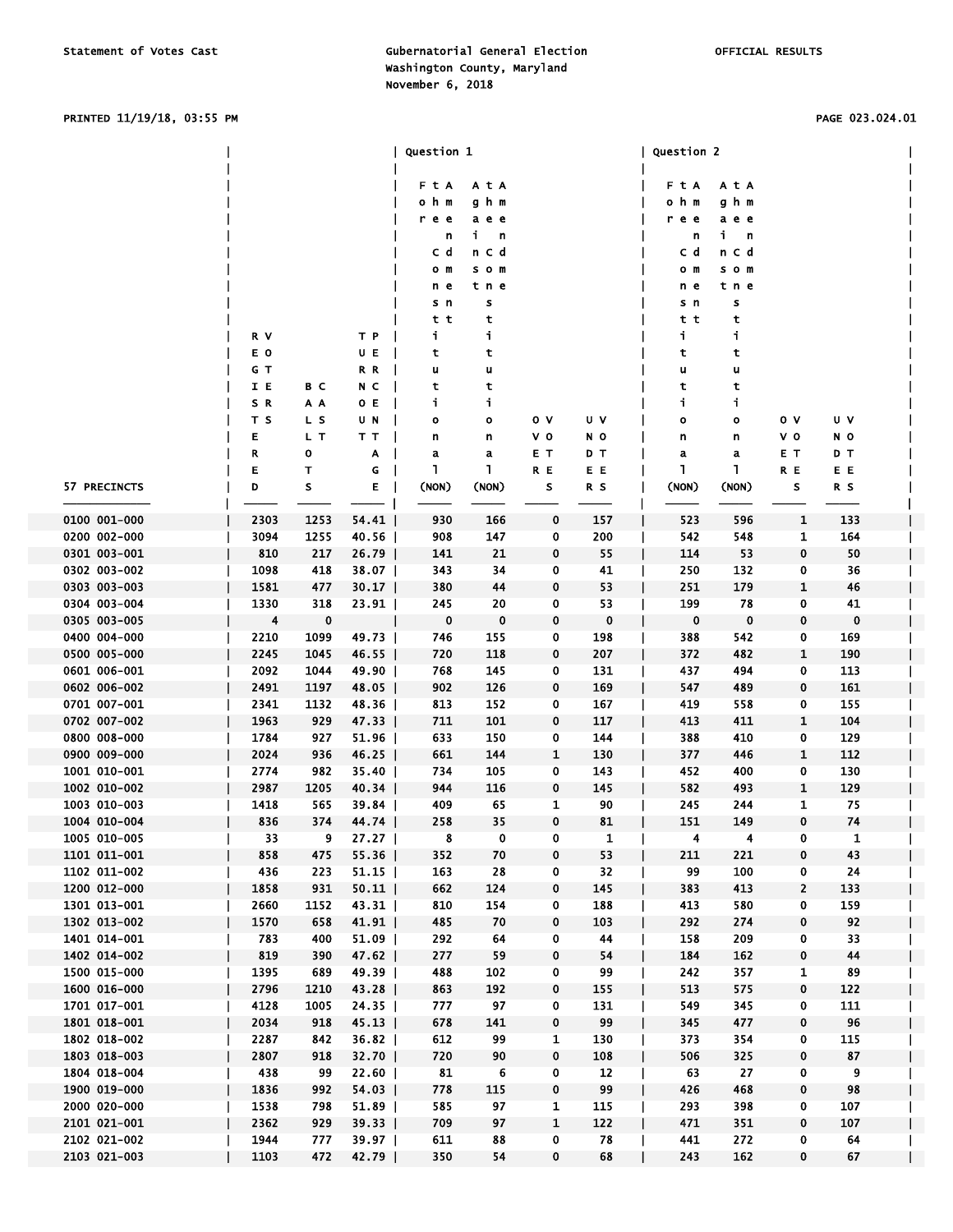Statement of Votes Cast

Gubernatorial General Election
Washington County, Maryland
November 6, 2018

OFFICIAL RESULTS

PRINTED 11/19/18, 03:55 PM

PAGE 023.024.01

| | | | | Question 1 | | | | Question 2 | | | |
|---|---|---|---|---|---|---|---|---|---|---|---|
| 57 PRECINCTS | REGISTERED VOTERS | BALLOTS CAST | TURNOUT PERCENTAGE | For the Constitutional Amendment (NON) | Against the Constitutional Amendment (NON) | OVER VOTES | UNDER VOTES | For the Constitutional Amendment (NON) | Against the Constitutional Amendment (NON) | OVER VOTES | UNDER VOTES |
| 0100 001-000 | 2303 | 1253 | 54.41 | 930 | 166 | 0 | 157 | 523 | 596 | 1 | 133 |
| 0200 002-000 | 3094 | 1255 | 40.56 | 908 | 147 | 0 | 200 | 542 | 548 | 1 | 164 |
| 0301 003-001 | 810 | 217 | 26.79 | 141 | 21 | 0 | 55 | 114 | 53 | 0 | 50 |
| 0302 003-002 | 1098 | 418 | 38.07 | 343 | 34 | 0 | 41 | 250 | 132 | 0 | 36 |
| 0303 003-003 | 1581 | 477 | 30.17 | 380 | 44 | 0 | 53 | 251 | 179 | 1 | 46 |
| 0304 003-004 | 1330 | 318 | 23.91 | 245 | 20 | 0 | 53 | 199 | 78 | 0 | 41 |
| 0305 003-005 | 4 | 0 | | 0 | 0 | 0 | 0 | 0 | 0 | 0 | 0 |
| 0400 004-000 | 2210 | 1099 | 49.73 | 746 | 155 | 0 | 198 | 388 | 542 | 0 | 169 |
| 0500 005-000 | 2245 | 1045 | 46.55 | 720 | 118 | 0 | 207 | 372 | 482 | 1 | 190 |
| 0601 006-001 | 2092 | 1044 | 49.90 | 768 | 145 | 0 | 131 | 437 | 494 | 0 | 113 |
| 0602 006-002 | 2491 | 1197 | 48.05 | 902 | 126 | 0 | 169 | 547 | 489 | 0 | 161 |
| 0701 007-001 | 2341 | 1132 | 48.36 | 813 | 152 | 0 | 167 | 419 | 558 | 0 | 155 |
| 0702 007-002 | 1963 | 929 | 47.33 | 711 | 101 | 0 | 117 | 413 | 411 | 1 | 104 |
| 0800 008-000 | 1784 | 927 | 51.96 | 633 | 150 | 0 | 144 | 388 | 410 | 0 | 129 |
| 0900 009-000 | 2024 | 936 | 46.25 | 661 | 144 | 1 | 130 | 377 | 446 | 1 | 112 |
| 1001 010-001 | 2774 | 982 | 35.40 | 734 | 105 | 0 | 143 | 452 | 400 | 0 | 130 |
| 1002 010-002 | 2987 | 1205 | 40.34 | 944 | 116 | 0 | 145 | 582 | 493 | 1 | 129 |
| 1003 010-003 | 1418 | 565 | 39.84 | 409 | 65 | 1 | 90 | 245 | 244 | 1 | 75 |
| 1004 010-004 | 836 | 374 | 44.74 | 258 | 35 | 0 | 81 | 151 | 149 | 0 | 74 |
| 1005 010-005 | 33 | 9 | 27.27 | 8 | 0 | 0 | 1 | 4 | 4 | 0 | 1 |
| 1101 011-001 | 858 | 475 | 55.36 | 352 | 70 | 0 | 53 | 211 | 221 | 0 | 43 |
| 1102 011-002 | 436 | 223 | 51.15 | 163 | 28 | 0 | 32 | 99 | 100 | 0 | 24 |
| 1200 012-000 | 1858 | 931 | 50.11 | 662 | 124 | 0 | 145 | 383 | 413 | 2 | 133 |
| 1301 013-001 | 2660 | 1152 | 43.31 | 810 | 154 | 0 | 188 | 413 | 580 | 0 | 159 |
| 1302 013-002 | 1570 | 658 | 41.91 | 485 | 70 | 0 | 103 | 292 | 274 | 0 | 92 |
| 1401 014-001 | 783 | 400 | 51.09 | 292 | 64 | 0 | 44 | 158 | 209 | 0 | 33 |
| 1402 014-002 | 819 | 390 | 47.62 | 277 | 59 | 0 | 54 | 184 | 162 | 0 | 44 |
| 1500 015-000 | 1395 | 689 | 49.39 | 488 | 102 | 0 | 99 | 242 | 357 | 1 | 89 |
| 1600 016-000 | 2796 | 1210 | 43.28 | 863 | 192 | 0 | 155 | 513 | 575 | 0 | 122 |
| 1701 017-001 | 4128 | 1005 | 24.35 | 777 | 97 | 0 | 131 | 549 | 345 | 0 | 111 |
| 1801 018-001 | 2034 | 918 | 45.13 | 678 | 141 | 0 | 99 | 345 | 477 | 0 | 96 |
| 1802 018-002 | 2287 | 842 | 36.82 | 612 | 99 | 1 | 130 | 373 | 354 | 0 | 115 |
| 1803 018-003 | 2807 | 918 | 32.70 | 720 | 90 | 0 | 108 | 506 | 325 | 0 | 87 |
| 1804 018-004 | 438 | 99 | 22.60 | 81 | 6 | 0 | 12 | 63 | 27 | 0 | 9 |
| 1900 019-000 | 1836 | 992 | 54.03 | 778 | 115 | 0 | 99 | 426 | 468 | 0 | 98 |
| 2000 020-000 | 1538 | 798 | 51.89 | 585 | 97 | 1 | 115 | 293 | 398 | 0 | 107 |
| 2101 021-001 | 2362 | 929 | 39.33 | 709 | 97 | 1 | 122 | 471 | 351 | 0 | 107 |
| 2102 021-002 | 1944 | 777 | 39.97 | 611 | 88 | 0 | 78 | 441 | 272 | 0 | 64 |
| 2103 021-003 | 1103 | 472 | 42.79 | 350 | 54 | 0 | 68 | 243 | 162 | 0 | 67 |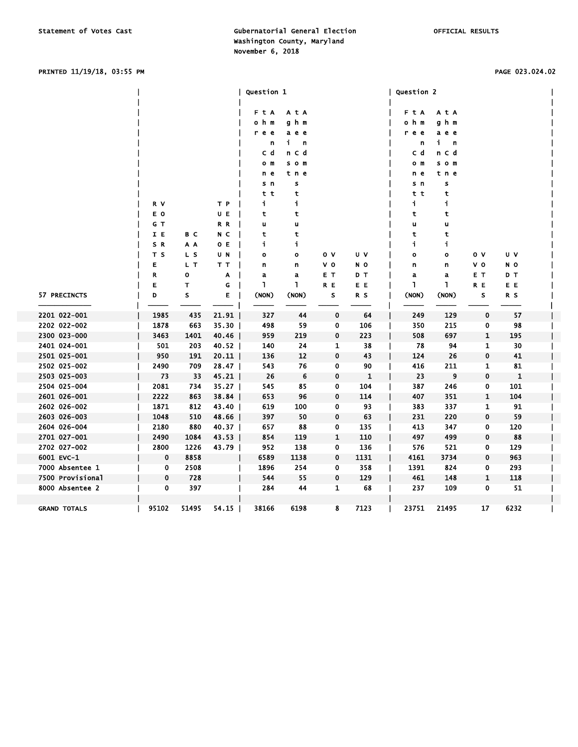Statement of Votes Cast

Gubernatorial General Election
Washington County, Maryland
November 6, 2018

OFFICIAL RESULTS

PRINTED 11/19/18, 03:55 PM

| 57 PRECINCTS | REGISTERED VOTERS | BALLOTS CAST | TURNOUT PERCENTAGE | Question 1 For the Constitutional Amendment (NON) | Question 1 Against the Constitutional Amendment (NON) | Question 1 OVER VOTES | Question 1 UNDER VOTES | Question 2 For the Constitutional Amendment (NON) | Question 2 Against the Constitutional Amendment (NON) | Question 2 OVER VOTES | Question 2 UNDER VOTES |
|---|---|---|---|---|---|---|---|---|---|---|---|
| 2201 022-001 | 1985 | 435 | 21.91 | 327 | 44 | 0 | 64 | 249 | 129 | 0 | 57 |
| 2202 022-002 | 1878 | 663 | 35.30 | 498 | 59 | 0 | 106 | 350 | 215 | 0 | 98 |
| 2300 023-000 | 3463 | 1401 | 40.46 | 959 | 219 | 0 | 223 | 508 | 697 | 1 | 195 |
| 2401 024-001 | 501 | 203 | 40.52 | 140 | 24 | 1 | 38 | 78 | 94 | 1 | 30 |
| 2501 025-001 | 950 | 191 | 20.11 | 136 | 12 | 0 | 43 | 124 | 26 | 0 | 41 |
| 2502 025-002 | 2490 | 709 | 28.47 | 543 | 76 | 0 | 90 | 416 | 211 | 1 | 81 |
| 2503 025-003 | 73 | 33 | 45.21 | 26 | 6 | 0 | 1 | 23 | 9 | 0 | 1 |
| 2504 025-004 | 2081 | 734 | 35.27 | 545 | 85 | 0 | 104 | 387 | 246 | 0 | 101 |
| 2601 026-001 | 2222 | 863 | 38.84 | 653 | 96 | 0 | 114 | 407 | 351 | 1 | 104 |
| 2602 026-002 | 1871 | 812 | 43.40 | 619 | 100 | 0 | 93 | 383 | 337 | 1 | 91 |
| 2603 026-003 | 1048 | 510 | 48.66 | 397 | 50 | 0 | 63 | 231 | 220 | 0 | 59 |
| 2604 026-004 | 2180 | 880 | 40.37 | 657 | 88 | 0 | 135 | 413 | 347 | 0 | 120 |
| 2701 027-001 | 2490 | 1084 | 43.53 | 854 | 119 | 1 | 110 | 497 | 499 | 0 | 88 |
| 2702 027-002 | 2800 | 1226 | 43.79 | 952 | 138 | 0 | 136 | 576 | 521 | 0 | 129 |
| 6001 EVC-1 | 0 | 8858 | | 6589 | 1138 | 0 | 1131 | 4161 | 3734 | 0 | 963 |
| 7000 Absentee 1 | 0 | 2508 | | 1896 | 254 | 0 | 358 | 1391 | 824 | 0 | 293 |
| 7500 Provisional | 0 | 728 | | 544 | 55 | 0 | 129 | 461 | 148 | 1 | 118 |
| 8000 Absentee 2 | 0 | 397 | | 284 | 44 | 1 | 68 | 237 | 109 | 0 | 51 |
| GRAND TOTALS | 95102 | 51495 | 54.15 | 38166 | 6198 | 8 | 7123 | 23751 | 21495 | 17 | 6232 |